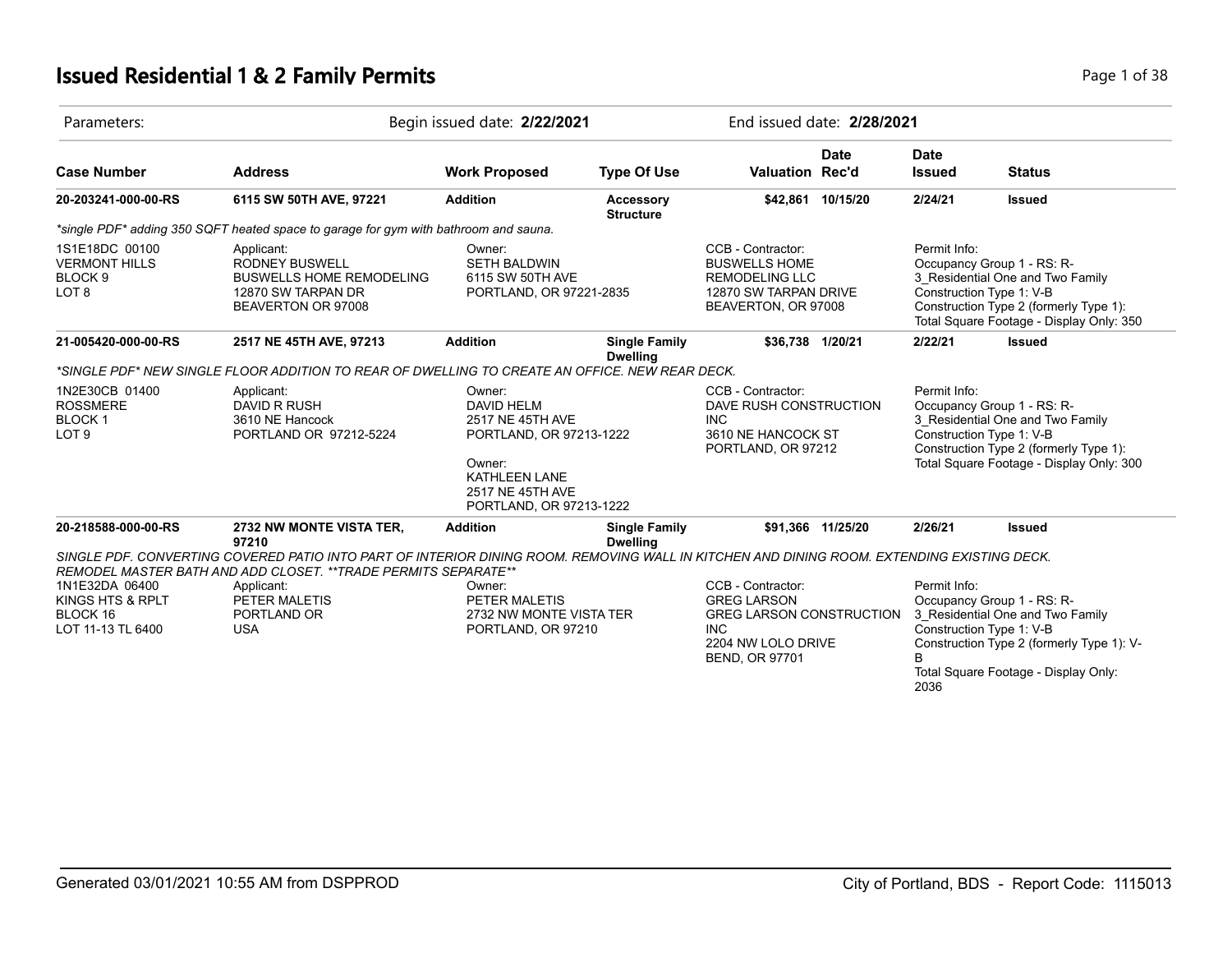# Issued Residential 1 & 2 Family Permits

| Parameters: | Begin issued date: **2/22/2021** | End issued date: **2/28/2021** |
|---|---|---|

| Case Number | Address | Work Proposed | Type Of Use | Valuation | Date Rec'd | Date Issued | Status |
|---|---|---|---|---|---|---|---|
| **20-203241-000-00-RS** | **6115 SW 50TH AVE, 97221** | **Addition** | **Accessory Structure** | **$42,861** | **10/15/20** | **2/24/21** | **Issued** |

*\*single PDF\* adding 350 SQFT heated space to garage for gym with bathroom and sauna.*

1S1E18DC 00100
VERMONT HILLS
BLOCK 9
LOT 8

Applicant:
RODNEY BUSWELL
BUSWELLS HOME REMODELING
12870 SW TARPAN DR
BEAVERTON OR 97008

Owner:
SETH BALDWIN
6115 SW 50TH AVE
PORTLAND, OR 97221-2835

CCB - Contractor:
BUSWELLS HOME REMODELING LLC
12870 SW TARPAN DRIVE
BEAVERTON, OR 97008

Permit Info:
Occupancy Group 1 - RS: R-3_Residential One and Two Family
Construction Type 1: V-B
Construction Type 2 (formerly Type 1):
Total Square Footage - Display Only: 350

| Case Number | Address | Work Proposed | Type Of Use | Valuation | Date Rec'd | Date Issued | Status |
|---|---|---|---|---|---|---|---|
| **21-005420-000-00-RS** | **2517 NE 45TH AVE, 97213** | **Addition** | **Single Family Dwelling** | **$36,738** | **1/20/21** | **2/22/21** | **Issued** |

*\*SINGLE PDF\* NEW SINGLE FLOOR ADDITION TO REAR OF DWELLING TO CREATE AN OFFICE. NEW REAR DECK.*

1N2E30CB 01400
ROSSMERE
BLOCK 1
LOT 9

Applicant:
DAVID R RUSH
3610 NE Hancock
PORTLAND OR 97212-5224

Owner:
DAVID HELM
2517 NE 45TH AVE
PORTLAND, OR 97213-1222

Owner:
KATHLEEN LANE
2517 NE 45TH AVE
PORTLAND, OR 97213-1222

CCB - Contractor:
DAVE RUSH CONSTRUCTION INC
3610 NE HANCOCK ST
PORTLAND, OR 97212

Permit Info:
Occupancy Group 1 - RS: R-3_Residential One and Two Family
Construction Type 1: V-B
Construction Type 2 (formerly Type 1):
Total Square Footage - Display Only: 300

| Case Number | Address | Work Proposed | Type Of Use | Valuation | Date Rec'd | Date Issued | Status |
|---|---|---|---|---|---|---|---|
| **20-218588-000-00-RS** | **2732 NW MONTE VISTA TER, 97210** | **Addition** | **Single Family Dwelling** | **$91,366** | **11/25/20** | **2/26/21** | **Issued** |

*SINGLE PDF. CONVERTING COVERED PATIO INTO PART OF INTERIOR DINING ROOM. REMOVING WALL IN KITCHEN AND DINING ROOM. EXTENDING EXISTING DECK. REMODEL MASTER BATH AND ADD CLOSET. \*\*TRADE PERMITS SEPARATE\*\**

1N1E32DA 06400
KINGS HTS & RPLT
BLOCK 16
LOT 11-13 TL 6400

Applicant:
PETER MALETIS
PORTLAND OR
USA

Owner:
PETER MALETIS
2732 NW MONTE VISTA TER
PORTLAND, OR 97210

CCB - Contractor:
GREG LARSON
GREG LARSON CONSTRUCTION INC
2204 NW LOLO DRIVE
BEND, OR 97701

Permit Info:
Occupancy Group 1 - RS: R-3_Residential One and Two Family
Construction Type 1: V-B
Construction Type 2 (formerly Type 1): V-B
Total Square Footage - Display Only: 2036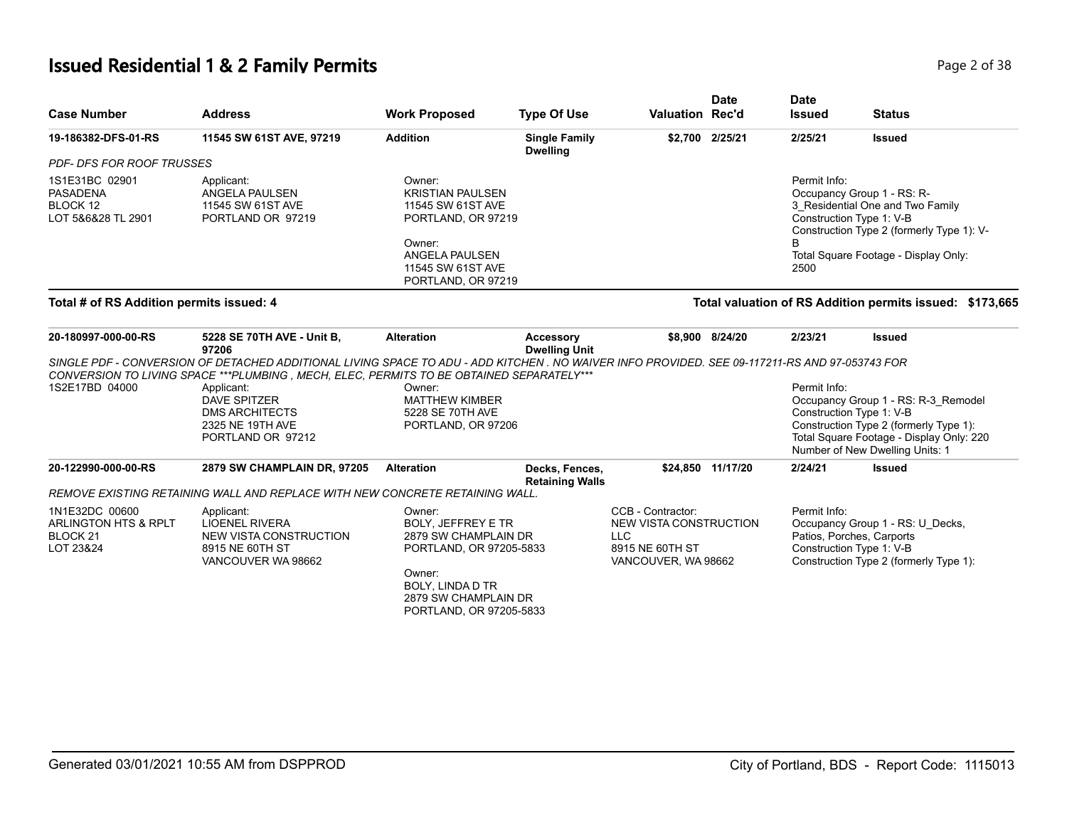# Issued Residential 1 & 2 Family Permits

| Case Number | Address | Work Proposed | Type Of Use | Valuation | Date Rec'd | Date Issued | Status |
|---|---|---|---|---|---|---|---|
| 19-186382-DFS-01-RS | 11545 SW 61ST AVE, 97219 | Addition | Single Family Dwelling | $2,700 | 2/25/21 | 2/25/21 | Issued |

*PDF- DFS FOR ROOF TRUSSES*

1S1E31BC 02901
PASADENA
BLOCK 12
LOT 5&6&28 TL 2901

Applicant:
ANGELA PAULSEN
11545 SW 61ST AVE
PORTLAND OR 97219

Owner:
KRISTIAN PAULSEN
11545 SW 61ST AVE
PORTLAND, OR 97219

Owner:
ANGELA PAULSEN
11545 SW 61ST AVE
PORTLAND, OR 97219

Permit Info:
Occupancy Group 1 - RS: R-3_Residential One and Two Family
Construction Type 1: V-B
Construction Type 2 (formerly Type 1): V-B
Total Square Footage - Display Only: 2500

**Total # of RS Addition permits issued: 4**

**Total valuation of RS Addition permits issued: $173,665**

| Case Number | Address | Work Proposed | Type Of Use | Valuation | Date Rec'd | Date Issued | Status |
|---|---|---|---|---|---|---|---|
| 20-180997-000-00-RS | 5228 SE 70TH AVE - Unit B, 97206 | Alteration | Accessory Dwelling Unit | $8,900 | 8/24/20 | 2/23/21 | Issued |

*SINGLE PDF - CONVERSION OF DETACHED ADDITIONAL LIVING SPACE TO ADU - ADD KITCHEN . NO WAIVER INFO PROVIDED. SEE 09-117211-RS AND 97-053743 FOR CONVERSION TO LIVING SPACE ***PLUMBING , MECH, ELEC, PERMITS TO BE OBTAINED SEPARATELY****

1S2E17BD 04000

Applicant:
DAVE SPITZER
DMS ARCHITECTS
2325 NE 19TH AVE
PORTLAND OR 97212

Owner:
MATTHEW KIMBER
5228 SE 70TH AVE
PORTLAND, OR 97206

Permit Info:
Occupancy Group 1 - RS: R-3_Remodel
Construction Type 1: V-B
Construction Type 2 (formerly Type 1):
Total Square Footage - Display Only: 220
Number of New Dwelling Units: 1

| Case Number | Address | Work Proposed | Type Of Use | Valuation | Date Rec'd | Date Issued | Status |
|---|---|---|---|---|---|---|---|
| 20-122990-000-00-RS | 2879 SW CHAMPLAIN DR, 97205 | Alteration | Decks, Fences, Retaining Walls | $24,850 | 11/17/20 | 2/24/21 | Issued |

*REMOVE EXISTING RETAINING WALL AND REPLACE WITH NEW CONCRETE RETAINING WALL.*

1N1E32DC 00600
ARLINGTON HTS & RPLT
BLOCK 21
LOT 23&24

Applicant:
LIOENEL RIVERA
NEW VISTA CONSTRUCTION
8915 NE 60TH ST
VANCOUVER WA 98662

Owner:
BOLY, JEFFREY E TR
2879 SW CHAMPLAIN DR
PORTLAND, OR 97205-5833

Owner:
BOLY, LINDA D TR
2879 SW CHAMPLAIN DR
PORTLAND, OR 97205-5833

CCB - Contractor:
NEW VISTA CONSTRUCTION LLC
8915 NE 60TH ST
VANCOUVER, WA 98662

Permit Info:
Occupancy Group 1 - RS: U_Decks, Patios, Porches, Carports
Construction Type 1: V-B
Construction Type 2 (formerly Type 1):

Generated 03/01/2021 10:55 AM from DSPPROD

City of Portland, BDS - Report Code: 1115013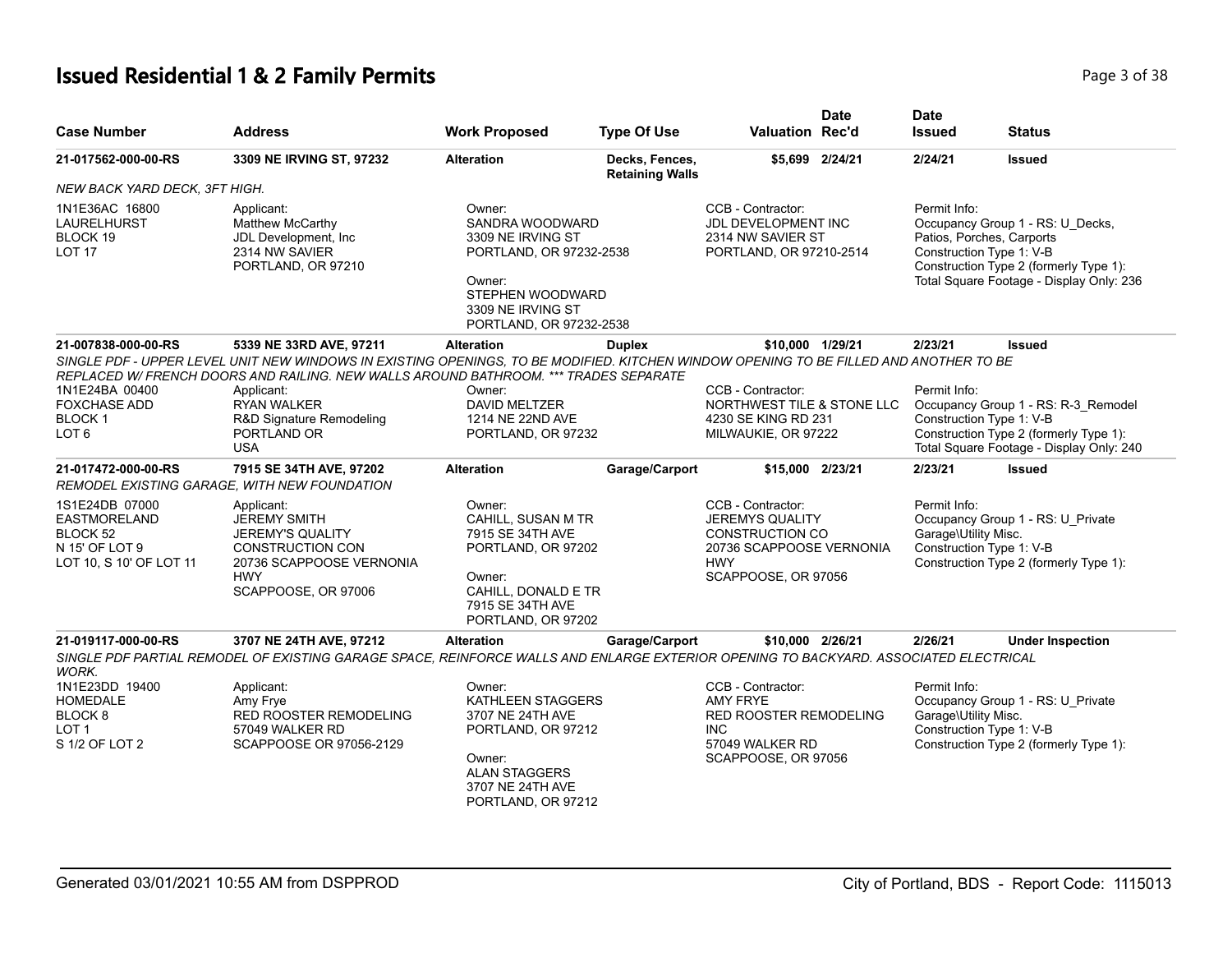# Issued Residential 1 & 2 Family Permits

| Case Number | Address | Work Proposed | Type Of Use | Valuation | Date Rec'd | Date Issued | Status |
|---|---|---|---|---|---|---|---|
| 21-017562-000-00-RS | 3309 NE IRVING ST, 97232 | Alteration | Decks, Fences, Retaining Walls | $5,699 | 2/24/21 | 2/24/21 | Issued |

*NEW BACK YARD DECK, 3FT HIGH.*

1N1E36AC 16800
LAURELHURST
BLOCK 19
LOT 17

Applicant:
Matthew McCarthy
JDL Development, Inc
2314 NW SAVIER
PORTLAND, OR 97210

Owner:
SANDRA WOODWARD
3309 NE IRVING ST
PORTLAND, OR 97232-2538

Owner:
STEPHEN WOODWARD
3309 NE IRVING ST
PORTLAND, OR 97232-2538

CCB - Contractor:
JDL DEVELOPMENT INC
2314 NW SAVIER ST
PORTLAND, OR 97210-2514

Permit Info:
Occupancy Group 1 - RS: U_Decks, Patios, Porches, Carports
Construction Type 1: V-B
Construction Type 2 (formerly Type 1):
Total Square Footage - Display Only: 236

| Case Number | Address | Work Proposed | Type Of Use | Valuation | Date Rec'd | Date Issued | Status |
|---|---|---|---|---|---|---|---|
| 21-007838-000-00-RS | 5339 NE 33RD AVE, 97211 | Alteration | Duplex | $10,000 | 1/29/21 | 2/23/21 | Issued |

*SINGLE PDF - UPPER LEVEL UNIT NEW WINDOWS IN EXISTING OPENINGS, TO BE MODIFIED. KITCHEN WINDOW OPENING TO BE FILLED AND ANOTHER TO BE REPLACED W/ FRENCH DOORS AND RAILING. NEW WALLS AROUND BATHROOM. *** TRADES SEPARATE*

1N1E24BA 00400
FOXCHASE ADD
BLOCK 1
LOT 6

Applicant:
RYAN WALKER
R&D Signature Remodeling
PORTLAND OR
USA

Owner:
DAVID MELTZER
1214 NE 22ND AVE
PORTLAND, OR 97232

CCB - Contractor:
NORTHWEST TILE & STONE LLC
4230 SE KING RD 231
MILWAUKIE, OR 97222

Permit Info:
Occupancy Group 1 - RS: R-3_Remodel
Construction Type 1: V-B
Construction Type 2 (formerly Type 1):
Total Square Footage - Display Only: 240

| Case Number | Address | Work Proposed | Type Of Use | Valuation | Date Rec'd | Date Issued | Status |
|---|---|---|---|---|---|---|---|
| 21-017472-000-00-RS | 7915 SE 34TH AVE, 97202 | Alteration | Garage/Carport | $15,000 | 2/23/21 | 2/23/21 | Issued |

*REMODEL EXISTING GARAGE, WITH NEW FOUNDATION*

1S1E24DB 07000
EASTMORELAND
BLOCK 52
N 15' OF LOT 9
LOT 10, S 10' OF LOT 11

Applicant:
JEREMY SMITH
JEREMY'S QUALITY CONSTRUCTION CON
20736 SCAPPOOSE VERNONIA HWY
SCAPPOOSE, OR 97006

Owner:
CAHILL, SUSAN M TR
7915 SE 34TH AVE
PORTLAND, OR 97202

Owner:
CAHILL, DONALD E TR
7915 SE 34TH AVE
PORTLAND, OR 97202

CCB - Contractor:
JEREMYS QUALITY CONSTRUCTION CO
20736 SCAPPOOSE VERNONIA HWY
SCAPPOOSE, OR 97056

Permit Info:
Occupancy Group 1 - RS: U_Private Garage\Utility Misc.
Construction Type 1: V-B
Construction Type 2 (formerly Type 1):

| Case Number | Address | Work Proposed | Type Of Use | Valuation | Date Rec'd | Date Issued | Status |
|---|---|---|---|---|---|---|---|
| 21-019117-000-00-RS | 3707 NE 24TH AVE, 97212 | Alteration | Garage/Carport | $10,000 | 2/26/21 | 2/26/21 | Under Inspection |

*SINGLE PDF PARTIAL REMODEL OF EXISTING GARAGE SPACE, REINFORCE WALLS AND ENLARGE EXTERIOR OPENING TO BACKYARD. ASSOCIATED ELECTRICAL WORK.*

1N1E23DD 19400
HOMEDALE
BLOCK 8
LOT 1
S 1/2 OF LOT 2

Applicant:
Amy Frye
RED ROOSTER REMODELING
57049 WALKER RD
SCAPPOOSE OR 97056-2129

Owner:
KATHLEEN STAGGERS
3707 NE 24TH AVE
PORTLAND, OR 97212

Owner:
ALAN STAGGERS
3707 NE 24TH AVE
PORTLAND, OR 97212

CCB - Contractor:
AMY FRYE
RED ROOSTER REMODELING INC
57049 WALKER RD
SCAPPOOSE, OR 97056

Permit Info:
Occupancy Group 1 - RS: U_Private Garage\Utility Misc.
Construction Type 1: V-B
Construction Type 2 (formerly Type 1):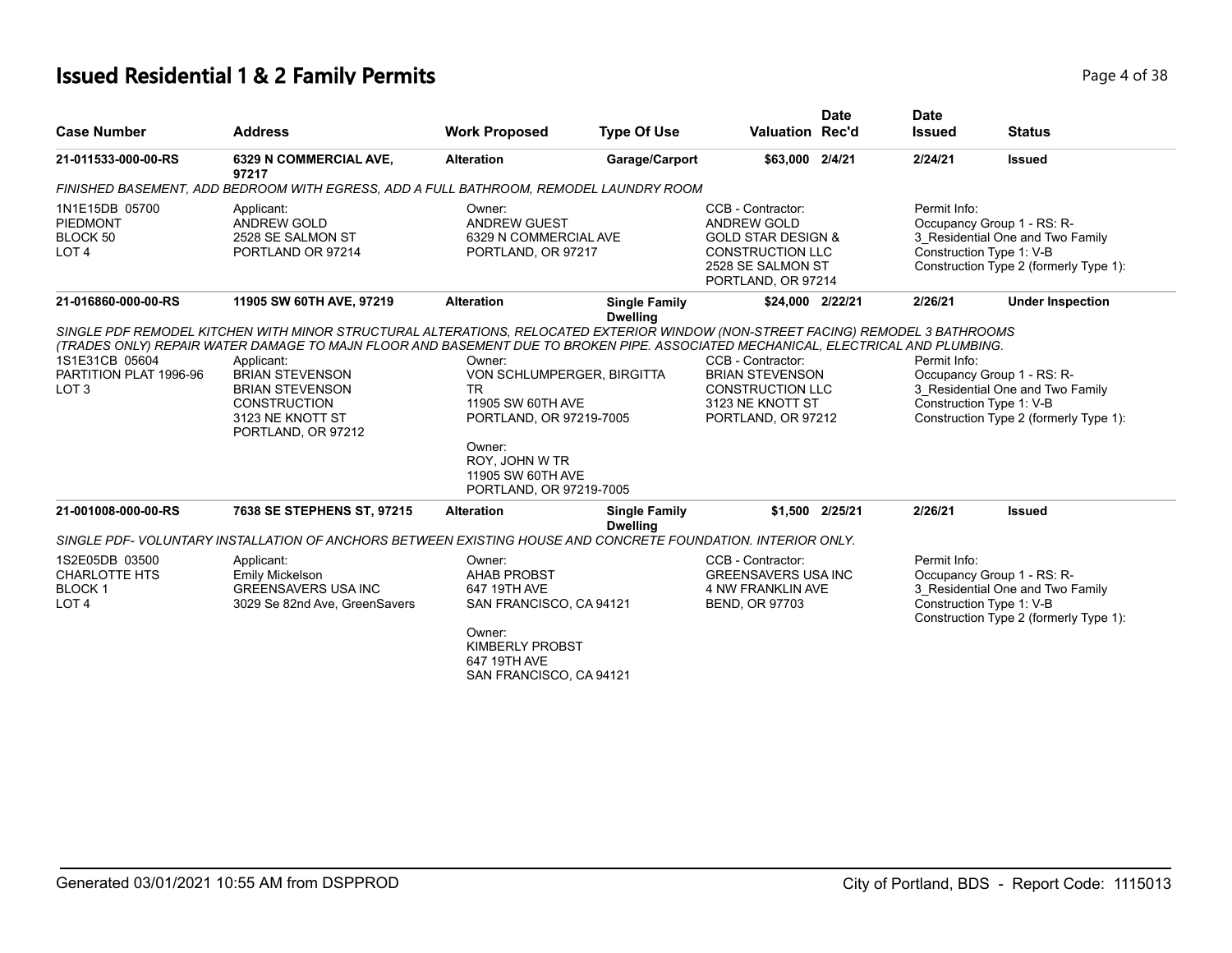# Issued Residential 1 & 2 Family Permits

| Case Number | Address | Work Proposed | Type Of Use | Valuation | Date Rec'd | Date Issued | Status |
|---|---|---|---|---|---|---|---|
| 21-011533-000-00-RS | 6329 N COMMERCIAL AVE, 97217 | Alteration | Garage/Carport | $63,000 | 2/4/21 | 2/24/21 | Issued |

*FINISHED BASEMENT, ADD BEDROOM WITH EGRESS, ADD A FULL BATHROOM, REMODEL LAUNDRY ROOM*

| | Applicant | Owner | CCB - Contractor | Permit Info |
|---|---|---|---|---|
| 1N1E15DB 05700<br>PIEDMONT<br>BLOCK 50<br>LOT 4 | ANDREW GOLD<br>2528 SE SALMON ST<br>PORTLAND OR 97214 | ANDREW GUEST<br>6329 N COMMERCIAL AVE<br>PORTLAND, OR 97217 | ANDREW GOLD<br>GOLD STAR DESIGN &<br>CONSTRUCTION LLC<br>2528 SE SALMON ST<br>PORTLAND, OR 97214 | Occupancy Group 1 - RS: R-3_Residential One and Two Family<br>Construction Type 1: V-B<br>Construction Type 2 (formerly Type 1): |

| Case Number | Address | Work Proposed | Type Of Use | Valuation | Date Rec'd | Date Issued | Status |
|---|---|---|---|---|---|---|---|
| 21-016860-000-00-RS | 11905 SW 60TH AVE, 97219 | Alteration | Single Family Dwelling | $24,000 | 2/22/21 | 2/26/21 | Under Inspection |

*SINGLE PDF REMODEL KITCHEN WITH MINOR STRUCTURAL ALTERATIONS, RELOCATED EXTERIOR WINDOW (NON-STREET FACING) REMODEL 3 BATHROOMS (TRADES ONLY) REPAIR WATER DAMAGE TO MAJN FLOOR AND BASEMENT DUE TO BROKEN PIPE. ASSOCIATED MECHANICAL, ELECTRICAL AND PLUMBING.*

| | Applicant | Owner | CCB - Contractor | Permit Info |
|---|---|---|---|---|
| 1S1E31CB 05604<br>PARTITION PLAT 1996-96<br>LOT 3 | BRIAN STEVENSON<br>BRIAN STEVENSON<br>CONSTRUCTION<br>3123 NE KNOTT ST<br>PORTLAND, OR 97212 | VON SCHLUMPERGER, BIRGITTA TR<br>11905 SW 60TH AVE<br>PORTLAND, OR 97219-7005<br><br>Owner:<br>ROY, JOHN W TR<br>11905 SW 60TH AVE<br>PORTLAND, OR 97219-7005 | BRIAN STEVENSON<br>CONSTRUCTION LLC<br>3123 NE KNOTT ST<br>PORTLAND, OR 97212 | Occupancy Group 1 - RS: R-3_Residential One and Two Family<br>Construction Type 1: V-B<br>Construction Type 2 (formerly Type 1): |

| Case Number | Address | Work Proposed | Type Of Use | Valuation | Date Rec'd | Date Issued | Status |
|---|---|---|---|---|---|---|---|
| 21-001008-000-00-RS | 7638 SE STEPHENS ST, 97215 | Alteration | Single Family Dwelling | $1,500 | 2/25/21 | 2/26/21 | Issued |

*SINGLE PDF- VOLUNTARY INSTALLATION OF ANCHORS BETWEEN EXISTING HOUSE AND CONCRETE FOUNDATION. INTERIOR ONLY.*

| | Applicant | Owner | CCB - Contractor | Permit Info |
|---|---|---|---|---|
| 1S2E05DB 03500<br>CHARLOTTE HTS<br>BLOCK 1<br>LOT 4 | Emily Mickelson<br>GREENSAVERS USA INC<br>3029 Se 82nd Ave, GreenSavers | AHAB PROBST<br>647 19TH AVE<br>SAN FRANCISCO, CA 94121<br><br>Owner:<br>KIMBERLY PROBST<br>647 19TH AVE<br>SAN FRANCISCO, CA 94121 | GREENSAVERS USA INC<br>4 NW FRANKLIN AVE<br>BEND, OR 97703 | Occupancy Group 1 - RS: R-3_Residential One and Two Family<br>Construction Type 1: V-B<br>Construction Type 2 (formerly Type 1): |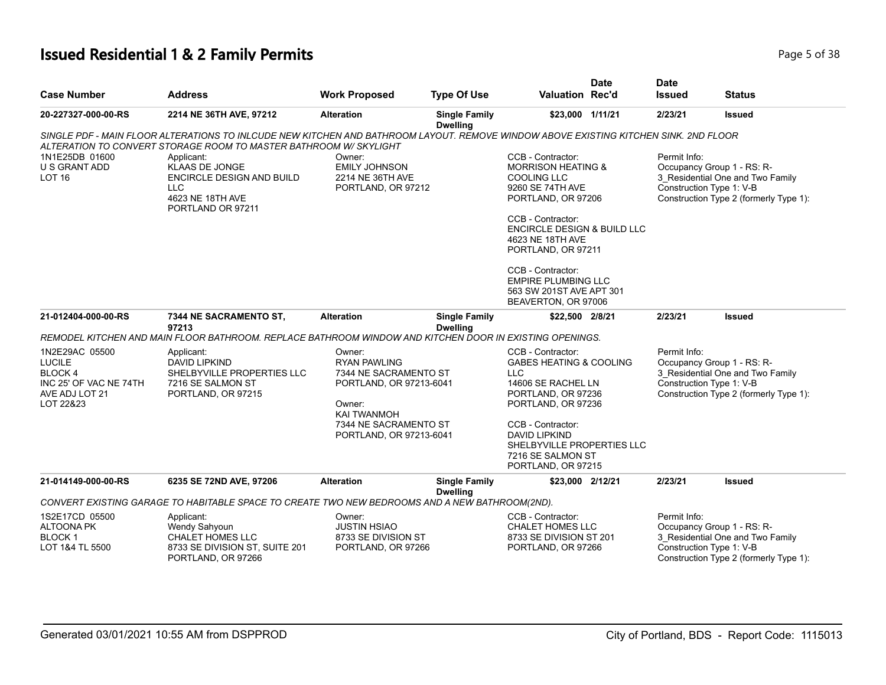# Issued Residential 1 & 2 Family Permits

| Case Number | Address | Work Proposed | Type Of Use | Valuation | Date Rec'd | Date Issued | Status |
|---|---|---|---|---|---|---|---|
| 20-227327-000-00-RS | 2214 NE 36TH AVE, 97212 | Alteration | Single Family Dwelling | $23,000 | 1/11/21 | 2/23/21 | Issued |

*SINGLE PDF - MAIN FLOOR ALTERATIONS TO INLCUDE NEW KITCHEN AND BATHROOM LAYOUT. REMOVE WINDOW ABOVE EXISTING KITCHEN SINK. 2ND FLOOR ALTERATION TO CONVERT STORAGE ROOM TO MASTER BATHROOM W/ SKYLIGHT*

1N1E25DB 01600
U S GRANT ADD
LOT 16

Applicant:
KLAAS DE JONGE
ENCIRCLE DESIGN AND BUILD LLC
4623 NE 18TH AVE
PORTLAND OR 97211

Owner:
EMILY JOHNSON
2214 NE 36TH AVE
PORTLAND, OR 97212

CCB - Contractor:
MORRISON HEATING & COOLING LLC
9260 SE 74TH AVE
PORTLAND, OR 97206

CCB - Contractor:
ENCIRCLE DESIGN & BUILD LLC
4623 NE 18TH AVE
PORTLAND, OR 97211

CCB - Contractor:
EMPIRE PLUMBING LLC
563 SW 201ST AVE APT 301
BEAVERTON, OR 97006

Permit Info:
Occupancy Group 1 - RS: R-3_Residential One and Two Family
Construction Type 1: V-B
Construction Type 2 (formerly Type 1):

| Case Number | Address | Work Proposed | Type Of Use | Valuation | Date Rec'd | Date Issued | Status |
|---|---|---|---|---|---|---|---|
| 21-012404-000-00-RS | 7344 NE SACRAMENTO ST, 97213 | Alteration | Single Family Dwelling | $22,500 | 2/8/21 | 2/23/21 | Issued |

*REMODEL KITCHEN AND MAIN FLOOR BATHROOM. REPLACE BATHROOM WINDOW AND KITCHEN DOOR IN EXISTING OPENINGS.*

1N2E29AC 05500
LUCILE
BLOCK 4
INC 25' OF VAC NE 74TH AVE ADJ LOT 21
LOT 22&23

Applicant:
DAVID LIPKIND
SHELBYVILLE PROPERTIES LLC
7216 SE SALMON ST
PORTLAND, OR 97215

Owner:
RYAN PAWLING
7344 NE SACRAMENTO ST
PORTLAND, OR 97213-6041

Owner:
KAI TWANMOH
7344 NE SACRAMENTO ST
PORTLAND, OR 97213-6041

CCB - Contractor:
GABES HEATING & COOLING LLC
14606 SE RACHEL LN
PORTLAND, OR 97236
PORTLAND, OR 97236

CCB - Contractor:
DAVID LIPKIND
SHELBYVILLE PROPERTIES LLC
7216 SE SALMON ST
PORTLAND, OR 97215

Permit Info:
Occupancy Group 1 - RS: R-3_Residential One and Two Family
Construction Type 1: V-B
Construction Type 2 (formerly Type 1):

| Case Number | Address | Work Proposed | Type Of Use | Valuation | Date Rec'd | Date Issued | Status |
|---|---|---|---|---|---|---|---|
| 21-014149-000-00-RS | 6235 SE 72ND AVE, 97206 | Alteration | Single Family Dwelling | $23,000 | 2/12/21 | 2/23/21 | Issued |

*CONVERT EXISTING GARAGE TO HABITABLE SPACE TO CREATE TWO NEW BEDROOMS AND A NEW BATHROOM(2ND).*

1S2E17CD 05500
ALTOONA PK
BLOCK 1
LOT 1&4 TL 5500

Applicant:
Wendy Sahyoun
CHALET HOMES LLC
8733 SE DIVISION ST, SUITE 201
PORTLAND, OR 97266

Owner:
JUSTIN HSIAO
8733 SE DIVISION ST
PORTLAND, OR 97266

CCB - Contractor:
CHALET HOMES LLC
8733 SE DIVISION ST 201
PORTLAND, OR 97266

Permit Info:
Occupancy Group 1 - RS: R-3_Residential One and Two Family
Construction Type 1: V-B
Construction Type 2 (formerly Type 1):

Generated 03/01/2021 10:55 AM from DSPPROD — City of Portland, BDS - Report Code: 1115013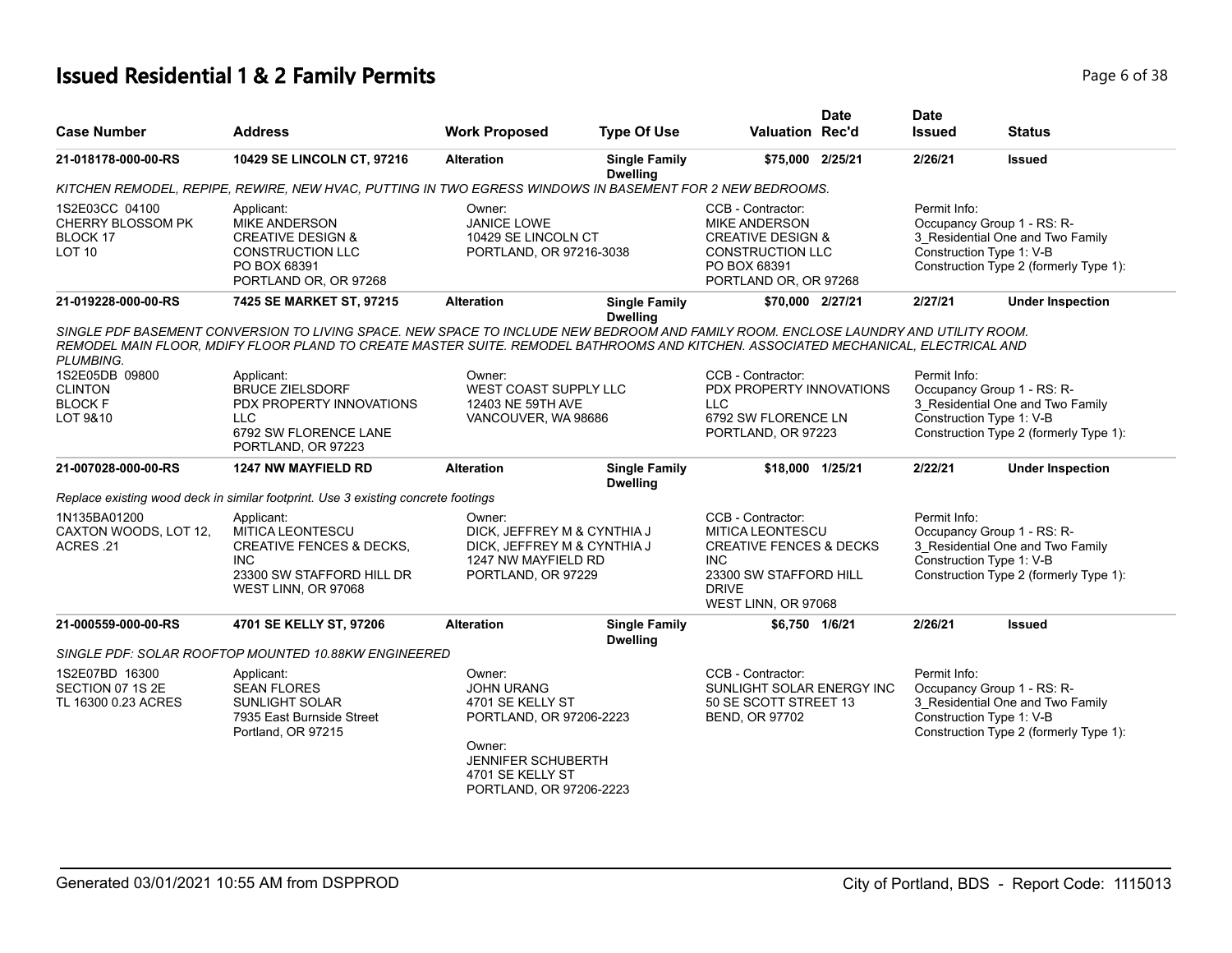# Issued Residential 1 & 2 Family Permits

| Case Number | Address | Work Proposed | Type Of Use | Valuation | Date Rec'd | Date Issued | Status |
|---|---|---|---|---|---|---|---|
| 21-018178-000-00-RS | 10429 SE LINCOLN CT, 97216 | Alteration | Single Family Dwelling | $75,000 | 2/25/21 | 2/26/21 | Issued |

*KITCHEN REMODEL, REPIPE, REWIRE, NEW HVAC, PUTTING IN TWO EGRESS WINDOWS IN BASEMENT FOR 2 NEW BEDROOMS.*

1S2E03CC 04100
CHERRY BLOSSOM PK
BLOCK 17
LOT 10

Applicant:
MIKE ANDERSON
CREATIVE DESIGN &
CONSTRUCTION LLC
PO BOX 68391
PORTLAND OR, OR 97268

Owner:
JANICE LOWE
10429 SE LINCOLN CT
PORTLAND, OR 97216-3038

CCB - Contractor:
MIKE ANDERSON
CREATIVE DESIGN &
CONSTRUCTION LLC
PO BOX 68391
PORTLAND OR, OR 97268

Permit Info:
Occupancy Group 1 - RS: R-3_Residential One and Two Family
Construction Type 1: V-B
Construction Type 2 (formerly Type 1):

| Case Number | Address | Work Proposed | Type Of Use | Valuation | Date Rec'd | Date Issued | Status |
|---|---|---|---|---|---|---|---|
| 21-019228-000-00-RS | 7425 SE MARKET ST, 97215 | Alteration | Single Family Dwelling | $70,000 | 2/27/21 | 2/27/21 | Under Inspection |

*SINGLE PDF BASEMENT CONVERSION TO LIVING SPACE. NEW SPACE TO INCLUDE NEW BEDROOM AND FAMILY ROOM. ENCLOSE LAUNDRY AND UTILITY ROOM. REMODEL MAIN FLOOR, MDIFY FLOOR PLAND TO CREATE MASTER SUITE. REMODEL BATHROOMS AND KITCHEN. ASSOCIATED MECHANICAL, ELECTRICAL AND PLUMBING.*

1S2E05DB 09800
CLINTON
BLOCK F
LOT 9&10

Applicant:
BRUCE ZIELSDORF
PDX PROPERTY INNOVATIONS
LLC
6792 SW FLORENCE LANE
PORTLAND, OR 97223

Owner:
WEST COAST SUPPLY LLC
12403 NE 59TH AVE
VANCOUVER, WA 98686

CCB - Contractor:
PDX PROPERTY INNOVATIONS
LLC
6792 SW FLORENCE LN
PORTLAND, OR 97223

Permit Info:
Occupancy Group 1 - RS: R-3_Residential One and Two Family
Construction Type 1: V-B
Construction Type 2 (formerly Type 1):

| Case Number | Address | Work Proposed | Type Of Use | Valuation | Date Rec'd | Date Issued | Status |
|---|---|---|---|---|---|---|---|
| 21-007028-000-00-RS | 1247 NW MAYFIELD RD | Alteration | Single Family Dwelling | $18,000 | 1/25/21 | 2/22/21 | Under Inspection |

*Replace existing wood deck in similar footprint. Use 3 existing concrete footings*

1N135BA01200
CAXTON WOODS, LOT 12,
ACRES .21

Applicant:
MITICA LEONTESCU
CREATIVE FENCES & DECKS,
INC
23300 SW STAFFORD HILL DR
WEST LINN, OR 97068

Owner:
DICK, JEFFREY M & CYNTHIA J
DICK, JEFFREY M & CYNTHIA J
1247 NW MAYFIELD RD
PORTLAND, OR 97229

CCB - Contractor:
MITICA LEONTESCU
CREATIVE FENCES & DECKS
INC
23300 SW STAFFORD HILL
DRIVE
WEST LINN, OR 97068

Permit Info:
Occupancy Group 1 - RS: R-3_Residential One and Two Family
Construction Type 1: V-B
Construction Type 2 (formerly Type 1):

| Case Number | Address | Work Proposed | Type Of Use | Valuation | Date Rec'd | Date Issued | Status |
|---|---|---|---|---|---|---|---|
| 21-000559-000-00-RS | 4701 SE KELLY ST, 97206 | Alteration | Single Family Dwelling | $6,750 | 1/6/21 | 2/26/21 | Issued |

*SINGLE PDF: SOLAR ROOFTOP MOUNTED 10.88KW ENGINEERED*

1S2E07BD 16300
SECTION 07 1S 2E
TL 16300 0.23 ACRES

Applicant:
SEAN FLORES
SUNLIGHT SOLAR
7935 East Burnside Street
Portland, OR 97215

Owner:
JOHN URANG
4701 SE KELLY ST
PORTLAND, OR 97206-2223

Owner:
JENNIFER SCHUBERTH
4701 SE KELLY ST
PORTLAND, OR 97206-2223

CCB - Contractor:
SUNLIGHT SOLAR ENERGY INC
50 SE SCOTT STREET 13
BEND, OR 97702

Permit Info:
Occupancy Group 1 - RS: R-3_Residential One and Two Family
Construction Type 1: V-B
Construction Type 2 (formerly Type 1):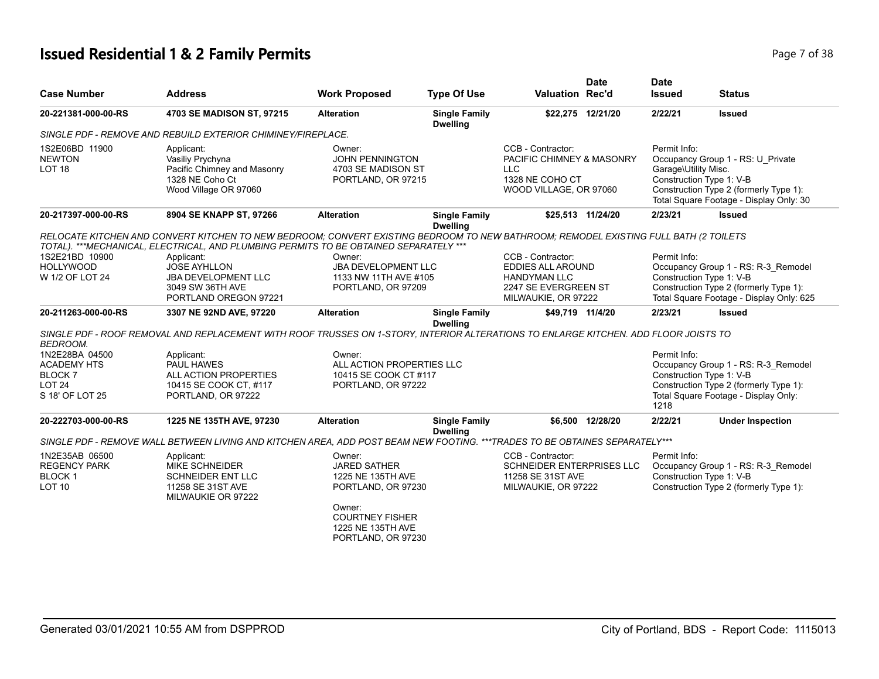# Issued Residential 1 & 2 Family Permits

| Case Number | Address | Work Proposed | Type Of Use | Valuation | Date Rec'd | Date Issued | Status |
|---|---|---|---|---|---|---|---|
| 20-221381-000-00-RS | 4703 SE MADISON ST, 97215 | Alteration | Single Family Dwelling | $22,275 | 12/21/20 | 2/22/21 | Issued |

*SINGLE PDF - REMOVE AND REBUILD EXTERIOR CHIMINEY/FIREPLACE.*

1S2E06BD 11900
NEWTON
LOT 18

Applicant:
Vasiliy Prychyna
Pacific Chimney and Masonry
1328 NE Coho Ct
Wood Village OR 97060

Owner:
JOHN PENNINGTON
4703 SE MADISON ST
PORTLAND, OR 97215

CCB - Contractor:
PACIFIC CHIMNEY & MASONRY LLC
1328 NE COHO CT
WOOD VILLAGE, OR 97060

Permit Info:
Occupancy Group 1 - RS: U_Private Garage\Utility Misc.
Construction Type 1: V-B
Construction Type 2 (formerly Type 1):
Total Square Footage - Display Only: 30

| Case Number | Address | Work Proposed | Type Of Use | Valuation | Date Rec'd | Date Issued | Status |
|---|---|---|---|---|---|---|---|
| 20-217397-000-00-RS | 8904 SE KNAPP ST, 97266 | Alteration | Single Family Dwelling | $25,513 | 11/24/20 | 2/23/21 | Issued |

*RELOCATE KITCHEN AND CONVERT KITCHEN TO NEW BEDROOM; CONVERT EXISTING BEDROOM TO NEW BATHROOM; REMODEL EXISTING FULL BATH (2 TOILETS TOTAL). ***MECHANICAL, ELECTRICAL, AND PLUMBING PERMITS TO BE OBTAINED SEPARATELY ****

1S2E21BD 10900
HOLLYWOOD
W 1/2 OF LOT 24

Applicant:
JOSE AYHLLON
JBA DEVELOPMENT LLC
3049 SW 36TH AVE
PORTLAND OREGON 97221

Owner:
JBA DEVELOPMENT LLC
1133 NW 11TH AVE #105
PORTLAND, OR 97209

CCB - Contractor:
EDDIES ALL AROUND HANDYMAN LLC
2247 SE EVERGREEN ST
MILWAUKIE, OR 97222

Permit Info:
Occupancy Group 1 - RS: R-3_Remodel
Construction Type 1: V-B
Construction Type 2 (formerly Type 1):
Total Square Footage - Display Only: 625

| Case Number | Address | Work Proposed | Type Of Use | Valuation | Date Rec'd | Date Issued | Status |
|---|---|---|---|---|---|---|---|
| 20-211263-000-00-RS | 3307 NE 92ND AVE, 97220 | Alteration | Single Family Dwelling | $49,719 | 11/4/20 | 2/23/21 | Issued |

*SINGLE PDF - ROOF REMOVAL AND REPLACEMENT WITH ROOF TRUSSES ON 1-STORY, INTERIOR ALTERATIONS TO ENLARGE KITCHEN. ADD FLOOR JOISTS TO BEDROOM.*

1N2E28BA 04500
ACADEMY HTS
BLOCK 7
LOT 24
S 18' OF LOT 25

Applicant:
PAUL HAWES
ALL ACTION PROPERTIES
10415 SE COOK CT, #117
PORTLAND, OR 97222

Owner:
ALL ACTION PROPERTIES LLC
10415 SE COOK CT #117
PORTLAND, OR 97222

Permit Info:
Occupancy Group 1 - RS: R-3_Remodel
Construction Type 1: V-B
Construction Type 2 (formerly Type 1):
Total Square Footage - Display Only: 1218

| Case Number | Address | Work Proposed | Type Of Use | Valuation | Date Rec'd | Date Issued | Status |
|---|---|---|---|---|---|---|---|
| 20-222703-000-00-RS | 1225 NE 135TH AVE, 97230 | Alteration | Single Family Dwelling | $6,500 | 12/28/20 | 2/22/21 | Under Inspection |

*SINGLE PDF - REMOVE WALL BETWEEN LIVING AND KITCHEN AREA, ADD POST BEAM NEW FOOTING. ***TRADES TO BE OBTAINES SEPARATELY****

1N2E35AB 06500
REGENCY PARK
BLOCK 1
LOT 10

Applicant:
MIKE SCHNEIDER
SCHNEIDER ENT LLC
11258 SE 31ST AVE
MILWAUKIE OR 97222

Owner:
JARED SATHER
1225 NE 135TH AVE
PORTLAND, OR 97230

Owner:
COURTNEY FISHER
1225 NE 135TH AVE
PORTLAND, OR 97230

CCB - Contractor:
SCHNEIDER ENTERPRISES LLC
11258 SE 31ST AVE
MILWAUKIE, OR 97222

Permit Info:
Occupancy Group 1 - RS: R-3_Remodel
Construction Type 1: V-B
Construction Type 2 (formerly Type 1):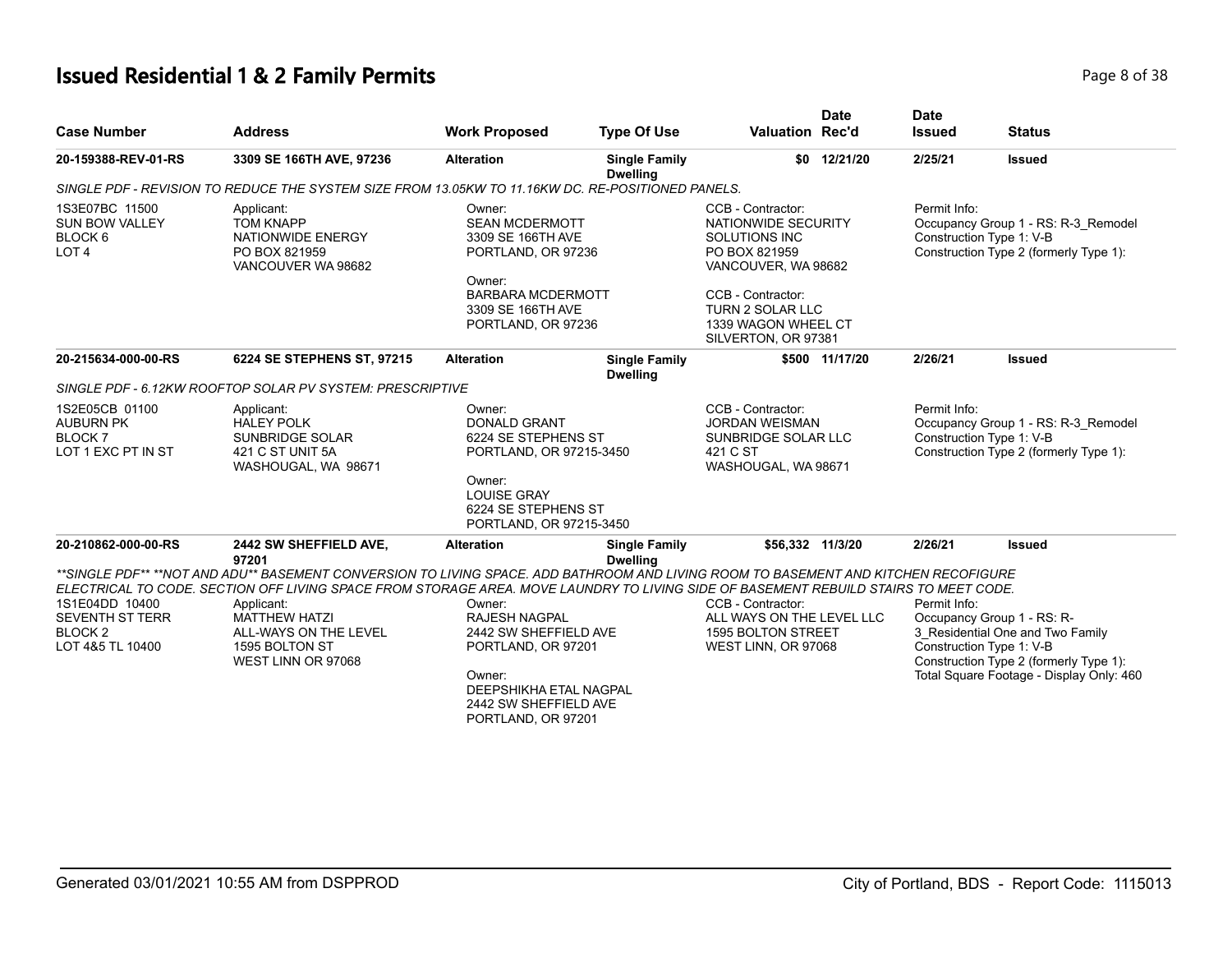# Issued Residential 1 & 2 Family Permits

| Case Number | Address | Work Proposed | Type Of Use | Valuation | Date Rec'd | Date Issued | Status |
|---|---|---|---|---|---|---|---|
| 20-159388-REV-01-RS | 3309 SE 166TH AVE, 97236 | Alteration | Single Family Dwelling | $0 | 12/21/20 | 2/25/21 | Issued |

*SINGLE PDF - REVISION TO REDUCE THE SYSTEM SIZE FROM 13.05KW TO 11.16KW DC. RE-POSITIONED PANELS.*

1S3E07BC 11500
SUN BOW VALLEY
BLOCK 6
LOT 4

Applicant:
TOM KNAPP
NATIONWIDE ENERGY
PO BOX 821959
VANCOUVER WA 98682

Owner:
SEAN MCDERMOTT
3309 SE 166TH AVE
PORTLAND, OR 97236

Owner:
BARBARA MCDERMOTT
3309 SE 166TH AVE
PORTLAND, OR 97236

CCB - Contractor:
NATIONWIDE SECURITY SOLUTIONS INC
PO BOX 821959
VANCOUVER, WA 98682

CCB - Contractor:
TURN 2 SOLAR LLC
1339 WAGON WHEEL CT
SILVERTON, OR 97381

Permit Info:
Occupancy Group 1 - RS: R-3_Remodel
Construction Type 1: V-B
Construction Type 2 (formerly Type 1):

| Case Number | Address | Work Proposed | Type Of Use | Valuation | Date Rec'd | Date Issued | Status |
|---|---|---|---|---|---|---|---|
| 20-215634-000-00-RS | 6224 SE STEPHENS ST, 97215 | Alteration | Single Family Dwelling | $500 | 11/17/20 | 2/26/21 | Issued |

*SINGLE PDF - 6.12KW ROOFTOP SOLAR PV SYSTEM: PRESCRIPTIVE*

1S2E05CB 01100
AUBURN PK
BLOCK 7
LOT 1 EXC PT IN ST

Applicant:
HALEY POLK
SUNBRIDGE SOLAR
421 C ST UNIT 5A
WASHOUGAL, WA 98671

Owner:
DONALD GRANT
6224 SE STEPHENS ST
PORTLAND, OR 97215-3450

Owner:
LOUISE GRAY
6224 SE STEPHENS ST
PORTLAND, OR 97215-3450

CCB - Contractor:
JORDAN WEISMAN
SUNBRIDGE SOLAR LLC
421 C ST
WASHOUGAL, WA 98671

Permit Info:
Occupancy Group 1 - RS: R-3_Remodel
Construction Type 1: V-B
Construction Type 2 (formerly Type 1):

| Case Number | Address | Work Proposed | Type Of Use | Valuation | Date Rec'd | Date Issued | Status |
|---|---|---|---|---|---|---|---|
| 20-210862-000-00-RS | 2442 SW SHEFFIELD AVE, 97201 | Alteration | Single Family Dwelling | $56,332 | 11/3/20 | 2/26/21 | Issued |

*\*\*SINGLE PDF\*\* \*\*NOT AND ADU\*\* BASEMENT CONVERSION TO LIVING SPACE. ADD BATHROOM AND LIVING ROOM TO BASEMENT AND KITCHEN RECOFIGURE ELECTRICAL TO CODE. SECTION OFF LIVING SPACE FROM STORAGE AREA. MOVE LAUNDRY TO LIVING SIDE OF BASEMENT REBUILD STAIRS TO MEET CODE.*

1S1E04DD 10400
SEVENTH ST TERR
BLOCK 2
LOT 4&5 TL 10400

Applicant:
MATTHEW HATZI
ALL-WAYS ON THE LEVEL
1595 BOLTON ST
WEST LINN OR 97068

Owner:
RAJESH NAGPAL
2442 SW SHEFFIELD AVE
PORTLAND, OR 97201

Owner:
DEEPSHIKHA ETAL NAGPAL
2442 SW SHEFFIELD AVE
PORTLAND, OR 97201

CCB - Contractor:
ALL WAYS ON THE LEVEL LLC
1595 BOLTON STREET
WEST LINN, OR 97068

Permit Info:
Occupancy Group 1 - RS: R-3_Residential One and Two Family
Construction Type 1: V-B
Construction Type 2 (formerly Type 1):
Total Square Footage - Display Only: 460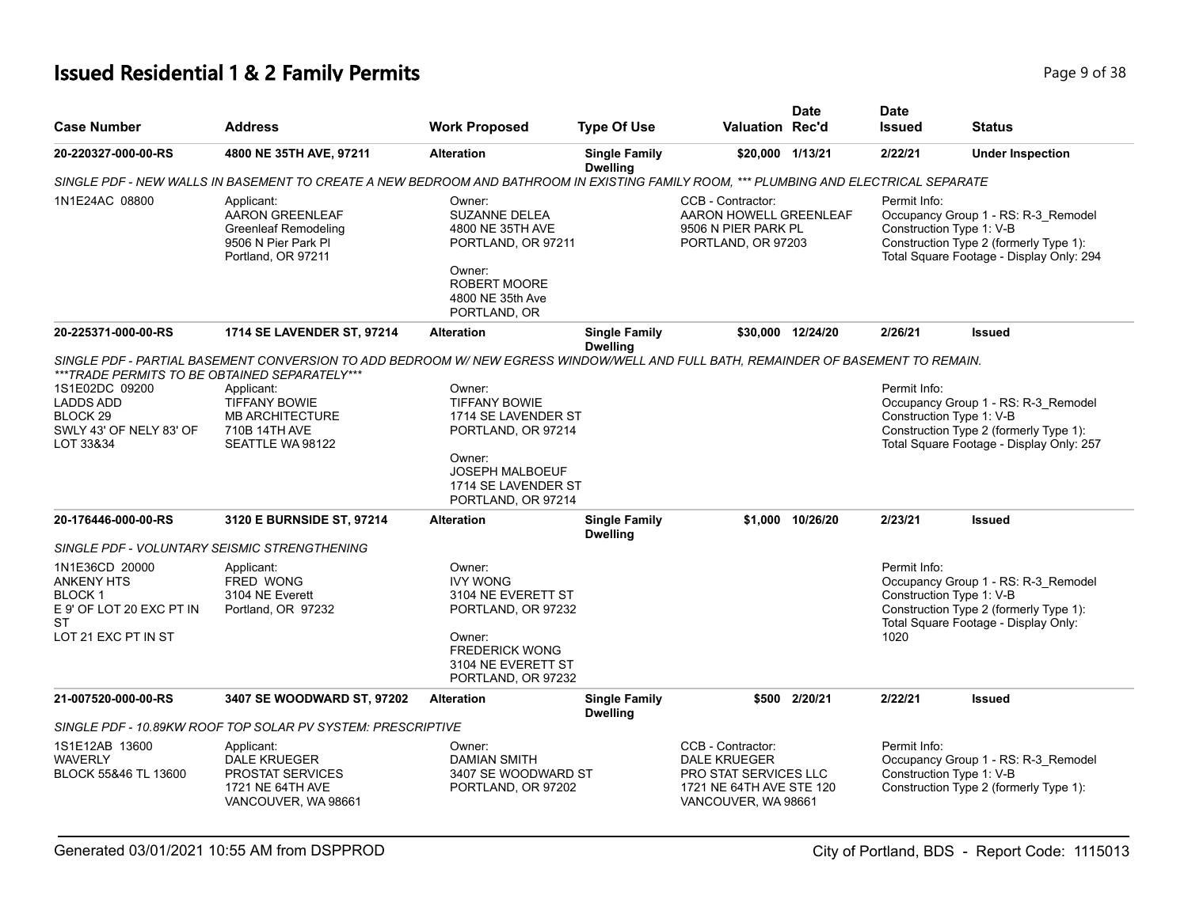## Issued Residential 1 & 2 Family Permits

| Case Number | Address | Work Proposed | Type Of Use | Valuation | Date Rec'd | Date Issued | Status |
|---|---|---|---|---|---|---|---|
| 20-220327-000-00-RS | 4800 NE 35TH AVE, 97211 | Alteration | Single Family Dwelling | $20,000 | 1/13/21 | 2/22/21 | Under Inspection |

*SINGLE PDF - NEW WALLS IN BASEMENT TO CREATE A NEW BEDROOM AND BATHROOM IN EXISTING FAMILY ROOM, *** PLUMBING AND ELECTRICAL SEPARATE*

1N1E24AC 08800

Applicant:
AARON GREENLEAF
Greenleaf Remodeling
9506 N Pier Park Pl
Portland, OR 97211

Owner:
SUZANNE DELEA
4800 NE 35TH AVE
PORTLAND, OR 97211

Owner:
ROBERT MOORE
4800 NE 35th Ave
PORTLAND, OR

CCB - Contractor:
AARON HOWELL GREENLEAF
9506 N PIER PARK PL
PORTLAND, OR 97203

Permit Info:
Occupancy Group 1 - RS: R-3_Remodel
Construction Type 1: V-B
Construction Type 2 (formerly Type 1):
Total Square Footage - Display Only: 294

| Case Number | Address | Work Proposed | Type Of Use | Valuation | Date Rec'd | Date Issued | Status |
|---|---|---|---|---|---|---|---|
| 20-225371-000-00-RS | 1714 SE LAVENDER ST, 97214 | Alteration | Single Family Dwelling | $30,000 | 12/24/20 | 2/26/21 | Issued |

*SINGLE PDF - PARTIAL BASEMENT CONVERSION TO ADD BEDROOM W/ NEW EGRESS WINDOW/WELL AND FULL BATH, REMAINDER OF BASEMENT TO REMAIN. ***TRADE PERMITS TO BE OBTAINED SEPARATELY****

1S1E02DC 09200
LADDS ADD
BLOCK 29
SWLY 43' OF NELY 83' OF LOT 33&34

Applicant:
TIFFANY BOWIE
MB ARCHITECTURE
710B 14TH AVE
SEATTLE WA 98122

Owner:
TIFFANY BOWIE
1714 SE LAVENDER ST
PORTLAND, OR 97214

Owner:
JOSEPH MALBOEUF
1714 SE LAVENDER ST
PORTLAND, OR 97214

Permit Info:
Occupancy Group 1 - RS: R-3_Remodel
Construction Type 1: V-B
Construction Type 2 (formerly Type 1):
Total Square Footage - Display Only: 257

| Case Number | Address | Work Proposed | Type Of Use | Valuation | Date Rec'd | Date Issued | Status |
|---|---|---|---|---|---|---|---|
| 20-176446-000-00-RS | 3120 E BURNSIDE ST, 97214 | Alteration | Single Family Dwelling | $1,000 | 10/26/20 | 2/23/21 | Issued |

*SINGLE PDF - VOLUNTARY SEISMIC STRENGTHENING*

1N1E36CD 20000
ANKENY HTS
BLOCK 1
E 9' OF LOT 20 EXC PT IN ST
LOT 21 EXC PT IN ST

Applicant:
FRED WONG
3104 NE Everett
Portland, OR 97232

Owner:
IVY WONG
3104 NE EVERETT ST
PORTLAND, OR 97232

Owner:
FREDERICK WONG
3104 NE EVERETT ST
PORTLAND, OR 97232

Permit Info:
Occupancy Group 1 - RS: R-3_Remodel
Construction Type 1: V-B
Construction Type 2 (formerly Type 1):
Total Square Footage - Display Only: 1020

| Case Number | Address | Work Proposed | Type Of Use | Valuation | Date Rec'd | Date Issued | Status |
|---|---|---|---|---|---|---|---|
| 21-007520-000-00-RS | 3407 SE WOODWARD ST, 97202 | Alteration | Single Family Dwelling | $500 | 2/20/21 | 2/22/21 | Issued |

*SINGLE PDF - 10.89KW ROOF TOP SOLAR PV SYSTEM: PRESCRIPTIVE*

1S1E12AB 13600
WAVERLY
BLOCK 55&46 TL 13600

Applicant:
DALE KRUEGER
PROSTAT SERVICES
1721 NE 64TH AVE
VANCOUVER, WA 98661

Owner:
DAMIAN SMITH
3407 SE WOODWARD ST
PORTLAND, OR 97202

CCB - Contractor:
DALE KRUEGER
PRO STAT SERVICES LLC
1721 NE 64TH AVE STE 120
VANCOUVER, WA 98661

Permit Info:
Occupancy Group 1 - RS: R-3_Remodel
Construction Type 1: V-B
Construction Type 2 (formerly Type 1):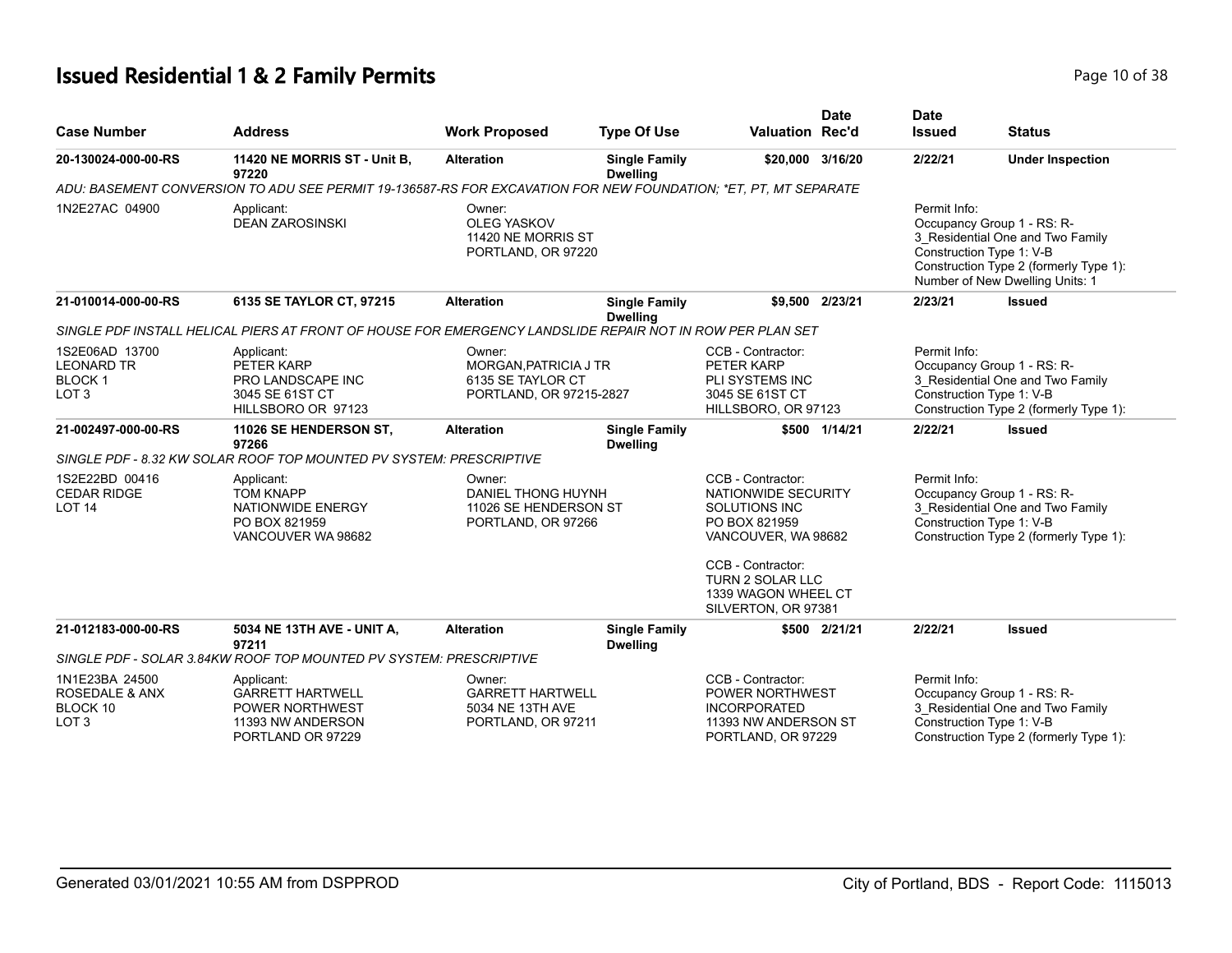## Issued Residential 1 & 2 Family Permits

| Case Number | Address | Work Proposed | Type Of Use | Valuation | Date Rec'd | Date Issued | Status |
|---|---|---|---|---|---|---|---|
| 20-130024-000-00-RS | 11420 NE MORRIS ST - Unit B, 97220 | Alteration | Single Family Dwelling | $20,000 | 3/16/20 | 2/22/21 | Under Inspection |
| ADU: BASEMENT CONVERSION TO ADU SEE PERMIT 19-136587-RS FOR EXCAVATION FOR NEW FOUNDATION; *ET, PT, MT SEPARATE | | | | | | | |
| 1N2E27AC 04900 | Applicant: DEAN ZAROSINSKI | Owner: OLEG YASKOV 11420 NE MORRIS ST PORTLAND, OR 97220 | | | | Permit Info: Occupancy Group 1 - RS: R-3_Residential One and Two Family Construction Type 1: V-B Construction Type 2 (formerly Type 1): Number of New Dwelling Units: 1 | |
| 21-010014-000-00-RS | 6135 SE TAYLOR CT, 97215 | Alteration | Single Family Dwelling | $9,500 | 2/23/21 | 2/23/21 | Issued |
| SINGLE PDF INSTALL HELICAL PIERS AT FRONT OF HOUSE FOR EMERGENCY LANDSLIDE REPAIR NOT IN ROW PER PLAN SET | | | | | | | |
| 1S2E06AD 13700 LEONARD TR BLOCK 1 LOT 3 | Applicant: PETER KARP PRO LANDSCAPE INC 3045 SE 61ST CT HILLSBORO OR 97123 | Owner: MORGAN,PATRICIA J TR 6135 SE TAYLOR CT PORTLAND, OR 97215-2827 | | CCB - Contractor: PETER KARP PLI SYSTEMS INC 3045 SE 61ST CT HILLSBORO, OR 97123 | | Permit Info: Occupancy Group 1 - RS: R-3_Residential One and Two Family Construction Type 1: V-B Construction Type 2 (formerly Type 1): | |
| 21-002497-000-00-RS | 11026 SE HENDERSON ST, 97266 | Alteration | Single Family Dwelling | $500 | 1/14/21 | 2/22/21 | Issued |
| SINGLE PDF - 8.32 KW SOLAR ROOF TOP MOUNTED PV SYSTEM: PRESCRIPTIVE | | | | | | | |
| 1S2E22BD 00416 CEDAR RIDGE LOT 14 | Applicant: TOM KNAPP NATIONWIDE ENERGY PO BOX 821959 VANCOUVER WA 98682 | Owner: DANIEL THONG HUYNH 11026 SE HENDERSON ST PORTLAND, OR 97266 | | CCB - Contractor: NATIONWIDE SECURITY SOLUTIONS INC PO BOX 821959 VANCOUVER, WA 98682<br>CCB - Contractor: TURN 2 SOLAR LLC 1339 WAGON WHEEL CT SILVERTON, OR 97381 | | Permit Info: Occupancy Group 1 - RS: R-3_Residential One and Two Family Construction Type 1: V-B Construction Type 2 (formerly Type 1): | |
| 21-012183-000-00-RS | 5034 NE 13TH AVE - UNIT A, 97211 | Alteration | Single Family Dwelling | $500 | 2/21/21 | 2/22/21 | Issued |
| SINGLE PDF - SOLAR 3.84KW ROOF TOP MOUNTED PV SYSTEM: PRESCRIPTIVE | | | | | | | |
| 1N1E23BA 24500 ROSEDALE & ANX BLOCK 10 LOT 3 | Applicant: GARRETT HARTWELL POWER NORTHWEST 11393 NW ANDERSON PORTLAND OR 97229 | Owner: GARRETT HARTWELL 5034 NE 13TH AVE PORTLAND, OR 97211 | | CCB - Contractor: POWER NORTHWEST INCORPORATED 11393 NW ANDERSON ST PORTLAND, OR 97229 | | Permit Info: Occupancy Group 1 - RS: R-3_Residential One and Two Family Construction Type 1: V-B Construction Type 2 (formerly Type 1): | |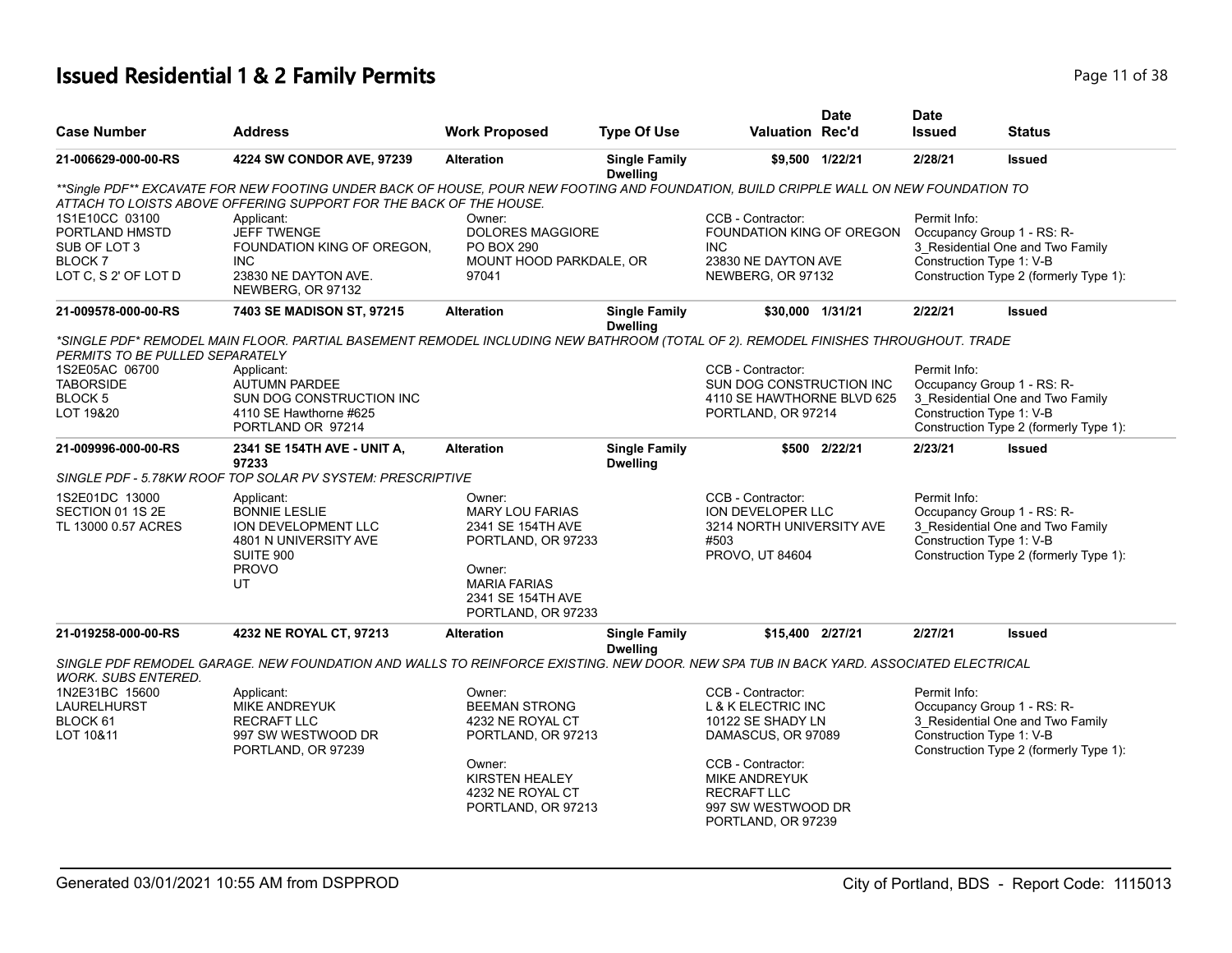# Issued Residential 1 & 2 Family Permits

| Case Number | Address | Work Proposed | Type Of Use | Valuation | Date Rec'd | Date Issued | Status |
|---|---|---|---|---|---|---|---|
| 21-006629-000-00-RS | 4224 SW CONDOR AVE, 97239 | Alteration | Single Family Dwelling | $9,500 | 1/22/21 | 2/28/21 | Issued |

*\*\*Single PDF\*\* EXCAVATE FOR NEW FOOTING UNDER BACK OF HOUSE, POUR NEW FOOTING AND FOUNDATION, BUILD CRIPPLE WALL ON NEW FOUNDATION TO ATTACH TO LOISTS ABOVE OFFERING SUPPORT FOR THE BACK OF THE HOUSE.*

1S1E10CC 03100
PORTLAND HMSTD
SUB OF LOT 3
BLOCK 7
LOT C, S 2' OF LOT D

Applicant:
JEFF TWENGE
FOUNDATION KING OF OREGON, INC
23830 NE DAYTON AVE.
NEWBERG, OR 97132

Owner:
DOLORES MAGGIORE
PO BOX 290
MOUNT HOOD PARKDALE, OR 97041

CCB - Contractor:
FOUNDATION KING OF OREGON INC
23830 NE DAYTON AVE
NEWBERG, OR 97132

Permit Info:
Occupancy Group 1 - RS: R-3_Residential One and Two Family
Construction Type 1: V-B
Construction Type 2 (formerly Type 1):

| Case Number | Address | Work Proposed | Type Of Use | Valuation | Date Rec'd | Date Issued | Status |
|---|---|---|---|---|---|---|---|
| 21-009578-000-00-RS | 7403 SE MADISON ST, 97215 | Alteration | Single Family Dwelling | $30,000 | 1/31/21 | 2/22/21 | Issued |

*\*SINGLE PDF\* REMODEL MAIN FLOOR. PARTIAL BASEMENT REMODEL INCLUDING NEW BATHROOM (TOTAL OF 2). REMODEL FINISHES THROUGHOUT. TRADE PERMITS TO BE PULLED SEPARATELY*

1S2E05AC 06700
TABORSIDE
BLOCK 5
LOT 19&20

Applicant:
AUTUMN PARDEE
SUN DOG CONSTRUCTION INC
4110 SE Hawthorne #625
PORTLAND OR 97214

CCB - Contractor:
SUN DOG CONSTRUCTION INC
4110 SE HAWTHORNE BLVD 625
PORTLAND, OR 97214

Permit Info:
Occupancy Group 1 - RS: R-3_Residential One and Two Family
Construction Type 1: V-B
Construction Type 2 (formerly Type 1):

| Case Number | Address | Work Proposed | Type Of Use | Valuation | Date Rec'd | Date Issued | Status |
|---|---|---|---|---|---|---|---|
| 21-009996-000-00-RS | 2341 SE 154TH AVE - UNIT A, 97233 | Alteration | Single Family Dwelling | $500 | 2/22/21 | 2/23/21 | Issued |

*SINGLE PDF - 5.78KW ROOF TOP SOLAR PV SYSTEM: PRESCRIPTIVE*

1S2E01DC 13000
SECTION 01 1S 2E
TL 13000 0.57 ACRES

Applicant:
BONNIE LESLIE
ION DEVELOPMENT LLC
4801 N UNIVERSITY AVE
SUITE 900
PROVO
UT

Owner:
MARY LOU FARIAS
2341 SE 154TH AVE
PORTLAND, OR 97233

Owner:
MARIA FARIAS
2341 SE 154TH AVE
PORTLAND, OR 97233

CCB - Contractor:
ION DEVELOPER LLC
3214 NORTH UNIVERSITY AVE #503
PROVO, UT 84604

Permit Info:
Occupancy Group 1 - RS: R-3_Residential One and Two Family
Construction Type 1: V-B
Construction Type 2 (formerly Type 1):

| Case Number | Address | Work Proposed | Type Of Use | Valuation | Date Rec'd | Date Issued | Status |
|---|---|---|---|---|---|---|---|
| 21-019258-000-00-RS | 4232 NE ROYAL CT, 97213 | Alteration | Single Family Dwelling | $15,400 | 2/27/21 | 2/27/21 | Issued |

*SINGLE PDF REMODEL GARAGE. NEW FOUNDATION AND WALLS TO REINFORCE EXISTING. NEW DOOR. NEW SPA TUB IN BACK YARD. ASSOCIATED ELECTRICAL WORK. SUBS ENTERED.*

1N2E31BC 15600
LAURELHURST
BLOCK 61
LOT 10&11

Applicant:
MIKE ANDREYUK
RECRAFT LLC
997 SW WESTWOOD DR
PORTLAND, OR 97239

Owner:
BEEMAN STRONG
4232 NE ROYAL CT
PORTLAND, OR 97213

Owner:
KIRSTEN HEALEY
4232 NE ROYAL CT
PORTLAND, OR 97213

CCB - Contractor:
L & K ELECTRIC INC
10122 SE SHADY LN
DAMASCUS, OR 97089

CCB - Contractor:
MIKE ANDREYUK
RECRAFT LLC
997 SW WESTWOOD DR
PORTLAND, OR 97239

Permit Info:
Occupancy Group 1 - RS: R-3_Residential One and Two Family
Construction Type 1: V-B
Construction Type 2 (formerly Type 1):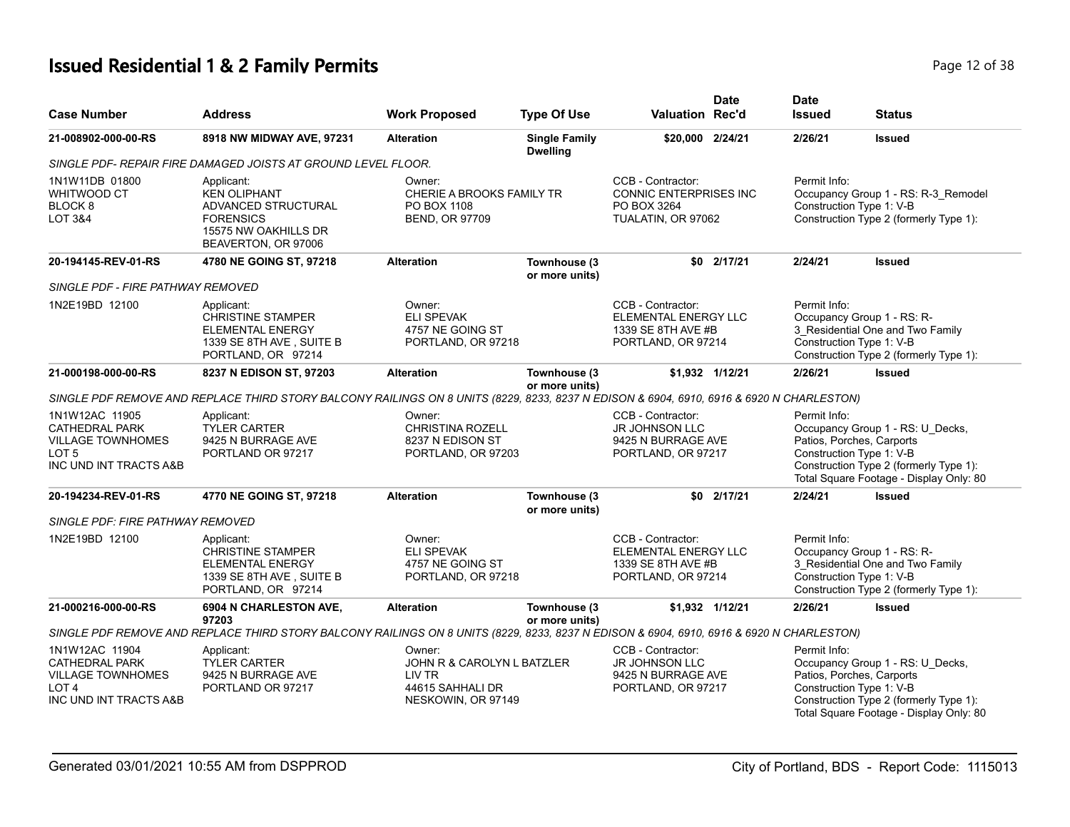# Issued Residential 1 & 2 Family Permits

| Case Number | Address | Work Proposed | Type Of Use | Valuation | Date Rec'd | Date Issued | Status |
|---|---|---|---|---|---|---|---|
| 21-008902-000-00-RS | 8918 NW MIDWAY AVE, 97231 | Alteration | Single Family Dwelling | $20,000 | 2/24/21 | 2/26/21 | Issued |
| *SINGLE PDF- REPAIR FIRE DAMAGED JOISTS AT GROUND LEVEL FLOOR.* | | | | | | | |
| 1N1W11DB 01800<br>WHITWOOD CT<br>BLOCK 8<br>LOT 3&4 | Applicant:<br>KEN OLIPHANT<br>ADVANCED STRUCTURAL FORENSICS<br>15575 NW OAKHILLS DR<br>BEAVERTON, OR 97006 | Owner:<br>CHERIE A BROOKS FAMILY TR<br>PO BOX 1108<br>BEND, OR 97709 | | CCB - Contractor:<br>CONNIC ENTERPRISES INC<br>PO BOX 3264<br>TUALATIN, OR 97062 | | Permit Info:<br>Occupancy Group 1 - RS: R-3_Remodel<br>Construction Type 1: V-B<br>Construction Type 2 (formerly Type 1): | |
| 20-194145-REV-01-RS | 4780 NE GOING ST, 97218 | Alteration | Townhouse (3 or more units) | $0 | 2/17/21 | 2/24/21 | Issued |
| *SINGLE PDF - FIRE PATHWAY REMOVED* | | | | | | | |
| 1N2E19BD 12100 | Applicant:<br>CHRISTINE STAMPER<br>ELEMENTAL ENERGY<br>1339 SE 8TH AVE , SUITE B<br>PORTLAND, OR 97214 | Owner:<br>ELI SPEVAK<br>4757 NE GOING ST<br>PORTLAND, OR 97218 | | CCB - Contractor:<br>ELEMENTAL ENERGY LLC<br>1339 SE 8TH AVE #B<br>PORTLAND, OR 97214 | | Permit Info:<br>Occupancy Group 1 - RS: R-3_Residential One and Two Family<br>Construction Type 1: V-B<br>Construction Type 2 (formerly Type 1): | |
| 21-000198-000-00-RS | 8237 N EDISON ST, 97203 | Alteration | Townhouse (3 or more units) | $1,932 | 1/12/21 | 2/26/21 | Issued |
| *SINGLE PDF REMOVE AND REPLACE THIRD STORY BALCONY RAILINGS ON 8 UNITS (8229, 8233, 8237 N EDISON & 6904, 6910, 6916 & 6920 N CHARLESTON)* | | | | | | | |
| 1N1W12AC 11905<br>CATHEDRAL PARK<br>VILLAGE TOWNHOMES<br>LOT 5<br>INC UND INT TRACTS A&B | Applicant:<br>TYLER CARTER<br>9425 N BURRAGE AVE<br>PORTLAND OR 97217 | Owner:<br>CHRISTINA ROZELL<br>8237 N EDISON ST<br>PORTLAND, OR 97203 | | CCB - Contractor:<br>JR JOHNSON LLC<br>9425 N BURRAGE AVE<br>PORTLAND, OR 97217 | | Permit Info:<br>Occupancy Group 1 - RS: U_Decks, Patios, Porches, Carports<br>Construction Type 1: V-B<br>Construction Type 2 (formerly Type 1):<br>Total Square Footage - Display Only: 80 | |
| 20-194234-REV-01-RS | 4770 NE GOING ST, 97218 | Alteration | Townhouse (3 or more units) | $0 | 2/17/21 | 2/24/21 | Issued |
| *SINGLE PDF: FIRE PATHWAY REMOVED* | | | | | | | |
| 1N2E19BD 12100 | Applicant:<br>CHRISTINE STAMPER<br>ELEMENTAL ENERGY<br>1339 SE 8TH AVE , SUITE B<br>PORTLAND, OR 97214 | Owner:<br>ELI SPEVAK<br>4757 NE GOING ST<br>PORTLAND, OR 97218 | | CCB - Contractor:<br>ELEMENTAL ENERGY LLC<br>1339 SE 8TH AVE #B<br>PORTLAND, OR 97214 | | Permit Info:<br>Occupancy Group 1 - RS: R-3_Residential One and Two Family<br>Construction Type 1: V-B<br>Construction Type 2 (formerly Type 1): | |
| 21-000216-000-00-RS | 6904 N CHARLESTON AVE, 97203 | Alteration | Townhouse (3 or more units) | $1,932 | 1/12/21 | 2/26/21 | Issued |
| *SINGLE PDF REMOVE AND REPLACE THIRD STORY BALCONY RAILINGS ON 8 UNITS (8229, 8233, 8237 N EDISON & 6904, 6910, 6916 & 6920 N CHARLESTON)* | | | | | | | |
| 1N1W12AC 11904<br>CATHEDRAL PARK<br>VILLAGE TOWNHOMES<br>LOT 4<br>INC UND INT TRACTS A&B | Applicant:<br>TYLER CARTER<br>9425 N BURRAGE AVE<br>PORTLAND OR 97217 | Owner:<br>JOHN R & CAROLYN L BATZLER<br>LIV TR<br>44615 SAHHALI DR<br>NESKOWIN, OR 97149 | | CCB - Contractor:<br>JR JOHNSON LLC<br>9425 N BURRAGE AVE<br>PORTLAND, OR 97217 | | Permit Info:<br>Occupancy Group 1 - RS: U_Decks, Patios, Porches, Carports<br>Construction Type 1: V-B<br>Construction Type 2 (formerly Type 1):<br>Total Square Footage - Display Only: 80 | |

Generated 03/01/2021 10:55 AM from DSPPROD — City of Portland, BDS - Report Code: 1115013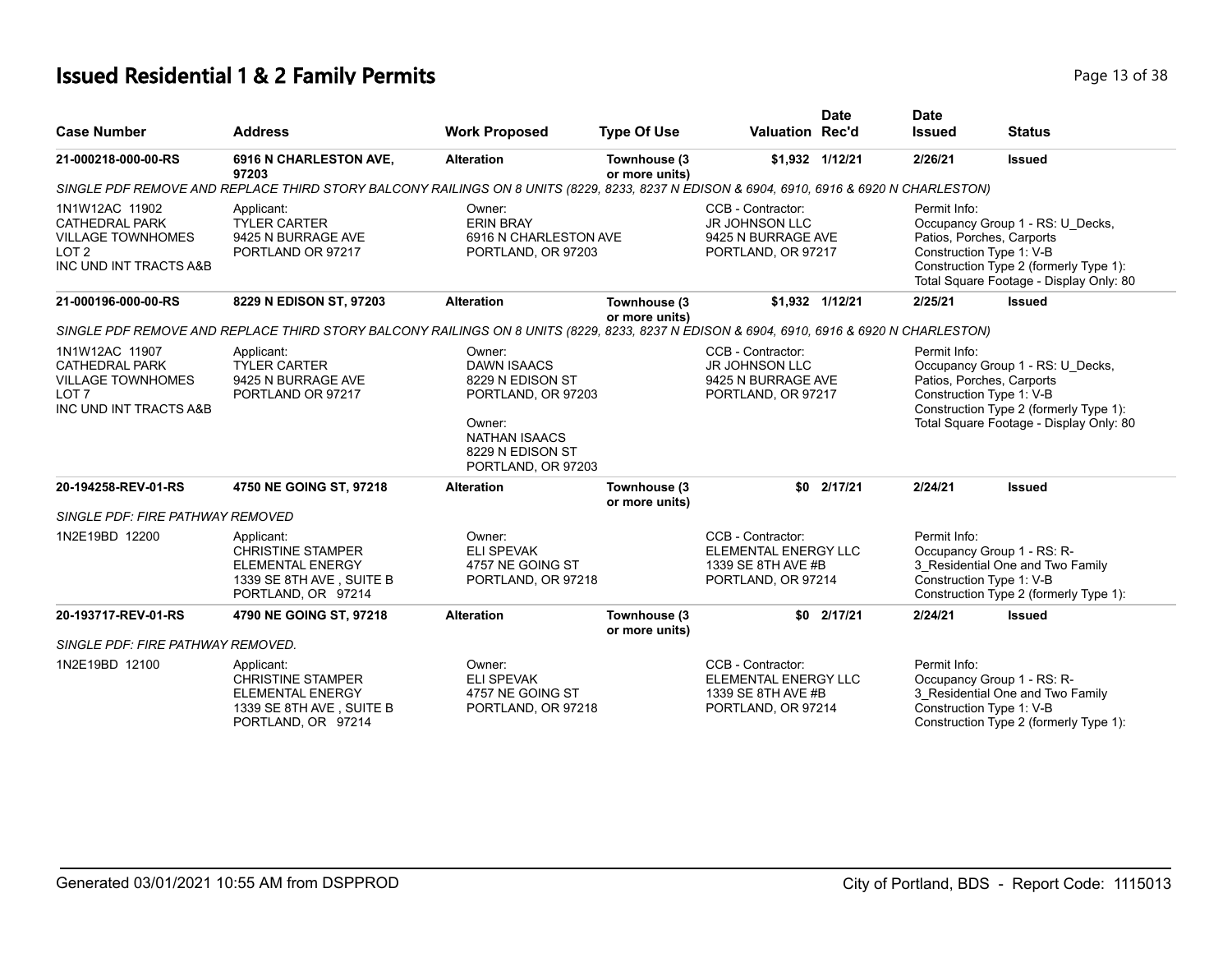# Issued Residential 1 & 2 Family Permits

| Case Number | Address | Work Proposed | Type Of Use | Valuation | Date Rec'd | Date Issued | Status |
|---|---|---|---|---|---|---|---|
| 21-000218-000-00-RS | 6916 N CHARLESTON AVE, 97203 | Alteration | Townhouse (3 or more units) | $1,932 | 1/12/21 | 2/26/21 | Issued |

*SINGLE PDF REMOVE AND REPLACE THIRD STORY BALCONY RAILINGS ON 8 UNITS (8229, 8233, 8237 N EDISON & 6904, 6910, 6916 & 6920 N CHARLESTON)*

| Legal Description | Applicant | Owner | CCB - Contractor | Permit Info |
|---|---|---|---|---|
| 1N1W12AC 11902<br>CATHEDRAL PARK<br>VILLAGE TOWNHOMES<br>LOT 2<br>INC UND INT TRACTS A&B | Applicant:<br>TYLER CARTER<br>9425 N BURRAGE AVE<br>PORTLAND OR 97217 | Owner:<br>ERIN BRAY<br>6916 N CHARLESTON AVE<br>PORTLAND, OR 97203 | CCB - Contractor:<br>JR JOHNSON LLC<br>9425 N BURRAGE AVE<br>PORTLAND, OR 97217 | Permit Info:<br>Occupancy Group 1 - RS: U_Decks, Patios, Porches, Carports<br>Construction Type 1: V-B<br>Construction Type 2 (formerly Type 1):<br>Total Square Footage - Display Only: 80 |

| Case Number | Address | Work Proposed | Type Of Use | Valuation | Date Rec'd | Date Issued | Status |
|---|---|---|---|---|---|---|---|
| 21-000196-000-00-RS | 8229 N EDISON ST, 97203 | Alteration | Townhouse (3 or more units) | $1,932 | 1/12/21 | 2/25/21 | Issued |

*SINGLE PDF REMOVE AND REPLACE THIRD STORY BALCONY RAILINGS ON 8 UNITS (8229, 8233, 8237 N EDISON & 6904, 6910, 6916 & 6920 N CHARLESTON)*

| Legal Description | Applicant | Owner | CCB - Contractor | Permit Info |
|---|---|---|---|---|
| 1N1W12AC 11907<br>CATHEDRAL PARK<br>VILLAGE TOWNHOMES<br>LOT 7<br>INC UND INT TRACTS A&B | Applicant:<br>TYLER CARTER<br>9425 N BURRAGE AVE<br>PORTLAND OR 97217 | Owner:<br>DAWN ISAACS<br>8229 N EDISON ST<br>PORTLAND, OR 97203<br><br>Owner:<br>NATHAN ISAACS<br>8229 N EDISON ST<br>PORTLAND, OR 97203 | CCB - Contractor:<br>JR JOHNSON LLC<br>9425 N BURRAGE AVE<br>PORTLAND, OR 97217 | Permit Info:<br>Occupancy Group 1 - RS: U_Decks, Patios, Porches, Carports<br>Construction Type 1: V-B<br>Construction Type 2 (formerly Type 1):<br>Total Square Footage - Display Only: 80 |

| Case Number | Address | Work Proposed | Type Of Use | Valuation | Date Rec'd | Date Issued | Status |
|---|---|---|---|---|---|---|---|
| 20-194258-REV-01-RS | 4750 NE GOING ST, 97218 | Alteration | Townhouse (3 or more units) | $0 | 2/17/21 | 2/24/21 | Issued |

*SINGLE PDF: FIRE PATHWAY REMOVED*

| Legal Description | Applicant | Owner | CCB - Contractor | Permit Info |
|---|---|---|---|---|
| 1N2E19BD 12200 | Applicant:<br>CHRISTINE STAMPER<br>ELEMENTAL ENERGY<br>1339 SE 8TH AVE , SUITE B<br>PORTLAND, OR 97214 | Owner:<br>ELI SPEVAK<br>4757 NE GOING ST<br>PORTLAND, OR 97218 | CCB - Contractor:<br>ELEMENTAL ENERGY LLC<br>1339 SE 8TH AVE #B<br>PORTLAND, OR 97214 | Permit Info:<br>Occupancy Group 1 - RS: R-3_Residential One and Two Family<br>Construction Type 1: V-B<br>Construction Type 2 (formerly Type 1): |

| Case Number | Address | Work Proposed | Type Of Use | Valuation | Date Rec'd | Date Issued | Status |
|---|---|---|---|---|---|---|---|
| 20-193717-REV-01-RS | 4790 NE GOING ST, 97218 | Alteration | Townhouse (3 or more units) | $0 | 2/17/21 | 2/24/21 | Issued |

*SINGLE PDF: FIRE PATHWAY REMOVED.*

| Legal Description | Applicant | Owner | CCB - Contractor | Permit Info |
|---|---|---|---|---|
| 1N2E19BD 12100 | Applicant:<br>CHRISTINE STAMPER<br>ELEMENTAL ENERGY<br>1339 SE 8TH AVE , SUITE B<br>PORTLAND, OR 97214 | Owner:<br>ELI SPEVAK<br>4757 NE GOING ST<br>PORTLAND, OR 97218 | CCB - Contractor:<br>ELEMENTAL ENERGY LLC<br>1339 SE 8TH AVE #B<br>PORTLAND, OR 97214 | Permit Info:<br>Occupancy Group 1 - RS: R-3_Residential One and Two Family<br>Construction Type 1: V-B<br>Construction Type 2 (formerly Type 1): |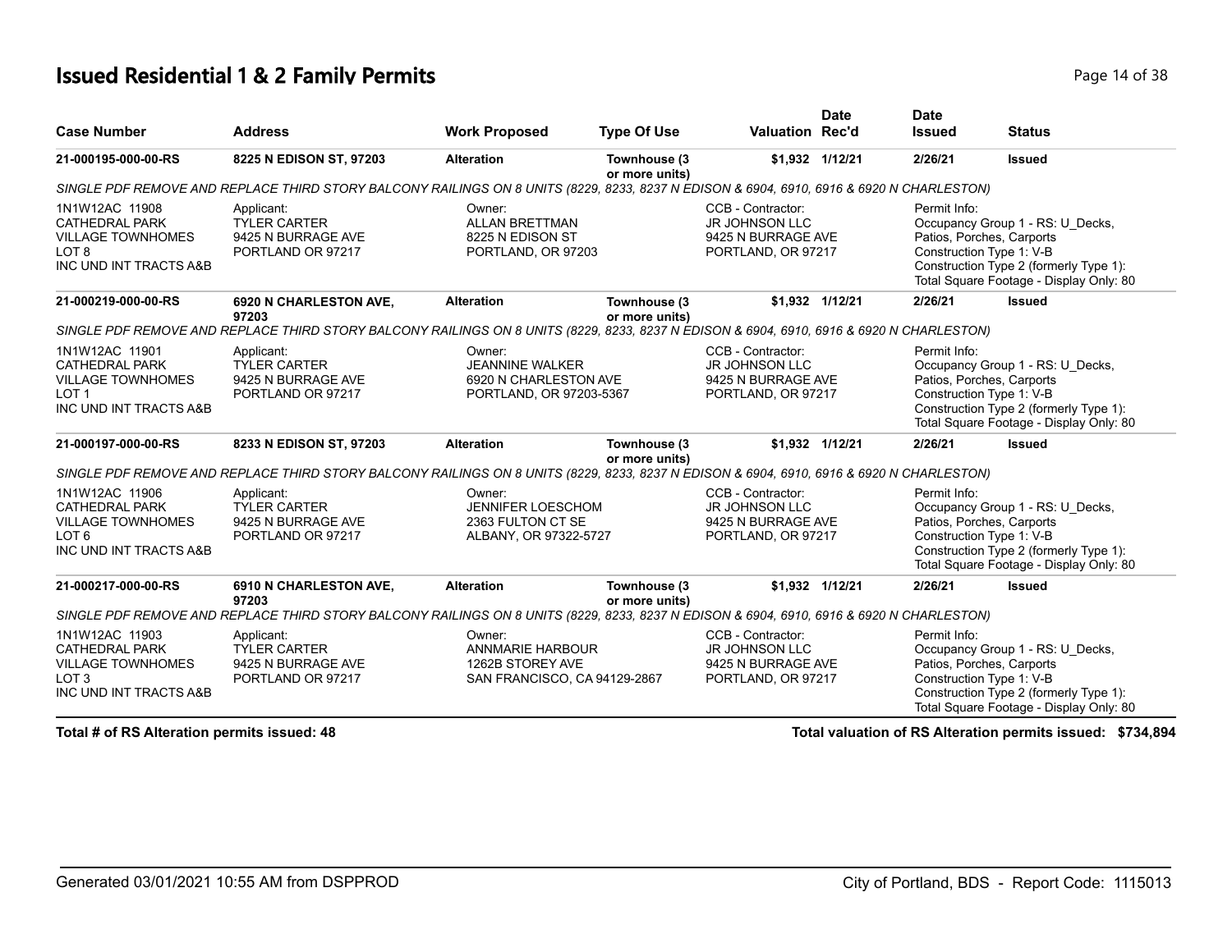# Issued Residential 1 & 2 Family Permits

| Case Number | Address | Work Proposed | Type Of Use | Valuation | Date Rec'd | Date Issued | Status |
|---|---|---|---|---|---|---|---|
| **21-000195-000-00-RS** | **8225 N EDISON ST, 97203** | **Alteration** | **Townhouse (3 or more units)** | **$1,932** | **1/12/21** | **2/26/21** | **Issued** |
| *SINGLE PDF REMOVE AND REPLACE THIRD STORY BALCONY RAILINGS ON 8 UNITS (8229, 8233, 8237 N EDISON & 6904, 6910, 6916 & 6920 N CHARLESTON)* | | | | | | | |
| 1N1W12AC 11908 CATHEDRAL PARK VILLAGE TOWNHOMES LOT 8 INC UND INT TRACTS A&B | Applicant: TYLER CARTER 9425 N BURRAGE AVE PORTLAND OR 97217 | Owner: ALLAN BRETTMAN 8225 N EDISON ST PORTLAND, OR 97203 | | CCB - Contractor: JR JOHNSON LLC 9425 N BURRAGE AVE PORTLAND, OR 97217 | | Permit Info: Occupancy Group 1 - RS: U_Decks, Patios, Porches, Carports Construction Type 1: V-B Construction Type 2 (formerly Type 1): Total Square Footage - Display Only: 80 | |
| **21-000219-000-00-RS** | **6920 N CHARLESTON AVE, 97203** | **Alteration** | **Townhouse (3 or more units)** | **$1,932** | **1/12/21** | **2/26/21** | **Issued** |
| *SINGLE PDF REMOVE AND REPLACE THIRD STORY BALCONY RAILINGS ON 8 UNITS (8229, 8233, 8237 N EDISON & 6904, 6910, 6916 & 6920 N CHARLESTON)* | | | | | | | |
| 1N1W12AC 11901 CATHEDRAL PARK VILLAGE TOWNHOMES LOT 1 INC UND INT TRACTS A&B | Applicant: TYLER CARTER 9425 N BURRAGE AVE PORTLAND OR 97217 | Owner: JEANNINE WALKER 6920 N CHARLESTON AVE PORTLAND, OR 97203-5367 | | CCB - Contractor: JR JOHNSON LLC 9425 N BURRAGE AVE PORTLAND, OR 97217 | | Permit Info: Occupancy Group 1 - RS: U_Decks, Patios, Porches, Carports Construction Type 1: V-B Construction Type 2 (formerly Type 1): Total Square Footage - Display Only: 80 | |
| **21-000197-000-00-RS** | **8233 N EDISON ST, 97203** | **Alteration** | **Townhouse (3 or more units)** | **$1,932** | **1/12/21** | **2/26/21** | **Issued** |
| *SINGLE PDF REMOVE AND REPLACE THIRD STORY BALCONY RAILINGS ON 8 UNITS (8229, 8233, 8237 N EDISON & 6904, 6910, 6916 & 6920 N CHARLESTON)* | | | | | | | |
| 1N1W12AC 11906 CATHEDRAL PARK VILLAGE TOWNHOMES LOT 6 INC UND INT TRACTS A&B | Applicant: TYLER CARTER 9425 N BURRAGE AVE PORTLAND OR 97217 | Owner: JENNIFER LOESCHOM 2363 FULTON CT SE ALBANY, OR 97322-5727 | | CCB - Contractor: JR JOHNSON LLC 9425 N BURRAGE AVE PORTLAND, OR 97217 | | Permit Info: Occupancy Group 1 - RS: U_Decks, Patios, Porches, Carports Construction Type 1: V-B Construction Type 2 (formerly Type 1): Total Square Footage - Display Only: 80 | |
| **21-000217-000-00-RS** | **6910 N CHARLESTON AVE, 97203** | **Alteration** | **Townhouse (3 or more units)** | **$1,932** | **1/12/21** | **2/26/21** | **Issued** |
| *SINGLE PDF REMOVE AND REPLACE THIRD STORY BALCONY RAILINGS ON 8 UNITS (8229, 8233, 8237 N EDISON & 6904, 6910, 6916 & 6920 N CHARLESTON)* | | | | | | | |
| 1N1W12AC 11903 CATHEDRAL PARK VILLAGE TOWNHOMES LOT 3 INC UND INT TRACTS A&B | Applicant: TYLER CARTER 9425 N BURRAGE AVE PORTLAND OR 97217 | Owner: ANNMARIE HARBOUR 1262B STOREY AVE SAN FRANCISCO, CA 94129-2867 | | CCB - Contractor: JR JOHNSON LLC 9425 N BURRAGE AVE PORTLAND, OR 97217 | | Permit Info: Occupancy Group 1 - RS: U_Decks, Patios, Porches, Carports Construction Type 1: V-B Construction Type 2 (formerly Type 1): Total Square Footage - Display Only: 80 | |

**Total # of RS Alteration permits issued: 48**

**Total valuation of RS Alteration permits issued: $734,894**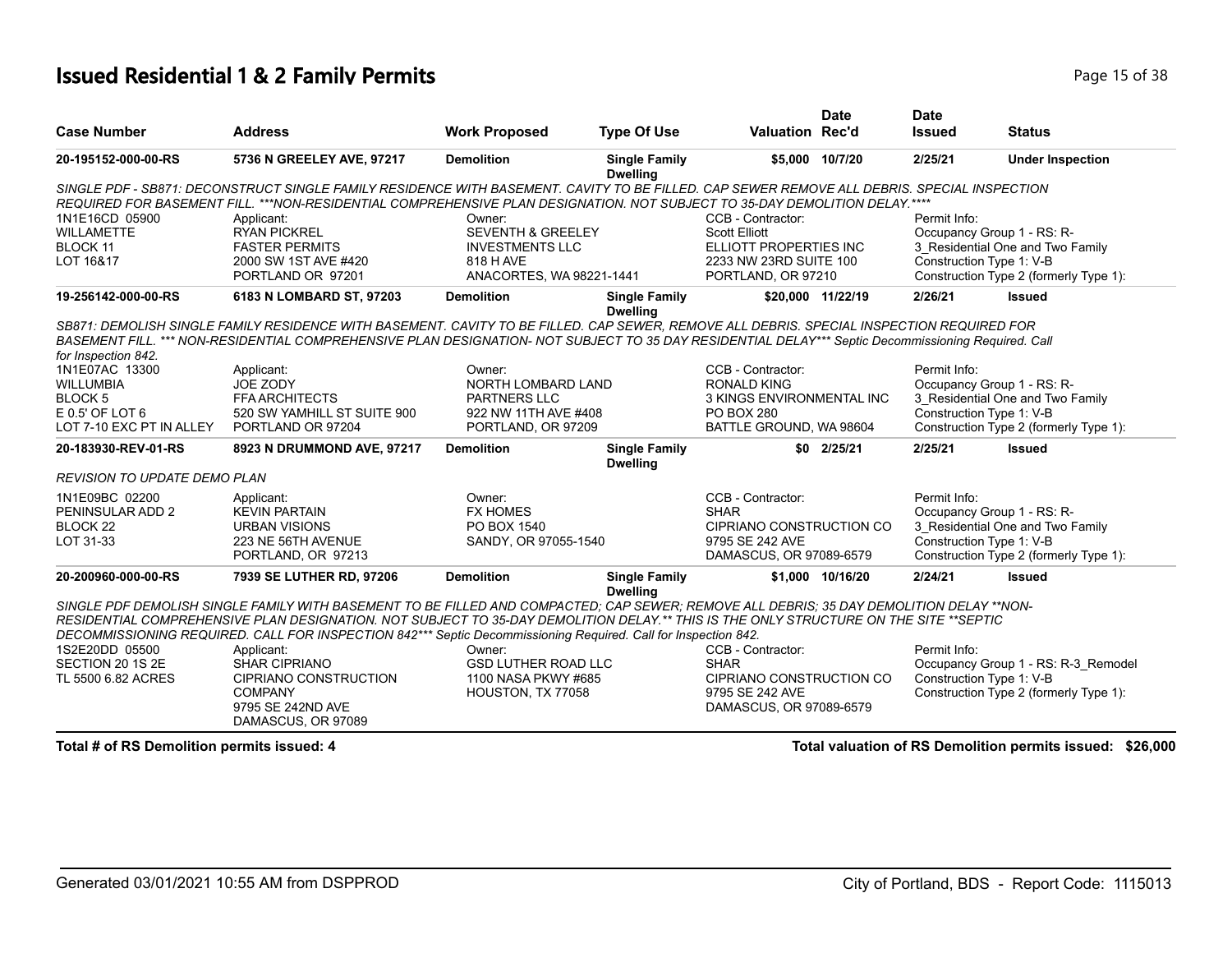# Issued Residential 1 & 2 Family Permits

| Case Number | Address | Work Proposed | Type Of Use | Valuation | Date Rec'd | Date Issued | Status |
|---|---|---|---|---|---|---|---|
| **20-195152-000-00-RS** | **5736 N GREELEY AVE, 97217** | **Demolition** | **Single Family Dwelling** | **$5,000** | **10/7/20** | **2/25/21** | **Under Inspection** |

*SINGLE PDF - SB871: DECONSTRUCT SINGLE FAMILY RESIDENCE WITH BASEMENT. CAVITY TO BE FILLED. CAP SEWER REMOVE ALL DEBRIS. SPECIAL INSPECTION REQUIRED FOR BASEMENT FILL. ***NON-RESIDENTIAL COMPREHENSIVE PLAN DESIGNATION. NOT SUBJECT TO 35-DAY DEMOLITION DELAY.*****

| Legal Description | Applicant | Owner | CCB - Contractor | Permit Info |
|---|---|---|---|---|
| 1N1E16CD 05900<br>WILLAMETTE<br>BLOCK 11<br>LOT 16&17 | Applicant:<br>RYAN PICKREL<br>FASTER PERMITS<br>2000 SW 1ST AVE #420<br>PORTLAND OR 97201 | Owner:<br>SEVENTH & GREELEY INVESTMENTS LLC<br>818 H AVE<br>ANACORTES, WA 98221-1441 | CCB - Contractor:<br>Scott Elliott<br>ELLIOTT PROPERTIES INC<br>2233 NW 23RD SUITE 100<br>PORTLAND, OR 97210 | Permit Info:<br>Occupancy Group 1 - RS: R-3_Residential One and Two Family<br>Construction Type 1: V-B<br>Construction Type 2 (formerly Type 1): |

| Case Number | Address | Work Proposed | Type Of Use | Valuation | Date Rec'd | Date Issued | Status |
|---|---|---|---|---|---|---|---|
| **19-256142-000-00-RS** | **6183 N LOMBARD ST, 97203** | **Demolition** | **Single Family Dwelling** | **$20,000** | **11/22/19** | **2/26/21** | **Issued** |

*SB871: DEMOLISH SINGLE FAMILY RESIDENCE WITH BASEMENT. CAVITY TO BE FILLED. CAP SEWER, REMOVE ALL DEBRIS. SPECIAL INSPECTION REQUIRED FOR BASEMENT FILL. *** NON-RESIDENTIAL COMPREHENSIVE PLAN DESIGNATION- NOT SUBJECT TO 35 DAY RESIDENTIAL DELAY*** Septic Decommissioning Required. Call for Inspection 842.*

| Legal Description | Applicant | Owner | CCB - Contractor | Permit Info |
|---|---|---|---|---|
| 1N1E07AC 13300<br>WILLUMBIA<br>BLOCK 5<br>E 0.5' OF LOT 6<br>LOT 7-10 EXC PT IN ALLEY | Applicant:<br>JOE ZODY<br>FFA ARCHITECTS<br>520 SW YAMHILL ST SUITE 900<br>PORTLAND OR 97204 | Owner:<br>NORTH LOMBARD LAND PARTNERS LLC<br>922 NW 11TH AVE #408<br>PORTLAND, OR 97209 | CCB - Contractor:<br>RONALD KING<br>3 KINGS ENVIRONMENTAL INC<br>PO BOX 280<br>BATTLE GROUND, WA 98604 | Permit Info:<br>Occupancy Group 1 - RS: R-3_Residential One and Two Family<br>Construction Type 1: V-B<br>Construction Type 2 (formerly Type 1): |

| Case Number | Address | Work Proposed | Type Of Use | Valuation | Date Rec'd | Date Issued | Status |
|---|---|---|---|---|---|---|---|
| **20-183930-REV-01-RS** | **8923 N DRUMMOND AVE, 97217** | **Demolition** | **Single Family Dwelling** | **$0** | **2/25/21** | **2/25/21** | **Issued** |

*REVISION TO UPDATE DEMO PLAN*

| Legal Description | Applicant | Owner | CCB - Contractor | Permit Info |
|---|---|---|---|---|
| 1N1E09BC 02200<br>PENINSULAR ADD 2<br>BLOCK 22<br>LOT 31-33 | Applicant:<br>KEVIN PARTAIN<br>URBAN VISIONS<br>223 NE 56TH AVENUE<br>PORTLAND, OR 97213 | Owner:<br>FX HOMES<br>PO BOX 1540<br>SANDY, OR 97055-1540 | CCB - Contractor:<br>SHAR<br>CIPRIANO CONSTRUCTION CO<br>9795 SE 242 AVE<br>DAMASCUS, OR 97089-6579 | Permit Info:<br>Occupancy Group 1 - RS: R-3_Residential One and Two Family<br>Construction Type 1: V-B<br>Construction Type 2 (formerly Type 1): |

| Case Number | Address | Work Proposed | Type Of Use | Valuation | Date Rec'd | Date Issued | Status |
|---|---|---|---|---|---|---|---|
| **20-200960-000-00-RS** | **7939 SE LUTHER RD, 97206** | **Demolition** | **Single Family Dwelling** | **$1,000** | **10/16/20** | **2/24/21** | **Issued** |

*SINGLE PDF DEMOLISH SINGLE FAMILY WITH BASEMENT TO BE FILLED AND COMPACTED; CAP SEWER; REMOVE ALL DEBRIS; 35 DAY DEMOLITION DELAY **NON-RESIDENTIAL COMPREHENSIVE PLAN DESIGNATION. NOT SUBJECT TO 35-DAY DEMOLITION DELAY.** THIS IS THE ONLY STRUCTURE ON THE SITE **SEPTIC DECOMMISSIONING REQUIRED. CALL FOR INSPECTION 842*** Septic Decommissioning Required. Call for Inspection 842.*

| Legal Description | Applicant | Owner | CCB - Contractor | Permit Info |
|---|---|---|---|---|
| 1S2E20DD 05500<br>SECTION 20 1S 2E<br>TL 5500 6.82 ACRES | Applicant:<br>SHAR CIPRIANO<br>CIPRIANO CONSTRUCTION COMPANY<br>9795 SE 242ND AVE<br>DAMASCUS, OR 97089 | Owner:<br>GSD LUTHER ROAD LLC<br>1100 NASA PKWY #685<br>HOUSTON, TX 77058 | CCB - Contractor:<br>SHAR<br>CIPRIANO CONSTRUCTION CO<br>9795 SE 242 AVE<br>DAMASCUS, OR 97089-6579 | Permit Info:<br>Occupancy Group 1 - RS: R-3_Remodel<br>Construction Type 1: V-B<br>Construction Type 2 (formerly Type 1): |

**Total # of RS Demolition permits issued: 4**

**Total valuation of RS Demolition permits issued: $26,000**

Generated 03/01/2021 10:55 AM from DSPPROD — City of Portland, BDS - Report Code: 1115013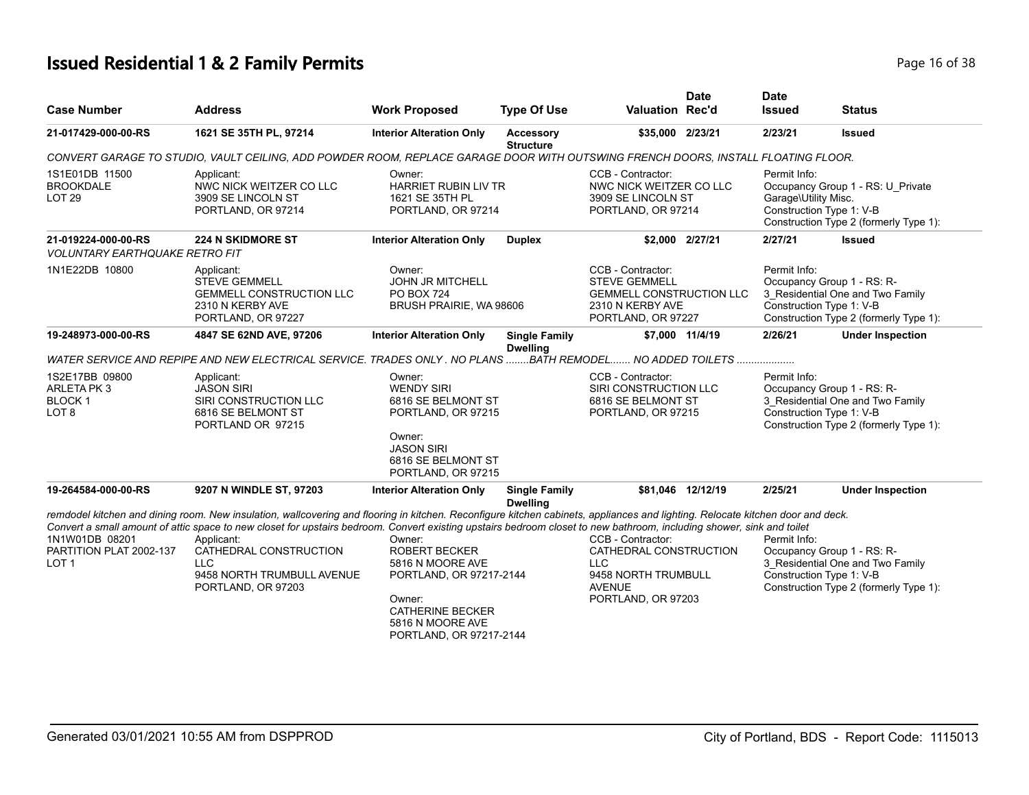## Issued Residential 1 & 2 Family Permits

| Case Number | Address | Work Proposed | Type Of Use | Valuation | Date Rec'd | Date Issued | Status |
|---|---|---|---|---|---|---|---|
| 21-017429-000-00-RS | 1621 SE 35TH PL, 97214 | Interior Alteration Only | Accessory Structure | $35,000 | 2/23/21 | 2/23/21 | Issued |

*CONVERT GARAGE TO STUDIO, VAULT CEILING, ADD POWDER ROOM, REPLACE GARAGE DOOR WITH OUTSWING FRENCH DOORS, INSTALL FLOATING FLOOR.*

1S1E01DB 11500
BROOKDALE
LOT 29

Applicant:
NWC NICK WEITZER CO LLC
3909 SE LINCOLN ST
PORTLAND, OR 97214

Owner:
HARRIET RUBIN LIV TR
1621 SE 35TH PL
PORTLAND, OR 97214

CCB - Contractor:
NWC NICK WEITZER CO LLC
3909 SE LINCOLN ST
PORTLAND, OR 97214

Permit Info:
Occupancy Group 1 - RS: U_Private Garage\Utility Misc.
Construction Type 1: V-B
Construction Type 2 (formerly Type 1):

| Case Number | Address | Work Proposed | Type Of Use | Valuation | Date Rec'd | Date Issued | Status |
|---|---|---|---|---|---|---|---|
| 21-019224-000-00-RS | 224 N SKIDMORE ST | Interior Alteration Only | Duplex | $2,000 | 2/27/21 | 2/27/21 | Issued |

*VOLUNTARY EARTHQUAKE RETRO FIT*

1N1E22DB 10800

Applicant:
STEVE GEMMELL
GEMMELL CONSTRUCTION LLC
2310 N KERBY AVE
PORTLAND, OR 97227

Owner:
JOHN JR MITCHELL
PO BOX 724
BRUSH PRAIRIE, WA 98606

CCB - Contractor:
STEVE GEMMELL
GEMMELL CONSTRUCTION LLC
2310 N KERBY AVE
PORTLAND, OR 97227

Permit Info:
Occupancy Group 1 - RS: R-3_Residential One and Two Family
Construction Type 1: V-B
Construction Type 2 (formerly Type 1):

| Case Number | Address | Work Proposed | Type Of Use | Valuation | Date Rec'd | Date Issued | Status |
|---|---|---|---|---|---|---|---|
| 19-248973-000-00-RS | 4847 SE 62ND AVE, 97206 | Interior Alteration Only | Single Family Dwelling | $7,000 | 11/4/19 | 2/26/21 | Under Inspection |

*WATER SERVICE AND REPIPE AND NEW ELECTRICAL SERVICE. TRADES ONLY . NO PLANS ........BATH REMODEL....... NO ADDED TOILETS ....................*

1S2E17BB 09800
ARLETA PK 3
BLOCK 1
LOT 8

Applicant:
JASON SIRI
SIRI CONSTRUCTION LLC
6816 SE BELMONT ST
PORTLAND OR 97215

Owner:
WENDY SIRI
6816 SE BELMONT ST
PORTLAND, OR 97215

Owner:
JASON SIRI
6816 SE BELMONT ST
PORTLAND, OR 97215

CCB - Contractor:
SIRI CONSTRUCTION LLC
6816 SE BELMONT ST
PORTLAND, OR 97215

Permit Info:
Occupancy Group 1 - RS: R-3_Residential One and Two Family
Construction Type 1: V-B
Construction Type 2 (formerly Type 1):

| Case Number | Address | Work Proposed | Type Of Use | Valuation | Date Rec'd | Date Issued | Status |
|---|---|---|---|---|---|---|---|
| 19-264584-000-00-RS | 9207 N WINDLE ST, 97203 | Interior Alteration Only | Single Family Dwelling | $81,046 | 12/12/19 | 2/25/21 | Under Inspection |

*remdodel kitchen and dining room. New insulation, wallcovering and flooring in kitchen. Reconfigure kitchen cabinets, appliances and lighting. Relocate kitchen door and deck. Convert a small amount of attic space to new closet for upstairs bedroom. Convert existing upstairs bedroom closet to new bathroom, including shower, sink and toilet*

1N1W01DB 08201
PARTITION PLAT 2002-137
LOT 1

Applicant:
CATHEDRAL CONSTRUCTION LLC
9458 NORTH TRUMBULL AVENUE
PORTLAND, OR 97203

Owner:
ROBERT BECKER
5816 N MOORE AVE
PORTLAND, OR 97217-2144

Owner:
CATHERINE BECKER
5816 N MOORE AVE
PORTLAND, OR 97217-2144

CCB - Contractor:
CATHEDRAL CONSTRUCTION LLC
9458 NORTH TRUMBULL AVENUE
PORTLAND, OR 97203

Permit Info:
Occupancy Group 1 - RS: R-3_Residential One and Two Family
Construction Type 1: V-B
Construction Type 2 (formerly Type 1):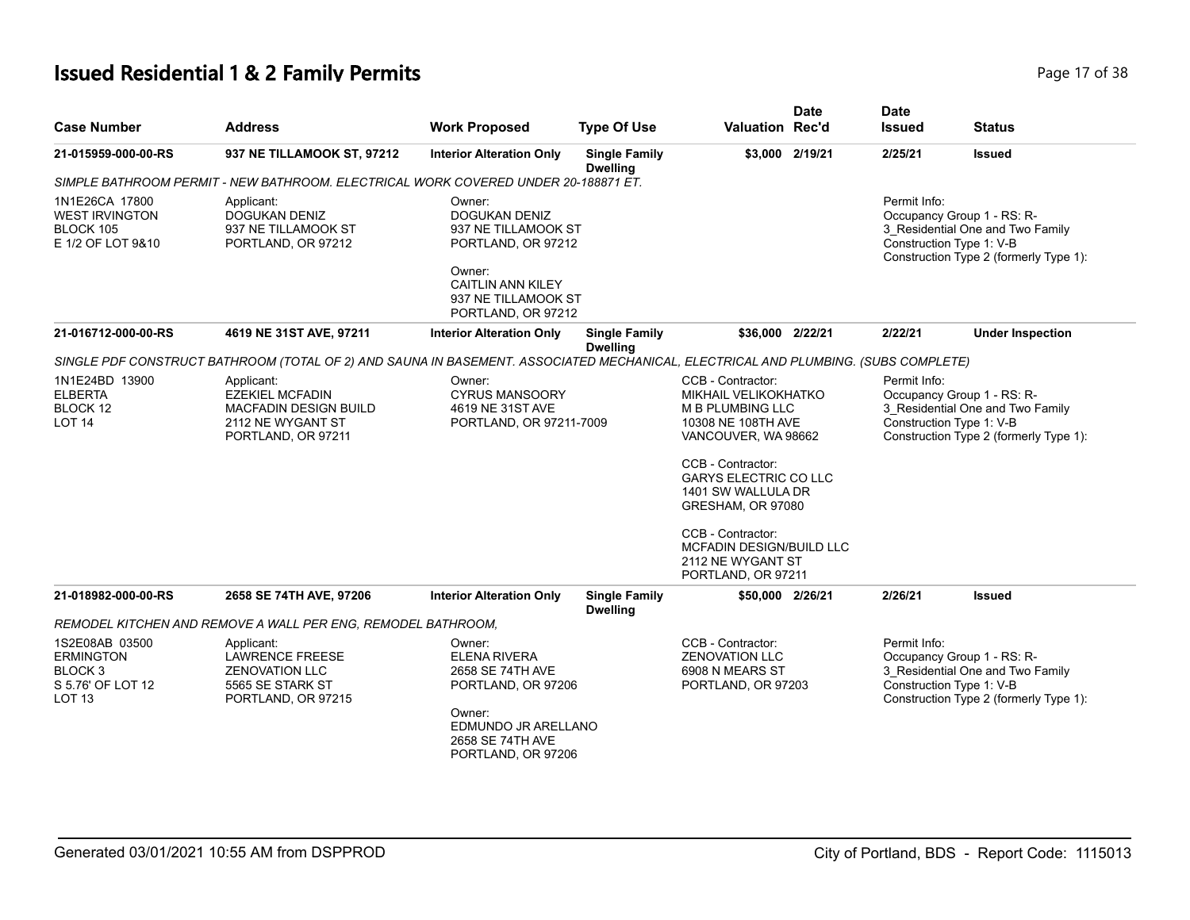# Issued Residential 1 & 2 Family Permits

| Case Number | Address | Work Proposed | Type Of Use | Valuation | Date Rec'd | Date Issued | Status |
|---|---|---|---|---|---|---|---|
| 21-015959-000-00-RS | 937 NE TILLAMOOK ST, 97212 | Interior Alteration Only | Single Family Dwelling | $3,000 | 2/19/21 | 2/25/21 | Issued |

*SIMPLE BATHROOM PERMIT - NEW BATHROOM. ELECTRICAL WORK COVERED UNDER 20-188871 ET.*

1N1E26CA 17800
WEST IRVINGTON
BLOCK 105
E 1/2 OF LOT 9&10

Applicant:
DOGUKAN DENIZ
937 NE TILLAMOOK ST
PORTLAND, OR 97212

Owner:
DOGUKAN DENIZ
937 NE TILLAMOOK ST
PORTLAND, OR 97212

Owner:
CAITLIN ANN KILEY
937 NE TILLAMOOK ST
PORTLAND, OR 97212

Permit Info:
Occupancy Group 1 - RS: R-3_Residential One and Two Family
Construction Type 1: V-B
Construction Type 2 (formerly Type 1):

| Case Number | Address | Work Proposed | Type Of Use | Valuation | Date Rec'd | Date Issued | Status |
|---|---|---|---|---|---|---|---|
| 21-016712-000-00-RS | 4619 NE 31ST AVE, 97211 | Interior Alteration Only | Single Family Dwelling | $36,000 | 2/22/21 | 2/22/21 | Under Inspection |

*SINGLE PDF CONSTRUCT BATHROOM (TOTAL OF 2) AND SAUNA IN BASEMENT. ASSOCIATED MECHANICAL, ELECTRICAL AND PLUMBING. (SUBS COMPLETE)*

1N1E24BD 13900
ELBERTA
BLOCK 12
LOT 14

Applicant:
EZEKIEL MCFADIN
MACFADIN DESIGN BUILD
2112 NE WYGANT ST
PORTLAND, OR 97211

Owner:
CYRUS MANSOORY
4619 NE 31ST AVE
PORTLAND, OR 97211-7009

CCB - Contractor:
MIKHAIL VELIKOKHATKO
M B PLUMBING LLC
10308 NE 108TH AVE
VANCOUVER, WA 98662

CCB - Contractor:
GARYS ELECTRIC CO LLC
1401 SW WALLULA DR
GRESHAM, OR 97080

CCB - Contractor:
MCFADIN DESIGN/BUILD LLC
2112 NE WYGANT ST
PORTLAND, OR 97211

Permit Info:
Occupancy Group 1 - RS: R-3_Residential One and Two Family
Construction Type 1: V-B
Construction Type 2 (formerly Type 1):

| Case Number | Address | Work Proposed | Type Of Use | Valuation | Date Rec'd | Date Issued | Status |
|---|---|---|---|---|---|---|---|
| 21-018982-000-00-RS | 2658 SE 74TH AVE, 97206 | Interior Alteration Only | Single Family Dwelling | $50,000 | 2/26/21 | 2/26/21 | Issued |

*REMODEL KITCHEN AND REMOVE A WALL PER ENG, REMODEL BATHROOM,*

1S2E08AB 03500
ERMINGTON
BLOCK 3
S 5.76' OF LOT 12
LOT 13

Applicant:
LAWRENCE FREESE
ZENOVATION LLC
5565 SE STARK ST
PORTLAND, OR 97215

Owner:
ELENA RIVERA
2658 SE 74TH AVE
PORTLAND, OR 97206

Owner:
EDMUNDO JR ARELLANO
2658 SE 74TH AVE
PORTLAND, OR 97206

CCB - Contractor:
ZENOVATION LLC
6908 N MEARS ST
PORTLAND, OR 97203

Permit Info:
Occupancy Group 1 - RS: R-3_Residential One and Two Family
Construction Type 1: V-B
Construction Type 2 (formerly Type 1):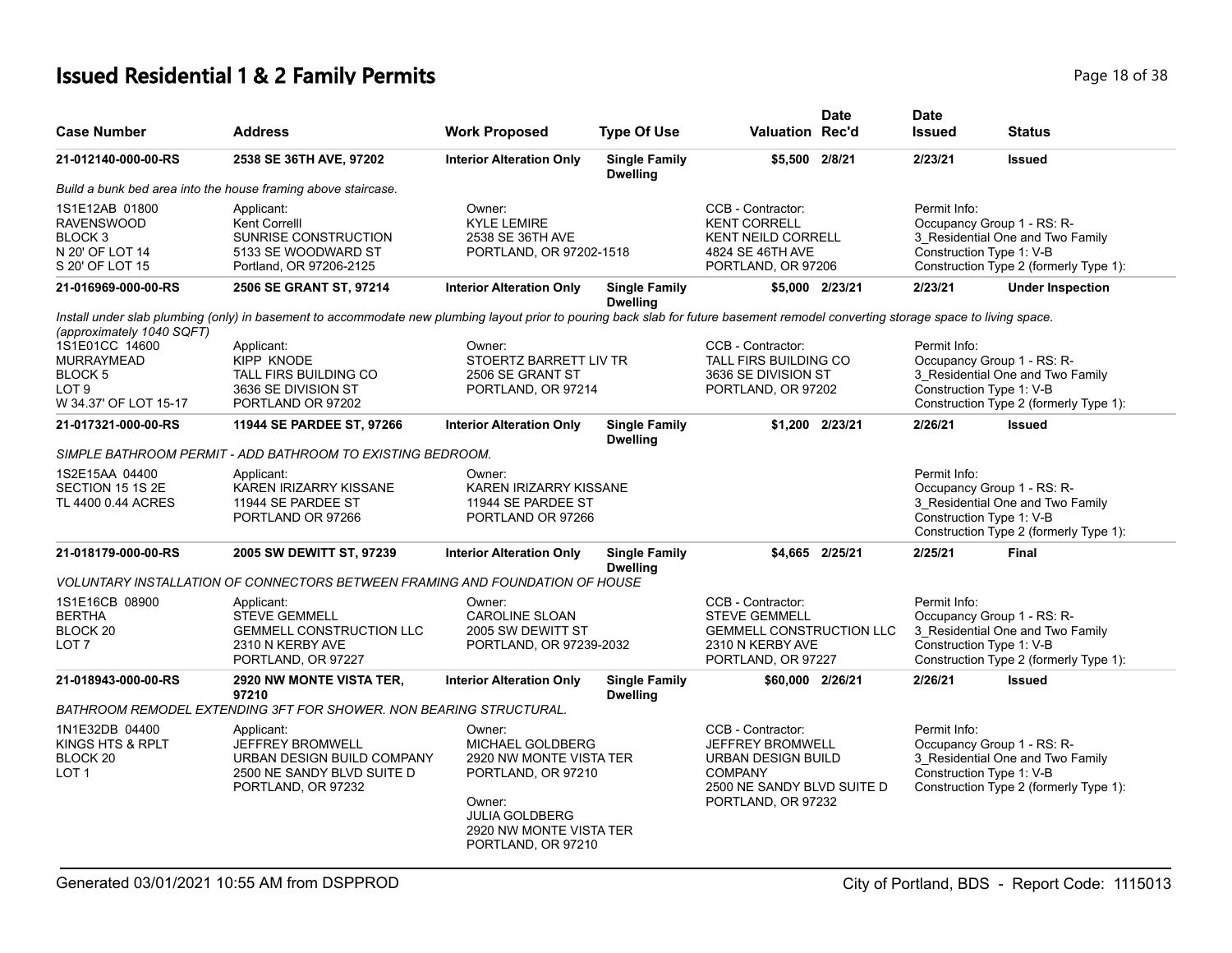# Issued Residential 1 & 2 Family Permits

| Case Number | Address | Work Proposed | Type Of Use | Valuation | Date Rec'd | Date Issued | Status |
|---|---|---|---|---|---|---|---|
| 21-012140-000-00-RS | 2538 SE 36TH AVE, 97202 | Interior Alteration Only | Single Family Dwelling | $5,500 | 2/8/21 | 2/23/21 | Issued |

*Build a bunk bed area into the house framing above staircase.*

1S1E12AB 01800
RAVENSWOOD
BLOCK 3
N 20' OF LOT 14
S 20' OF LOT 15

Applicant:
Kent Correlll
SUNRISE CONSTRUCTION
5133 SE WOODWARD ST
Portland, OR 97206-2125

Owner:
KYLE LEMIRE
2538 SE 36TH AVE
PORTLAND, OR 97202-1518

CCB - Contractor:
KENT CORRELL
KENT NEILD CORRELL
4824 SE 46TH AVE
PORTLAND, OR 97206

Permit Info:
Occupancy Group 1 - RS: R-3_Residential One and Two Family
Construction Type 1: V-B
Construction Type 2 (formerly Type 1):

| Case Number | Address | Work Proposed | Type Of Use | Valuation | Date Rec'd | Date Issued | Status |
|---|---|---|---|---|---|---|---|
| 21-016969-000-00-RS | 2506 SE GRANT ST, 97214 | Interior Alteration Only | Single Family Dwelling | $5,000 | 2/23/21 | 2/23/21 | Under Inspection |

*Install under slab plumbing (only) in basement to accommodate new plumbing layout prior to pouring back slab for future basement remodel converting storage space to living space. (approximately 1040 SQFT)*

1S1E01CC 14600
MURRAYMEAD
BLOCK 5
LOT 9
W 34.37' OF LOT 15-17

Applicant:
KIPP KNODE
TALL FIRS BUILDING CO
3636 SE DIVISION ST
PORTLAND OR 97202

Owner:
STOERTZ BARRETT LIV TR
2506 SE GRANT ST
PORTLAND, OR 97214

CCB - Contractor:
TALL FIRS BUILDING CO
3636 SE DIVISION ST
PORTLAND, OR 97202

Permit Info:
Occupancy Group 1 - RS: R-3_Residential One and Two Family
Construction Type 1: V-B
Construction Type 2 (formerly Type 1):

| Case Number | Address | Work Proposed | Type Of Use | Valuation | Date Rec'd | Date Issued | Status |
|---|---|---|---|---|---|---|---|
| 21-017321-000-00-RS | 11944 SE PARDEE ST, 97266 | Interior Alteration Only | Single Family Dwelling | $1,200 | 2/23/21 | 2/26/21 | Issued |

*SIMPLE BATHROOM PERMIT - ADD BATHROOM TO EXISTING BEDROOM.*

1S2E15AA 04400
SECTION 15 1S 2E
TL 4400 0.44 ACRES

Applicant:
KAREN IRIZARRY KISSANE
11944 SE PARDEE ST
PORTLAND OR 97266

Owner:
KAREN IRIZARRY KISSANE
11944 SE PARDEE ST
PORTLAND OR 97266

Permit Info:
Occupancy Group 1 - RS: R-3_Residential One and Two Family
Construction Type 1: V-B
Construction Type 2 (formerly Type 1):

| Case Number | Address | Work Proposed | Type Of Use | Valuation | Date Rec'd | Date Issued | Status |
|---|---|---|---|---|---|---|---|
| 21-018179-000-00-RS | 2005 SW DEWITT ST, 97239 | Interior Alteration Only | Single Family Dwelling | $4,665 | 2/25/21 | 2/25/21 | Final |

*VOLUNTARY INSTALLATION OF CONNECTORS BETWEEN FRAMING AND FOUNDATION OF HOUSE*

1S1E16CB 08900
BERTHA
BLOCK 20
LOT 7

Applicant:
STEVE GEMMELL
GEMMELL CONSTRUCTION LLC
2310 N KERBY AVE
PORTLAND, OR 97227

Owner:
CAROLINE SLOAN
2005 SW DEWITT ST
PORTLAND, OR 97239-2032

CCB - Contractor:
STEVE GEMMELL
GEMMELL CONSTRUCTION LLC
2310 N KERBY AVE
PORTLAND, OR 97227

Permit Info:
Occupancy Group 1 - RS: R-3_Residential One and Two Family
Construction Type 1: V-B
Construction Type 2 (formerly Type 1):

| Case Number | Address | Work Proposed | Type Of Use | Valuation | Date Rec'd | Date Issued | Status |
|---|---|---|---|---|---|---|---|
| 21-018943-000-00-RS | 2920 NW MONTE VISTA TER, 97210 | Interior Alteration Only | Single Family Dwelling | $60,000 | 2/26/21 | 2/26/21 | Issued |

*BATHROOM REMODEL EXTENDING 3FT FOR SHOWER. NON BEARING STRUCTURAL.*

1N1E32DB 04400
KINGS HTS & RPLT
BLOCK 20
LOT 1

Applicant:
JEFFREY BROMWELL
URBAN DESIGN BUILD COMPANY
2500 NE SANDY BLVD SUITE D
PORTLAND, OR 97232

Owner:
MICHAEL GOLDBERG
2920 NW MONTE VISTA TER
PORTLAND, OR 97210

Owner:
JULIA GOLDBERG
2920 NW MONTE VISTA TER
PORTLAND, OR 97210

CCB - Contractor:
JEFFREY BROMWELL
URBAN DESIGN BUILD COMPANY
2500 NE SANDY BLVD SUITE D
PORTLAND, OR 97232

Permit Info:
Occupancy Group 1 - RS: R-3_Residential One and Two Family
Construction Type 1: V-B
Construction Type 2 (formerly Type 1):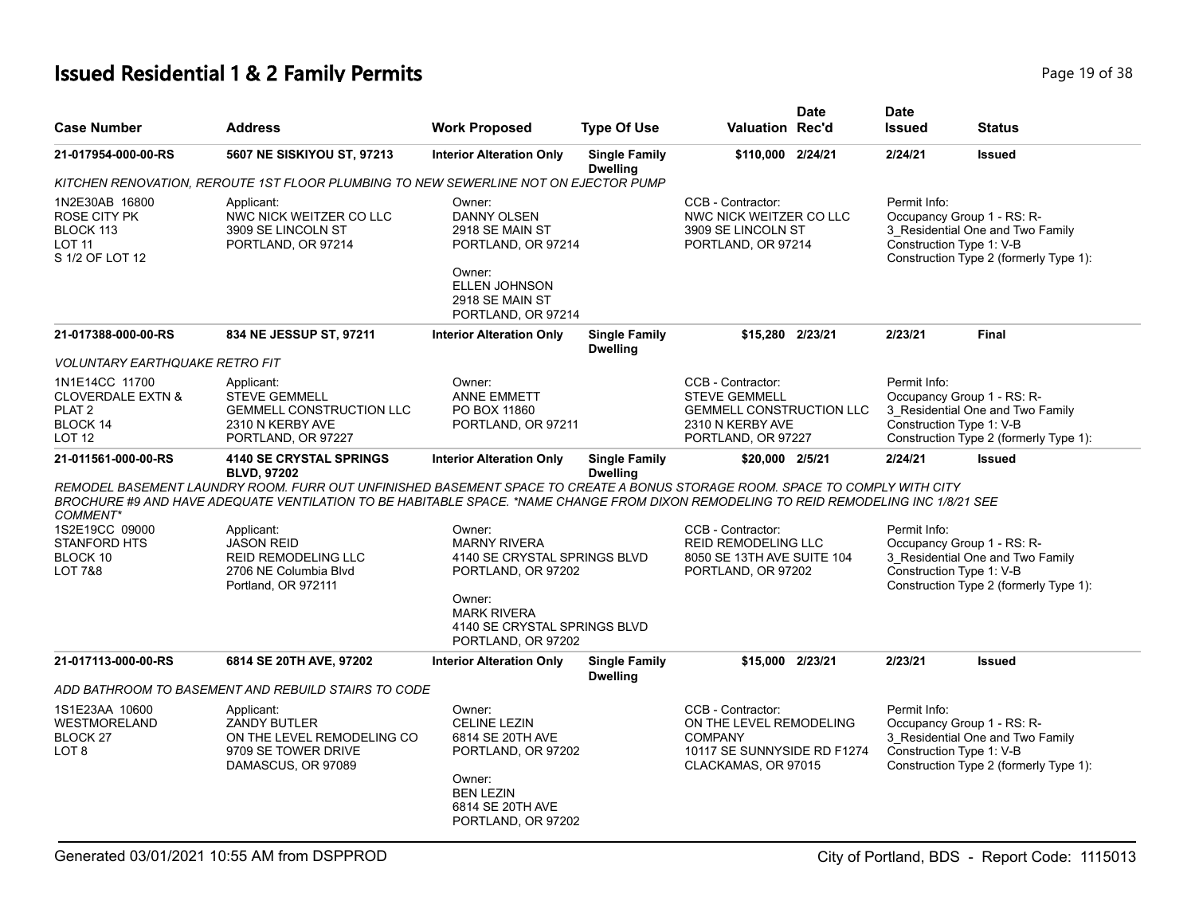# Issued Residential 1 & 2 Family Permits

| Case Number | Address | Work Proposed | Type Of Use | Valuation | Date Rec'd | Date Issued | Status |
|---|---|---|---|---|---|---|---|
| **21-017954-000-00-RS** | **5607 NE SISKIYOU ST, 97213** | **Interior Alteration Only** | **Single Family Dwelling** | **$110,000** | **2/24/21** | **2/24/21** | **Issued** |

*KITCHEN RENOVATION, REROUTE 1ST FLOOR PLUMBING TO NEW SEWERLINE NOT ON EJECTOR PUMP*

| | | | | |
|---|---|---|---|---|
| 1N2E30AB 16800<br>ROSE CITY PK<br>BLOCK 113<br>LOT 11<br>S 1/2 OF LOT 12 | Applicant:<br>NWC NICK WEITZER CO LLC<br>3909 SE LINCOLN ST<br>PORTLAND, OR 97214 | Owner:<br>DANNY OLSEN<br>2918 SE MAIN ST<br>PORTLAND, OR 97214<br><br>Owner:<br>ELLEN JOHNSON<br>2918 SE MAIN ST<br>PORTLAND, OR 97214 | CCB - Contractor:<br>NWC NICK WEITZER CO LLC<br>3909 SE LINCOLN ST<br>PORTLAND, OR 97214 | Permit Info:<br>Occupancy Group 1 - RS: R-3_Residential One and Two Family<br>Construction Type 1: V-B<br>Construction Type 2 (formerly Type 1): |

| Case Number | Address | Work Proposed | Type Of Use | Valuation | Date Rec'd | Date Issued | Status |
|---|---|---|---|---|---|---|---|
| **21-017388-000-00-RS** | **834 NE JESSUP ST, 97211** | **Interior Alteration Only** | **Single Family Dwelling** | **$15,280** | **2/23/21** | **2/23/21** | **Final** |

*VOLUNTARY EARTHQUAKE RETRO FIT*

| | | | | |
|---|---|---|---|---|
| 1N1E14CC 11700<br>CLOVERDALE EXTN &<br>PLAT 2<br>BLOCK 14<br>LOT 12 | Applicant:<br>STEVE GEMMELL<br>GEMMELL CONSTRUCTION LLC<br>2310 N KERBY AVE<br>PORTLAND, OR 97227 | Owner:<br>ANNE EMMETT<br>PO BOX 11860<br>PORTLAND, OR 97211 | CCB - Contractor:<br>STEVE GEMMELL<br>GEMMELL CONSTRUCTION LLC<br>2310 N KERBY AVE<br>PORTLAND, OR 97227 | Permit Info:<br>Occupancy Group 1 - RS: R-3_Residential One and Two Family<br>Construction Type 1: V-B<br>Construction Type 2 (formerly Type 1): |

| Case Number | Address | Work Proposed | Type Of Use | Valuation | Date Rec'd | Date Issued | Status |
|---|---|---|---|---|---|---|---|
| **21-011561-000-00-RS** | **4140 SE CRYSTAL SPRINGS BLVD, 97202** | **Interior Alteration Only** | **Single Family Dwelling** | **$20,000** | **2/5/21** | **2/24/21** | **Issued** |

*REMODEL BASEMENT LAUNDRY ROOM. FURR OUT UNFINISHED BASEMENT SPACE TO CREATE A BONUS STORAGE ROOM. SPACE TO COMPLY WITH CITY BROCHURE #9 AND HAVE ADEQUATE VENTILATION TO BE HABITABLE SPACE. *NAME CHANGE FROM DIXON REMODELING TO REID REMODELING INC 1/8/21 SEE COMMENT**

| | | | | |
|---|---|---|---|---|
| 1S2E19CC 09000<br>STANFORD HTS<br>BLOCK 10<br>LOT 7&8 | Applicant:<br>JASON REID<br>REID REMODELING LLC<br>2706 NE Columbia Blvd<br>Portland, OR 972111 | Owner:<br>MARNY RIVERA<br>4140 SE CRYSTAL SPRINGS BLVD<br>PORTLAND, OR 97202<br><br>Owner:<br>MARK RIVERA<br>4140 SE CRYSTAL SPRINGS BLVD<br>PORTLAND, OR 97202 | CCB - Contractor:<br>REID REMODELING LLC<br>8050 SE 13TH AVE SUITE 104<br>PORTLAND, OR 97202 | Permit Info:<br>Occupancy Group 1 - RS: R-3_Residential One and Two Family<br>Construction Type 1: V-B<br>Construction Type 2 (formerly Type 1): |

| Case Number | Address | Work Proposed | Type Of Use | Valuation | Date Rec'd | Date Issued | Status |
|---|---|---|---|---|---|---|---|
| **21-017113-000-00-RS** | **6814 SE 20TH AVE, 97202** | **Interior Alteration Only** | **Single Family Dwelling** | **$15,000** | **2/23/21** | **2/23/21** | **Issued** |

*ADD BATHROOM TO BASEMENT AND REBUILD STAIRS TO CODE*

| | | | | |
|---|---|---|---|---|
| 1S1E23AA 10600<br>WESTMORELAND<br>BLOCK 27<br>LOT 8 | Applicant:<br>ZANDY BUTLER<br>ON THE LEVEL REMODELING CO<br>9709 SE TOWER DRIVE<br>DAMASCUS, OR 97089 | Owner:<br>CELINE LEZIN<br>6814 SE 20TH AVE<br>PORTLAND, OR 97202<br><br>Owner:<br>BEN LEZIN<br>6814 SE 20TH AVE<br>PORTLAND, OR 97202 | CCB - Contractor:<br>ON THE LEVEL REMODELING COMPANY<br>10117 SE SUNNYSIDE RD F1274<br>CLACKAMAS, OR 97015 | Permit Info:<br>Occupancy Group 1 - RS: R-3_Residential One and Two Family<br>Construction Type 1: V-B<br>Construction Type 2 (formerly Type 1): |

Generated 03/01/2021 10:55 AM from DSPPROD — City of Portland, BDS - Report Code: 1115013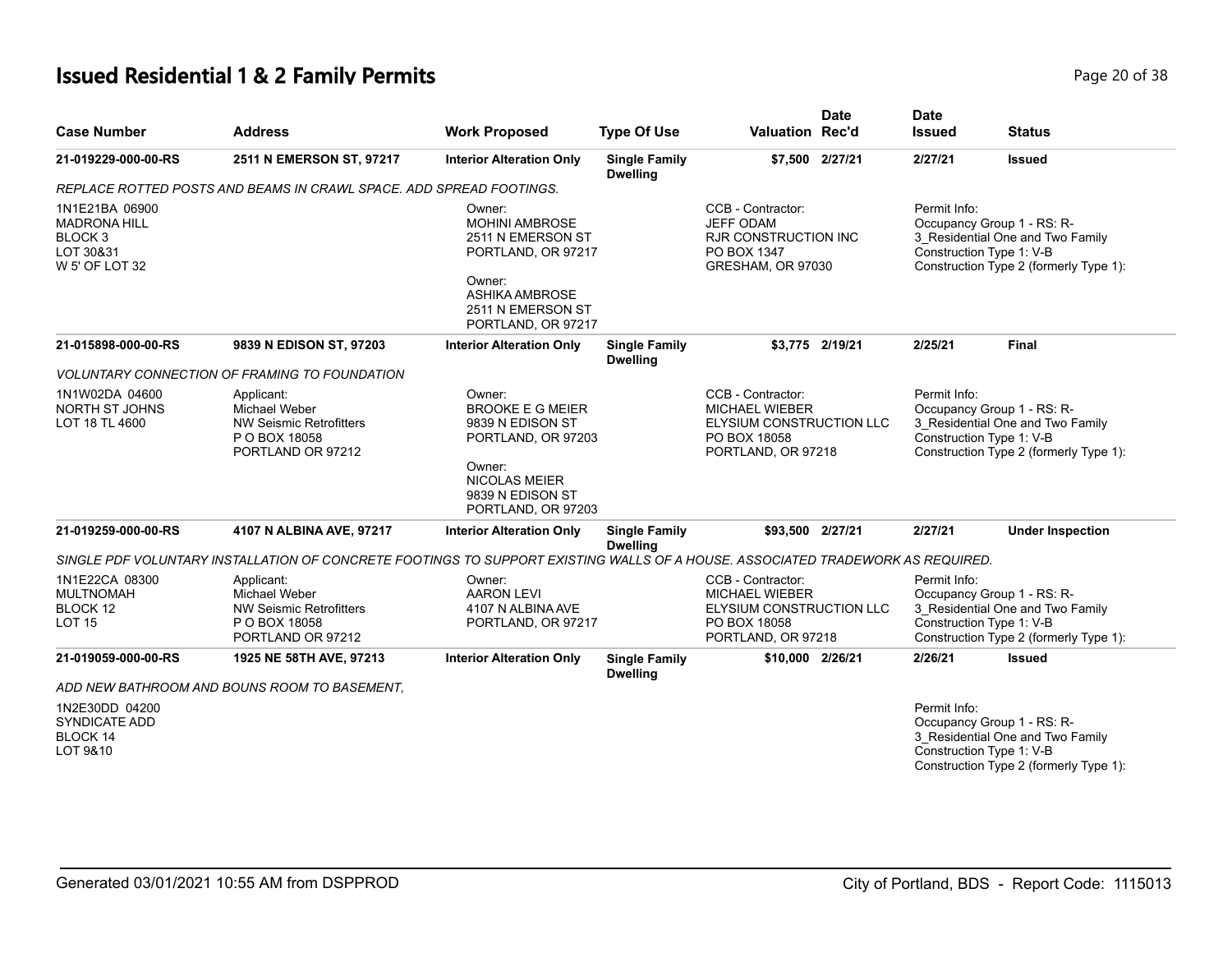# Issued Residential 1 & 2 Family Permits

| Case Number | Address | Work Proposed | Type Of Use | Valuation | Date Rec'd | Date Issued | Status |
|---|---|---|---|---|---|---|---|
| 21-019229-000-00-RS | 2511 N EMERSON ST, 97217 | Interior Alteration Only | Single Family Dwelling | $7,500 | 2/27/21 | 2/27/21 | Issued |

*REPLACE ROTTED POSTS AND BEAMS IN CRAWL SPACE. ADD SPREAD FOOTINGS.*

1N1E21BA 06900
MADRONA HILL
BLOCK 3
LOT 30&31
W 5' OF LOT 32

Owner:
MOHINI AMBROSE
2511 N EMERSON ST
PORTLAND, OR 97217

Owner:
ASHIKA AMBROSE
2511 N EMERSON ST
PORTLAND, OR 97217

CCB - Contractor:
JEFF ODAM
RJR CONSTRUCTION INC
PO BOX 1347
GRESHAM, OR 97030

Permit Info:
Occupancy Group 1 - RS: R-3_Residential One and Two Family
Construction Type 1: V-B
Construction Type 2 (formerly Type 1):

| Case Number | Address | Work Proposed | Type Of Use | Valuation | Date Rec'd | Date Issued | Status |
|---|---|---|---|---|---|---|---|
| 21-015898-000-00-RS | 9839 N EDISON ST, 97203 | Interior Alteration Only | Single Family Dwelling | $3,775 | 2/19/21 | 2/25/21 | Final |

*VOLUNTARY CONNECTION OF FRAMING TO FOUNDATION*

1N1W02DA 04600
NORTH ST JOHNS
LOT 18 TL 4600

Applicant:
Michael Weber
NW Seismic Retrofitters
P O BOX 18058
PORTLAND OR 97212

Owner:
BROOKE E G MEIER
9839 N EDISON ST
PORTLAND, OR 97203

Owner:
NICOLAS MEIER
9839 N EDISON ST
PORTLAND, OR 97203

CCB - Contractor:
MICHAEL WIEBER
ELYSIUM CONSTRUCTION LLC
PO BOX 18058
PORTLAND, OR 97218

Permit Info:
Occupancy Group 1 - RS: R-3_Residential One and Two Family
Construction Type 1: V-B
Construction Type 2 (formerly Type 1):

| Case Number | Address | Work Proposed | Type Of Use | Valuation | Date Rec'd | Date Issued | Status |
|---|---|---|---|---|---|---|---|
| 21-019259-000-00-RS | 4107 N ALBINA AVE, 97217 | Interior Alteration Only | Single Family Dwelling | $93,500 | 2/27/21 | 2/27/21 | Under Inspection |

*SINGLE PDF VOLUNTARY INSTALLATION OF CONCRETE FOOTINGS TO SUPPORT EXISTING WALLS OF A HOUSE. ASSOCIATED TRADEWORK AS REQUIRED.*

1N1E22CA 08300
MULTNOMAH
BLOCK 12
LOT 15

Applicant:
Michael Weber
NW Seismic Retrofitters
P O BOX 18058
PORTLAND OR 97212

Owner:
AARON LEVI
4107 N ALBINA AVE
PORTLAND, OR 97217

CCB - Contractor:
MICHAEL WIEBER
ELYSIUM CONSTRUCTION LLC
PO BOX 18058
PORTLAND, OR 97218

Permit Info:
Occupancy Group 1 - RS: R-3_Residential One and Two Family
Construction Type 1: V-B
Construction Type 2 (formerly Type 1):

| Case Number | Address | Work Proposed | Type Of Use | Valuation | Date Rec'd | Date Issued | Status |
|---|---|---|---|---|---|---|---|
| 21-019059-000-00-RS | 1925 NE 58TH AVE, 97213 | Interior Alteration Only | Single Family Dwelling | $10,000 | 2/26/21 | 2/26/21 | Issued |

*ADD NEW BATHROOM AND BOUNS ROOM TO BASEMENT,*

1N2E30DD 04200
SYNDICATE ADD
BLOCK 14
LOT 9&10

Permit Info:
Occupancy Group 1 - RS: R-3_Residential One and Two Family
Construction Type 1: V-B
Construction Type 2 (formerly Type 1):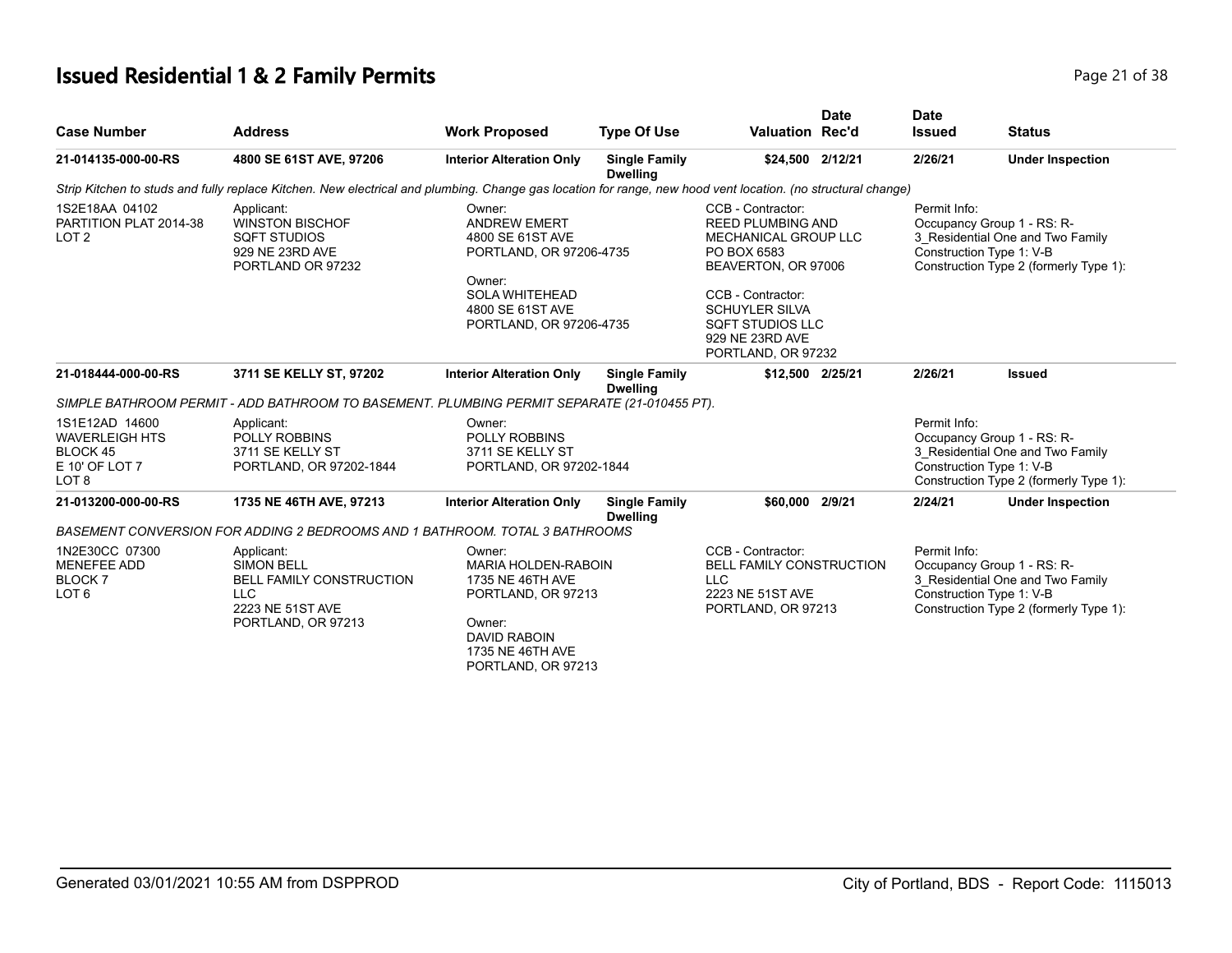# Issued Residential 1 & 2 Family Permits

| Case Number | Address | Work Proposed | Type Of Use | Valuation | Date Rec'd | Date Issued | Status |
|---|---|---|---|---|---|---|---|
| **21-014135-000-00-RS** | **4800 SE 61ST AVE, 97206** | **Interior Alteration Only** | **Single Family Dwelling** | **$24,500** | **2/12/21** | **2/26/21** | **Under Inspection** |

*Strip Kitchen to studs and fully replace Kitchen. New electrical and plumbing. Change gas location for range, new hood vent location. (no structural change)*

1S2E18AA 04102
PARTITION PLAT 2014-38
LOT 2

Applicant:
WINSTON BISCHOF
SQFT STUDIOS
929 NE 23RD AVE
PORTLAND OR 97232

Owner:
ANDREW EMERT
4800 SE 61ST AVE
PORTLAND, OR 97206-4735

Owner:
SOLA WHITEHEAD
4800 SE 61ST AVE
PORTLAND, OR 97206-4735

CCB - Contractor:
REED PLUMBING AND MECHANICAL GROUP LLC
PO BOX 6583
BEAVERTON, OR 97006

CCB - Contractor:
SCHUYLER SILVA
SQFT STUDIOS LLC
929 NE 23RD AVE
PORTLAND, OR 97232

Permit Info:
Occupancy Group 1 - RS: R-3_Residential One and Two Family
Construction Type 1: V-B
Construction Type 2 (formerly Type 1):

| Case Number | Address | Work Proposed | Type Of Use | Valuation | Date Rec'd | Date Issued | Status |
|---|---|---|---|---|---|---|---|
| **21-018444-000-00-RS** | **3711 SE KELLY ST, 97202** | **Interior Alteration Only** | **Single Family Dwelling** | **$12,500** | **2/25/21** | **2/26/21** | **Issued** |

*SIMPLE BATHROOM PERMIT - ADD BATHROOM TO BASEMENT. PLUMBING PERMIT SEPARATE (21-010455 PT).*

1S1E12AD 14600
WAVERLEIGH HTS
BLOCK 45
E 10' OF LOT 7
LOT 8

Applicant:
POLLY ROBBINS
3711 SE KELLY ST
PORTLAND, OR 97202-1844

Owner:
POLLY ROBBINS
3711 SE KELLY ST
PORTLAND, OR 97202-1844

Permit Info:
Occupancy Group 1 - RS: R-3_Residential One and Two Family
Construction Type 1: V-B
Construction Type 2 (formerly Type 1):

| Case Number | Address | Work Proposed | Type Of Use | Valuation | Date Rec'd | Date Issued | Status |
|---|---|---|---|---|---|---|---|
| **21-013200-000-00-RS** | **1735 NE 46TH AVE, 97213** | **Interior Alteration Only** | **Single Family Dwelling** | **$60,000** | **2/9/21** | **2/24/21** | **Under Inspection** |

*BASEMENT CONVERSION FOR ADDING 2 BEDROOMS AND 1 BATHROOM. TOTAL 3 BATHROOMS*

1N2E30CC 07300
MENEFEE ADD
BLOCK 7
LOT 6

Applicant:
SIMON BELL
BELL FAMILY CONSTRUCTION LLC
2223 NE 51ST AVE
PORTLAND, OR 97213

Owner:
MARIA HOLDEN-RABOIN
1735 NE 46TH AVE
PORTLAND, OR 97213

Owner:
DAVID RABOIN
1735 NE 46TH AVE
PORTLAND, OR 97213

CCB - Contractor:
BELL FAMILY CONSTRUCTION LLC
2223 NE 51ST AVE
PORTLAND, OR 97213

Permit Info:
Occupancy Group 1 - RS: R-3_Residential One and Two Family
Construction Type 1: V-B
Construction Type 2 (formerly Type 1):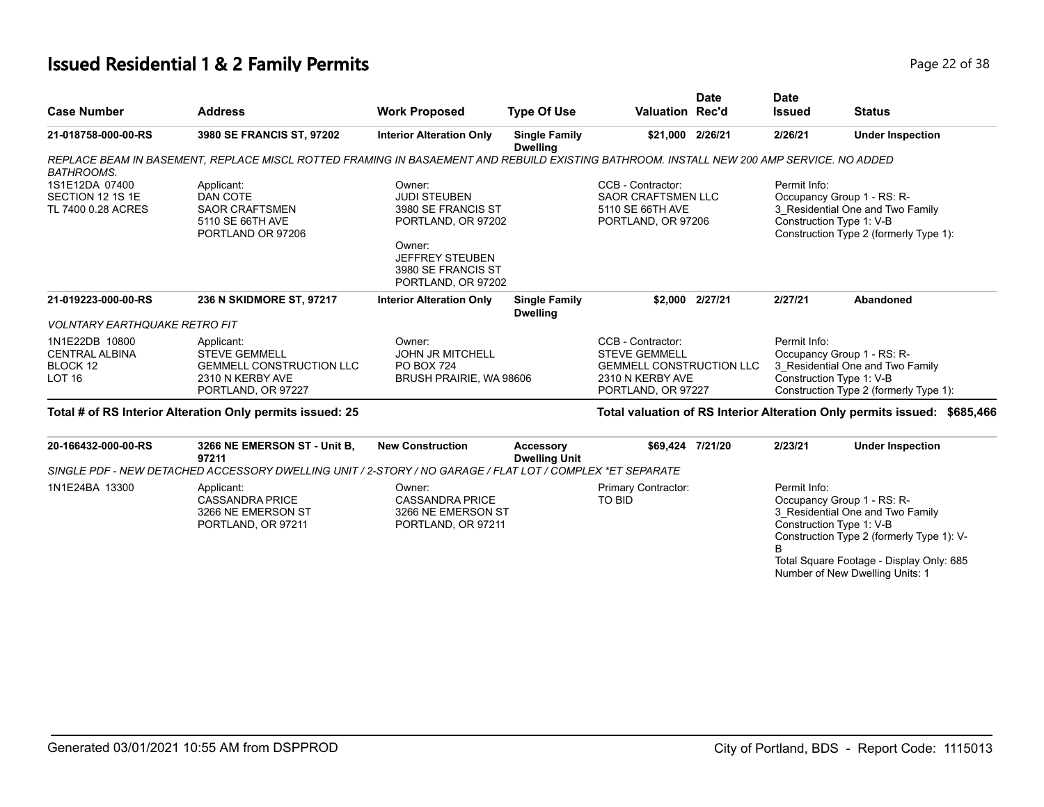# Issued Residential 1 & 2 Family Permits

| Case Number | Address | Work Proposed | Type Of Use | Valuation | Date Rec'd | Date Issued | Status |
|---|---|---|---|---|---|---|---|
| 21-018758-000-00-RS | 3980 SE FRANCIS ST, 97202 | Interior Alteration Only | Single Family Dwelling | $21,000 | 2/26/21 | 2/26/21 | Under Inspection |

*REPLACE BEAM IN BASEMENT, REPLACE MISCL ROTTED FRAMING IN BASAEMENT AND REBUILD EXISTING BATHROOM. INSTALL NEW 200 AMP SERVICE. NO ADDED BATHROOMS.*

1S1E12DA 07400
SECTION 12 1S 1E
TL 7400 0.28 ACRES

Applicant:
DAN COTE
SAOR CRAFTSMEN
5110 SE 66TH AVE
PORTLAND OR 97206

Owner:
JUDI STEUBEN
3980 SE FRANCIS ST
PORTLAND, OR 97202

Owner:
JEFFREY STEUBEN
3980 SE FRANCIS ST
PORTLAND, OR 97202

CCB - Contractor:
SAOR CRAFTSMEN LLC
5110 SE 66TH AVE
PORTLAND, OR 97206

Permit Info:
Occupancy Group 1 - RS: R-3_Residential One and Two Family
Construction Type 1: V-B
Construction Type 2 (formerly Type 1):

| Case Number | Address | Work Proposed | Type Of Use | Valuation | Date Rec'd | Date Issued | Status |
|---|---|---|---|---|---|---|---|
| 21-019223-000-00-RS | 236 N SKIDMORE ST, 97217 | Interior Alteration Only | Single Family Dwelling | $2,000 | 2/27/21 | 2/27/21 | Abandoned |

*VOLNTARY EARTHQUAKE RETRO FIT*

1N1E22DB 10800
CENTRAL ALBINA
BLOCK 12
LOT 16

Applicant:
STEVE GEMMELL
GEMMELL CONSTRUCTION LLC
2310 N KERBY AVE
PORTLAND, OR 97227

Owner:
JOHN JR MITCHELL
PO BOX 724
BRUSH PRAIRIE, WA 98606

CCB - Contractor:
STEVE GEMMELL
GEMMELL CONSTRUCTION LLC
2310 N KERBY AVE
PORTLAND, OR 97227

Permit Info:
Occupancy Group 1 - RS: R-3_Residential One and Two Family
Construction Type 1: V-B
Construction Type 2 (formerly Type 1):

**Total # of RS Interior Alteration Only permits issued: 25**

**Total valuation of RS Interior Alteration Only permits issued: $685,466**

| Case Number | Address | Work Proposed | Type Of Use | Valuation | Date Rec'd | Date Issued | Status |
|---|---|---|---|---|---|---|---|
| 20-166432-000-00-RS | 3266 NE EMERSON ST - Unit B, 97211 | New Construction | Accessory Dwelling Unit | $69,424 | 7/21/20 | 2/23/21 | Under Inspection |

*SINGLE PDF - NEW DETACHED ACCESSORY DWELLING UNIT / 2-STORY / NO GARAGE / FLAT LOT / COMPLEX *ET SEPARATE*

1N1E24BA 13300

Applicant:
CASSANDRA PRICE
3266 NE EMERSON ST
PORTLAND, OR 97211

Owner:
CASSANDRA PRICE
3266 NE EMERSON ST
PORTLAND, OR 97211

Primary Contractor:
TO BID

Permit Info:
Occupancy Group 1 - RS: R-3_Residential One and Two Family
Construction Type 1: V-B
Construction Type 2 (formerly Type 1): V-B
Total Square Footage - Display Only: 685
Number of New Dwelling Units: 1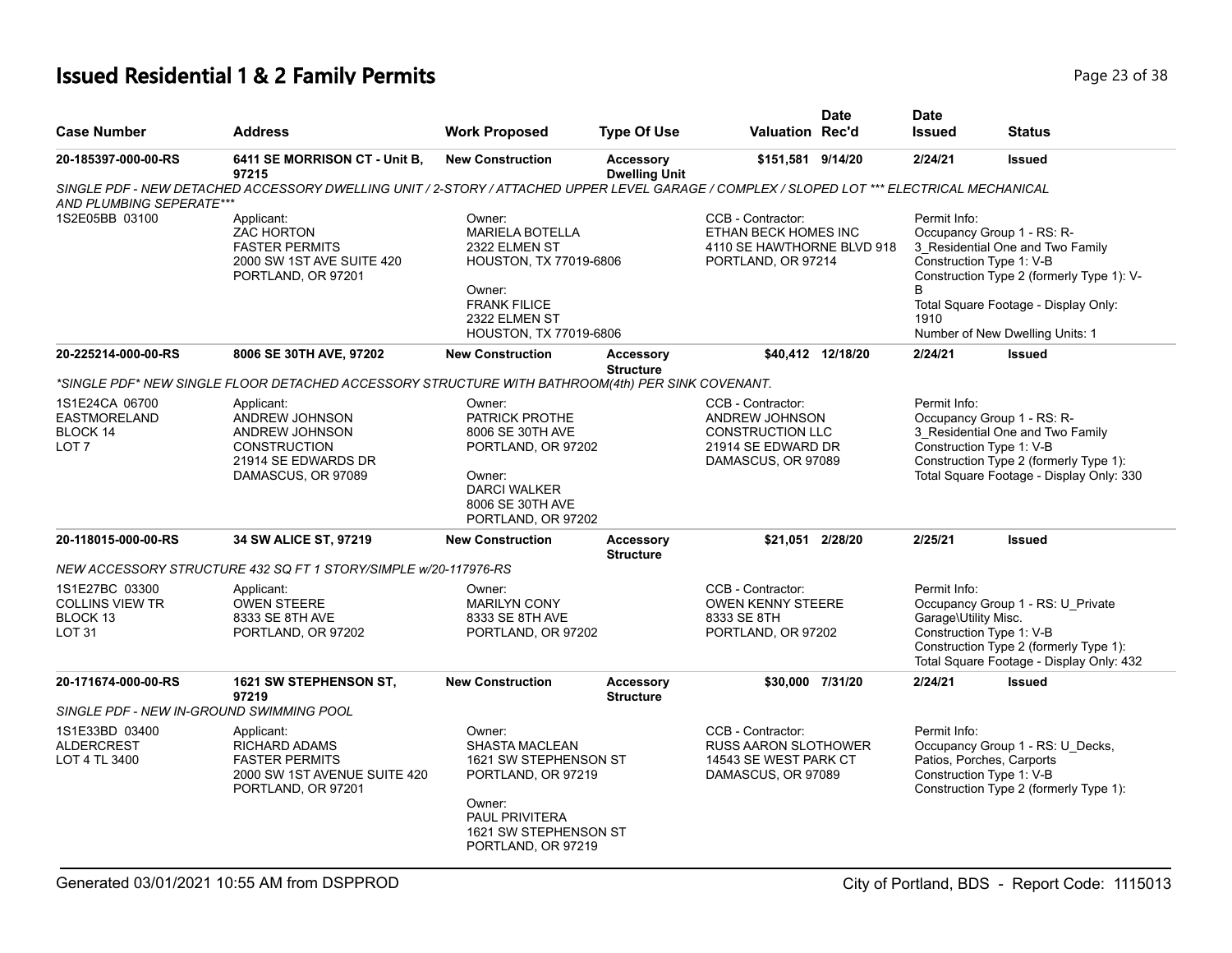# Issued Residential 1 & 2 Family Permits

| Case Number | Address | Work Proposed | Type Of Use | Valuation | Date Rec'd | Date Issued | Status |
|---|---|---|---|---|---|---|---|
| 20-185397-000-00-RS | 6411 SE MORRISON CT - Unit B, 97215 | New Construction | Accessory Dwelling Unit | $151,581 | 9/14/20 | 2/24/21 | Issued |

*SINGLE PDF - NEW DETACHED ACCESSORY DWELLING UNIT / 2-STORY / ATTACHED UPPER LEVEL GARAGE / COMPLEX / SLOPED LOT *** ELECTRICAL MECHANICAL AND PLUMBING SEPERATE****

1S2E05BB 03100

Applicant:
ZAC HORTON
FASTER PERMITS
2000 SW 1ST AVE SUITE 420
PORTLAND, OR 97201

Owner:
MARIELA BOTELLA
2322 ELMEN ST
HOUSTON, TX 77019-6806

Owner:
FRANK FILICE
2322 ELMEN ST
HOUSTON, TX 77019-6806

CCB - Contractor:
ETHAN BECK HOMES INC
4110 SE HAWTHORNE BLVD 918
PORTLAND, OR 97214

Permit Info:
Occupancy Group 1 - RS: R-3_Residential One and Two Family
Construction Type 1: V-B
Construction Type 2 (formerly Type 1): V-B
Total Square Footage - Display Only: 1910
Number of New Dwelling Units: 1

| Case Number | Address | Work Proposed | Type Of Use | Valuation | Date Rec'd | Date Issued | Status |
|---|---|---|---|---|---|---|---|
| 20-225214-000-00-RS | 8006 SE 30TH AVE, 97202 | New Construction | Accessory Structure | $40,412 | 12/18/20 | 2/24/21 | Issued |

**SINGLE PDF* NEW SINGLE FLOOR DETACHED ACCESSORY STRUCTURE WITH BATHROOM(4th) PER SINK COVENANT.*

1S1E24CA 06700
EASTMORELAND
BLOCK 14
LOT 7

Applicant:
ANDREW JOHNSON
ANDREW JOHNSON CONSTRUCTION
21914 SE EDWARDS DR
DAMASCUS, OR 97089

Owner:
PATRICK PROTHE
8006 SE 30TH AVE
PORTLAND, OR 97202

Owner:
DARCI WALKER
8006 SE 30TH AVE
PORTLAND, OR 97202

CCB - Contractor:
ANDREW JOHNSON CONSTRUCTION LLC
21914 SE EDWARD DR
DAMASCUS, OR 97089

Permit Info:
Occupancy Group 1 - RS: R-3_Residential One and Two Family
Construction Type 1: V-B
Construction Type 2 (formerly Type 1):
Total Square Footage - Display Only: 330

| Case Number | Address | Work Proposed | Type Of Use | Valuation | Date Rec'd | Date Issued | Status |
|---|---|---|---|---|---|---|---|
| 20-118015-000-00-RS | 34 SW ALICE ST, 97219 | New Construction | Accessory Structure | $21,051 | 2/28/20 | 2/25/21 | Issued |

*NEW ACCESSORY STRUCTURE 432 SQ FT 1 STORY/SIMPLE w/20-117976-RS*

1S1E27BC 03300
COLLINS VIEW TR
BLOCK 13
LOT 31

Applicant:
OWEN STEERE
8333 SE 8TH AVE
PORTLAND, OR 97202

Owner:
MARILYN CONY
8333 SE 8TH AVE
PORTLAND, OR 97202

CCB - Contractor:
OWEN KENNY STEERE
8333 SE 8TH
PORTLAND, OR 97202

Permit Info:
Occupancy Group 1 - RS: U_Private Garage\Utility Misc.
Construction Type 1: V-B
Construction Type 2 (formerly Type 1):
Total Square Footage - Display Only: 432

| Case Number | Address | Work Proposed | Type Of Use | Valuation | Date Rec'd | Date Issued | Status |
|---|---|---|---|---|---|---|---|
| 20-171674-000-00-RS | 1621 SW STEPHENSON ST, 97219 | New Construction | Accessory Structure | $30,000 | 7/31/20 | 2/24/21 | Issued |

*SINGLE PDF - NEW IN-GROUND SWIMMING POOL*

1S1E33BD 03400
ALDERCREST
LOT 4 TL 3400

Applicant:
RICHARD ADAMS
FASTER PERMITS
2000 SW 1ST AVENUE SUITE 420
PORTLAND, OR 97201

Owner:
SHASTA MACLEAN
1621 SW STEPHENSON ST
PORTLAND, OR 97219

Owner:
PAUL PRIVITERA
1621 SW STEPHENSON ST
PORTLAND, OR 97219

CCB - Contractor:
RUSS AARON SLOTHOWER
14543 SE WEST PARK CT
DAMASCUS, OR 97089

Permit Info:
Occupancy Group 1 - RS: U_Decks, Patios, Porches, Carports
Construction Type 1: V-B
Construction Type 2 (formerly Type 1):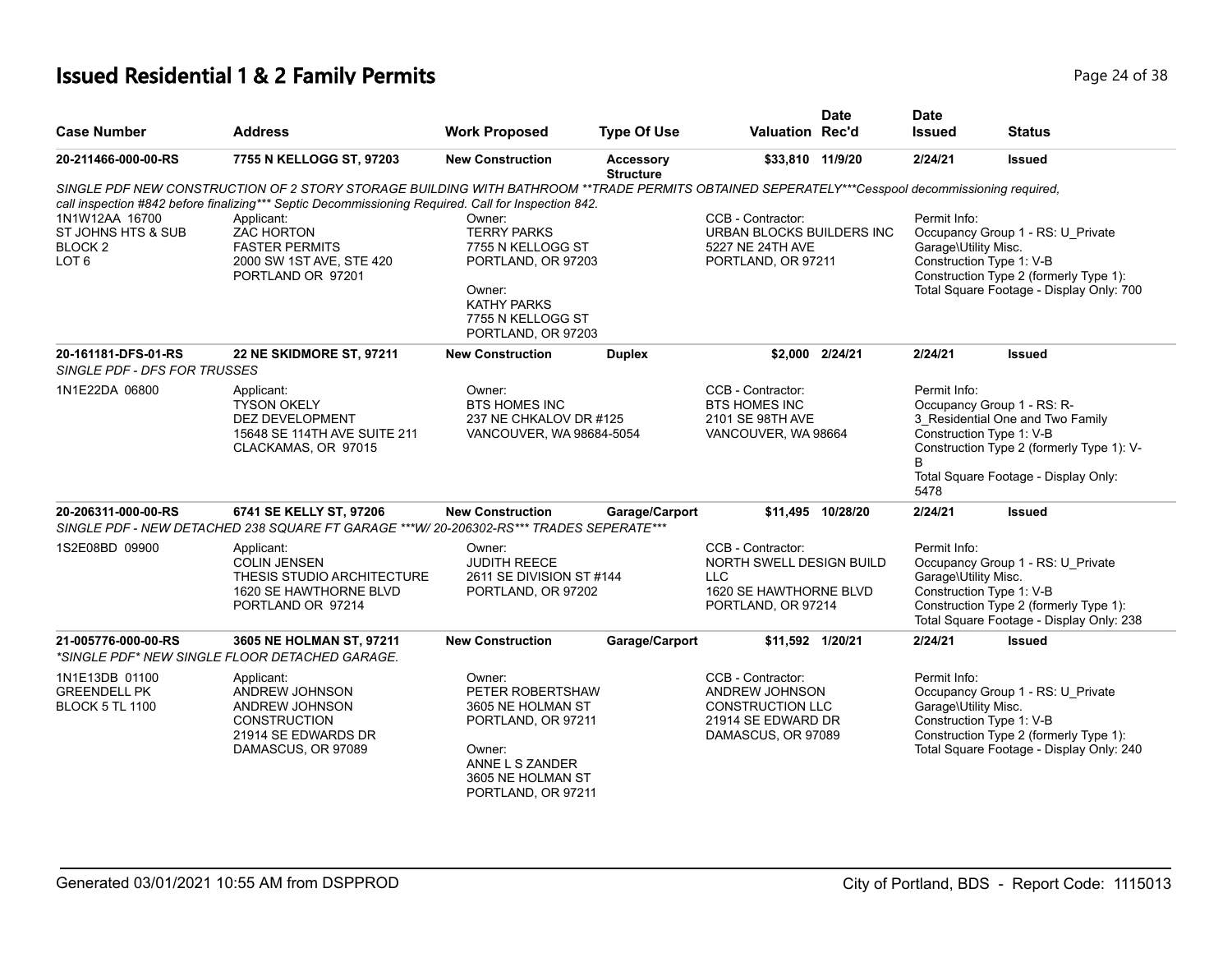# Issued Residential 1 & 2 Family Permits

| Case Number | Address | Work Proposed | Type Of Use | Valuation | Date Rec'd | Date Issued | Status |
|---|---|---|---|---|---|---|---|
| 20-211466-000-00-RS | 7755 N KELLOGG ST, 97203 | New Construction | Accessory Structure | $33,810 | 11/9/20 | 2/24/21 | Issued |
| *SINGLE PDF NEW CONSTRUCTION OF 2 STORY STORAGE BUILDING WITH BATHROOM **TRADE PERMITS OBTAINED SEPERATELY***Cesspool decommissioning required, call inspection #842 before finalizing*** Septic Decommissioning Required. Call for Inspection 842.* | | | | | | | |
| 1N1W12AA 16700<br>ST JOHNS HTS & SUB<br>BLOCK 2<br>LOT 6 | Applicant:<br>ZAC HORTON<br>FASTER PERMITS<br>2000 SW 1ST AVE, STE 420<br>PORTLAND OR 97201 | Owner:<br>TERRY PARKS<br>7755 N KELLOGG ST<br>PORTLAND, OR 97203<br><br>Owner:<br>KATHY PARKS<br>7755 N KELLOGG ST<br>PORTLAND, OR 97203 | | CCB - Contractor:<br>URBAN BLOCKS BUILDERS INC<br>5227 NE 24TH AVE<br>PORTLAND, OR 97211 | | Permit Info:<br>Occupancy Group 1 - RS: U_Private Garage\Utility Misc.<br>Construction Type 1: V-B<br>Construction Type 2 (formerly Type 1):<br>Total Square Footage - Display Only: 700 | |
| 20-161181-DFS-01-RS | 22 NE SKIDMORE ST, 97211 | New Construction | Duplex | $2,000 | 2/24/21 | 2/24/21 | Issued |
| *SINGLE PDF - DFS FOR TRUSSES* | | | | | | | |
| 1N1E22DA 06800 | Applicant:<br>TYSON OKELY<br>DEZ DEVELOPMENT<br>15648 SE 114TH AVE SUITE 211<br>CLACKAMAS, OR 97015 | Owner:<br>BTS HOMES INC<br>237 NE CHKALOV DR #125<br>VANCOUVER, WA 98684-5054 | | CCB - Contractor:<br>BTS HOMES INC<br>2101 SE 98TH AVE<br>VANCOUVER, WA 98664 | | Permit Info:<br>Occupancy Group 1 - RS: R-3_Residential One and Two Family<br>Construction Type 1: V-B<br>Construction Type 2 (formerly Type 1): V-B<br>Total Square Footage - Display Only: 5478 | |
| 20-206311-000-00-RS | 6741 SE KELLY ST, 97206 | New Construction | Garage/Carport | $11,495 | 10/28/20 | 2/24/21 | Issued |
| *SINGLE PDF - NEW DETACHED 238 SQUARE FT GARAGE ***W/ 20-206302-RS*** TRADES SEPERATE**** | | | | | | | |
| 1S2E08BD 09900 | Applicant:<br>COLIN JENSEN<br>THESIS STUDIO ARCHITECTURE<br>1620 SE HAWTHORNE BLVD<br>PORTLAND OR 97214 | Owner:<br>JUDITH REECE<br>2611 SE DIVISION ST #144<br>PORTLAND, OR 97202 | | CCB - Contractor:<br>NORTH SWELL DESIGN BUILD LLC<br>1620 SE HAWTHORNE BLVD<br>PORTLAND, OR 97214 | | Permit Info:<br>Occupancy Group 1 - RS: U_Private Garage\Utility Misc.<br>Construction Type 1: V-B<br>Construction Type 2 (formerly Type 1):<br>Total Square Footage - Display Only: 238 | |
| 21-005776-000-00-RS | 3605 NE HOLMAN ST, 97211 | New Construction | Garage/Carport | $11,592 | 1/20/21 | 2/24/21 | Issued |
| **SINGLE PDF* NEW SINGLE FLOOR DETACHED GARAGE.* | | | | | | | |
| 1N1E13DB 01100<br>GREENDELL PK<br>BLOCK 5 TL 1100 | Applicant:<br>ANDREW JOHNSON<br>ANDREW JOHNSON CONSTRUCTION<br>21914 SE EDWARDS DR<br>DAMASCUS, OR 97089 | Owner:<br>PETER ROBERTSHAW<br>3605 NE HOLMAN ST<br>PORTLAND, OR 97211<br><br>Owner:<br>ANNE L S ZANDER<br>3605 NE HOLMAN ST<br>PORTLAND, OR 97211 | | CCB - Contractor:<br>ANDREW JOHNSON CONSTRUCTION LLC<br>21914 SE EDWARD DR<br>DAMASCUS, OR 97089 | | Permit Info:<br>Occupancy Group 1 - RS: U_Private Garage\Utility Misc.<br>Construction Type 1: V-B<br>Construction Type 2 (formerly Type 1):<br>Total Square Footage - Display Only: 240 | |

Generated 03/01/2021 10:55 AM from DSPPROD — City of Portland, BDS - Report Code: 1115013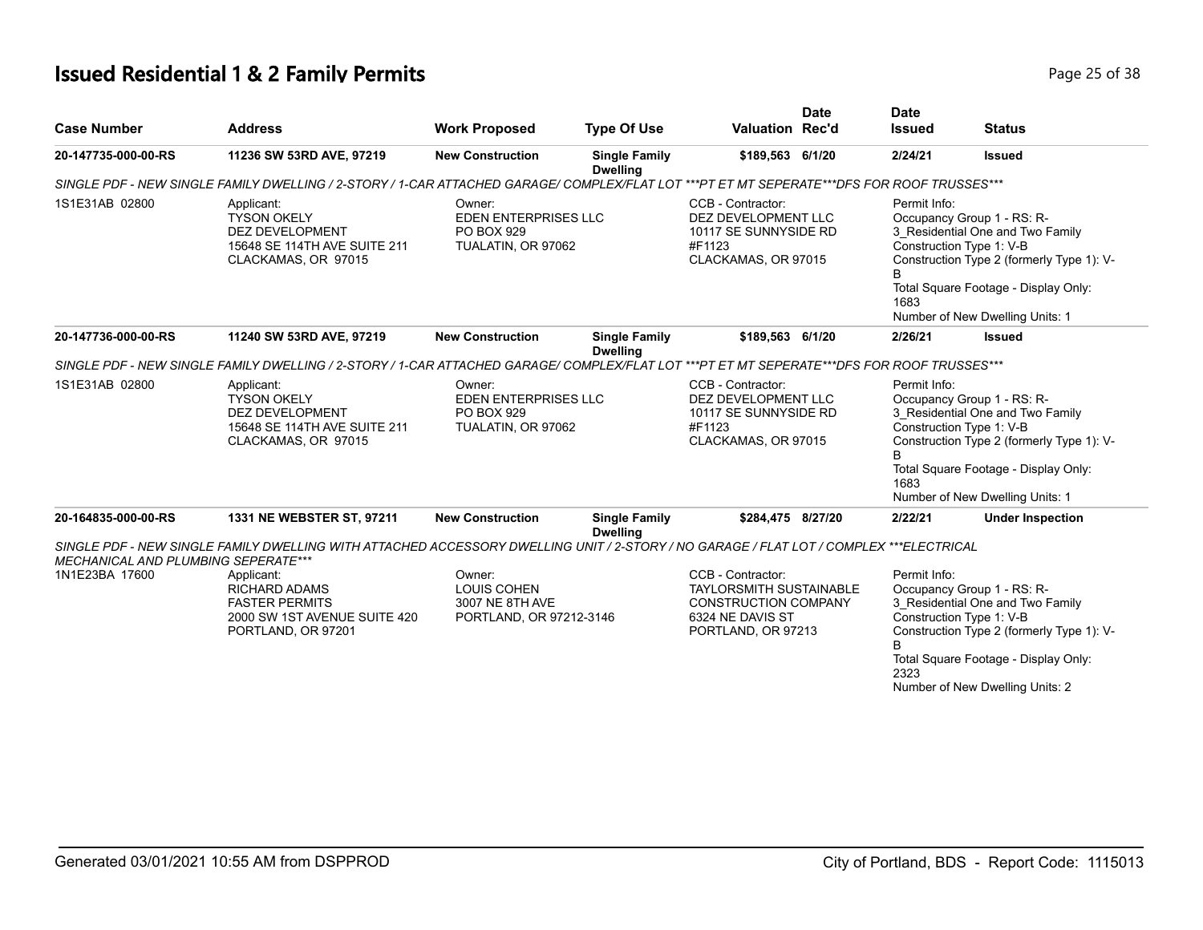# Issued Residential 1 & 2 Family Permits

| Case Number | Address | Work Proposed | Type Of Use | Valuation | Date Rec'd | Date Issued | Status |
|---|---|---|---|---|---|---|---|
| 20-147735-000-00-RS | 11236 SW 53RD AVE, 97219 | New Construction | Single Family Dwelling | $189,563 | 6/1/20 | 2/24/21 | Issued |

*SINGLE PDF - NEW SINGLE FAMILY DWELLING / 2-STORY / 1-CAR ATTACHED GARAGE/ COMPLEX/FLAT LOT ***PT ET MT SEPERATE***DFS FOR ROOF TRUSSES****

1S1E31AB 02800

Applicant:
TYSON OKELY
DEZ DEVELOPMENT
15648 SE 114TH AVE SUITE 211
CLACKAMAS, OR 97015

Owner:
EDEN ENTERPRISES LLC
PO BOX 929
TUALATIN, OR 97062

CCB - Contractor:
DEZ DEVELOPMENT LLC
10117 SE SUNNYSIDE RD
#F1123
CLACKAMAS, OR 97015

Permit Info:
Occupancy Group 1 - RS: R-3_Residential One and Two Family
Construction Type 1: V-B
Construction Type 2 (formerly Type 1): V-B
Total Square Footage - Display Only: 1683
Number of New Dwelling Units: 1

| Case Number | Address | Work Proposed | Type Of Use | Valuation | Date Rec'd | Date Issued | Status |
|---|---|---|---|---|---|---|---|
| 20-147736-000-00-RS | 11240 SW 53RD AVE, 97219 | New Construction | Single Family Dwelling | $189,563 | 6/1/20 | 2/26/21 | Issued |

*SINGLE PDF - NEW SINGLE FAMILY DWELLING / 2-STORY / 1-CAR ATTACHED GARAGE/ COMPLEX/FLAT LOT ***PT ET MT SEPERATE***DFS FOR ROOF TRUSSES****

1S1E31AB 02800

Applicant:
TYSON OKELY
DEZ DEVELOPMENT
15648 SE 114TH AVE SUITE 211
CLACKAMAS, OR 97015

Owner:
EDEN ENTERPRISES LLC
PO BOX 929
TUALATIN, OR 97062

CCB - Contractor:
DEZ DEVELOPMENT LLC
10117 SE SUNNYSIDE RD
#F1123
CLACKAMAS, OR 97015

Permit Info:
Occupancy Group 1 - RS: R-3_Residential One and Two Family
Construction Type 1: V-B
Construction Type 2 (formerly Type 1): V-B
Total Square Footage - Display Only: 1683
Number of New Dwelling Units: 1

| Case Number | Address | Work Proposed | Type Of Use | Valuation | Date Rec'd | Date Issued | Status |
|---|---|---|---|---|---|---|---|
| 20-164835-000-00-RS | 1331 NE WEBSTER ST, 97211 | New Construction | Single Family Dwelling | $284,475 | 8/27/20 | 2/22/21 | Under Inspection |

*SINGLE PDF - NEW SINGLE FAMILY DWELLING WITH ATTACHED ACCESSORY DWELLING UNIT / 2-STORY / NO GARAGE / FLAT LOT / COMPLEX ***ELECTRICAL MECHANICAL AND PLUMBING SEPERATE****

1N1E23BA 17600

Applicant:
RICHARD ADAMS
FASTER PERMITS
2000 SW 1ST AVENUE SUITE 420
PORTLAND, OR 97201

Owner:
LOUIS COHEN
3007 NE 8TH AVE
PORTLAND, OR 97212-3146

CCB - Contractor:
TAYLORSMITH SUSTAINABLE CONSTRUCTION COMPANY
6324 NE DAVIS ST
PORTLAND, OR 97213

Permit Info:
Occupancy Group 1 - RS: R-3_Residential One and Two Family
Construction Type 1: V-B
Construction Type 2 (formerly Type 1): V-B
Total Square Footage - Display Only: 2323
Number of New Dwelling Units: 2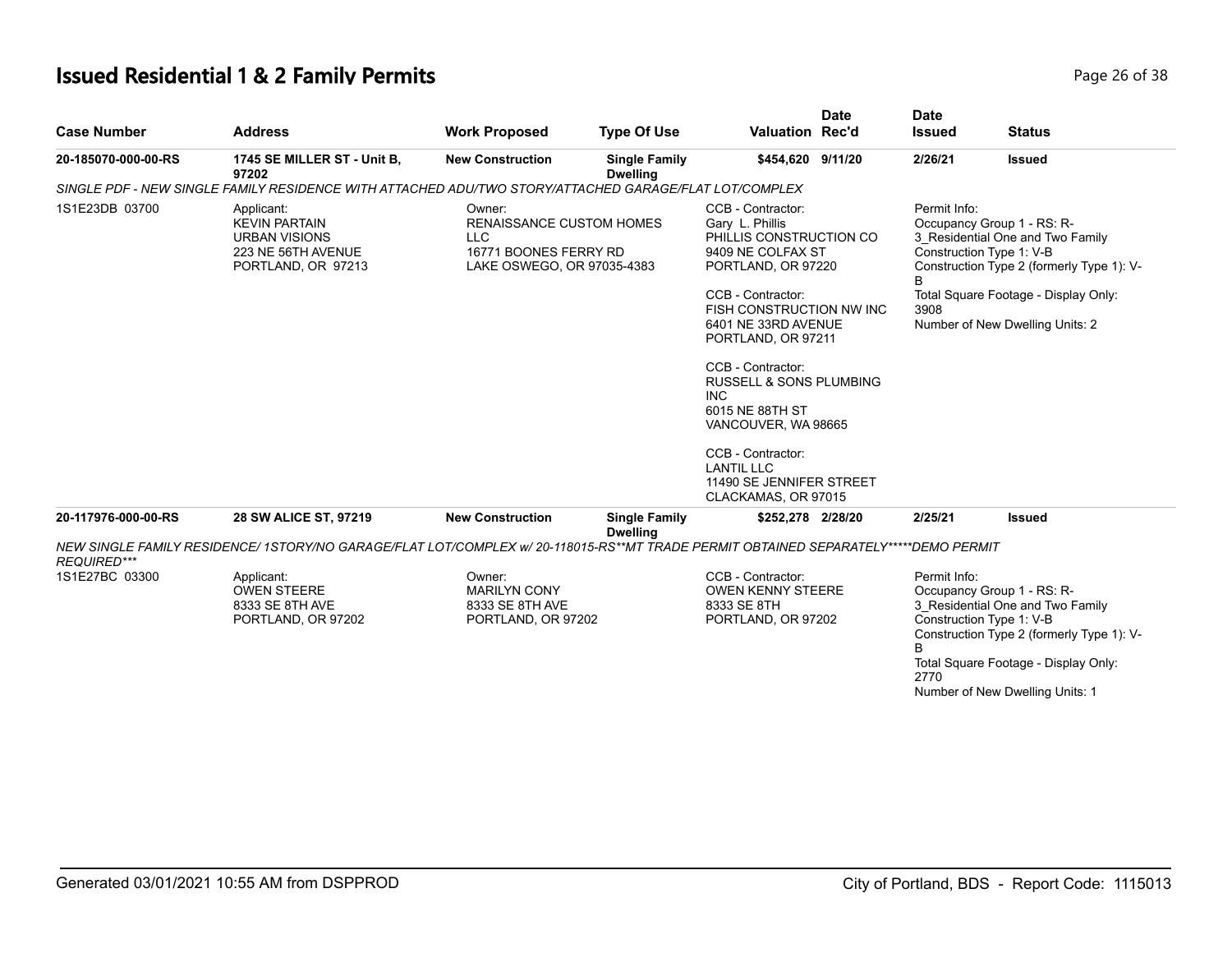# Issued Residential 1 & 2 Family Permits

| Case Number | Address | Work Proposed | Type Of Use | Valuation | Date Rec'd | Date Issued | Status |
|---|---|---|---|---|---|---|---|
| 20-185070-000-00-RS | 1745 SE MILLER ST - Unit B, 97202 | New Construction | Single Family Dwelling | $454,620 | 9/11/20 | 2/26/21 | Issued |

*SINGLE PDF - NEW SINGLE FAMILY RESIDENCE WITH ATTACHED ADU/TWO STORY/ATTACHED GARAGE/FLAT LOT/COMPLEX*

1S1E23DB 03700

Applicant:
KEVIN PARTAIN
URBAN VISIONS
223 NE 56TH AVENUE
PORTLAND, OR 97213

Owner:
RENAISSANCE CUSTOM HOMES LLC
16771 BOONES FERRY RD
LAKE OSWEGO, OR 97035-4383

CCB - Contractor:
Gary L. Phillis
PHILLIS CONSTRUCTION CO
9409 NE COLFAX ST
PORTLAND, OR 97220

CCB - Contractor:
FISH CONSTRUCTION NW INC
6401 NE 33RD AVENUE
PORTLAND, OR 97211

CCB - Contractor:
RUSSELL & SONS PLUMBING INC
6015 NE 88TH ST
VANCOUVER, WA 98665

CCB - Contractor:
LANTIL LLC
11490 SE JENNIFER STREET
CLACKAMAS, OR 97015

Permit Info:
Occupancy Group 1 - RS: R-3_Residential One and Two Family
Construction Type 1: V-B
Construction Type 2 (formerly Type 1): V-B
Total Square Footage - Display Only: 3908
Number of New Dwelling Units: 2

| Case Number | Address | Work Proposed | Type Of Use | Valuation | Date Rec'd | Date Issued | Status |
|---|---|---|---|---|---|---|---|
| 20-117976-000-00-RS | 28 SW ALICE ST, 97219 | New Construction | Single Family Dwelling | $252,278 | 2/28/20 | 2/25/21 | Issued |

*NEW SINGLE FAMILY RESIDENCE/ 1STORY/NO GARAGE/FLAT LOT/COMPLEX w/ 20-118015-RS**MT TRADE PERMIT OBTAINED SEPARATELY*****DEMO PERMIT REQUIRED****

1S1E27BC 03300

Applicant:
OWEN STEERE
8333 SE 8TH AVE
PORTLAND, OR 97202

Owner:
MARILYN CONY
8333 SE 8TH AVE
PORTLAND, OR 97202

CCB - Contractor:
OWEN KENNY STEERE
8333 SE 8TH
PORTLAND, OR 97202

Permit Info:
Occupancy Group 1 - RS: R-3_Residential One and Two Family
Construction Type 1: V-B
Construction Type 2 (formerly Type 1): V-B
Total Square Footage - Display Only: 2770
Number of New Dwelling Units: 1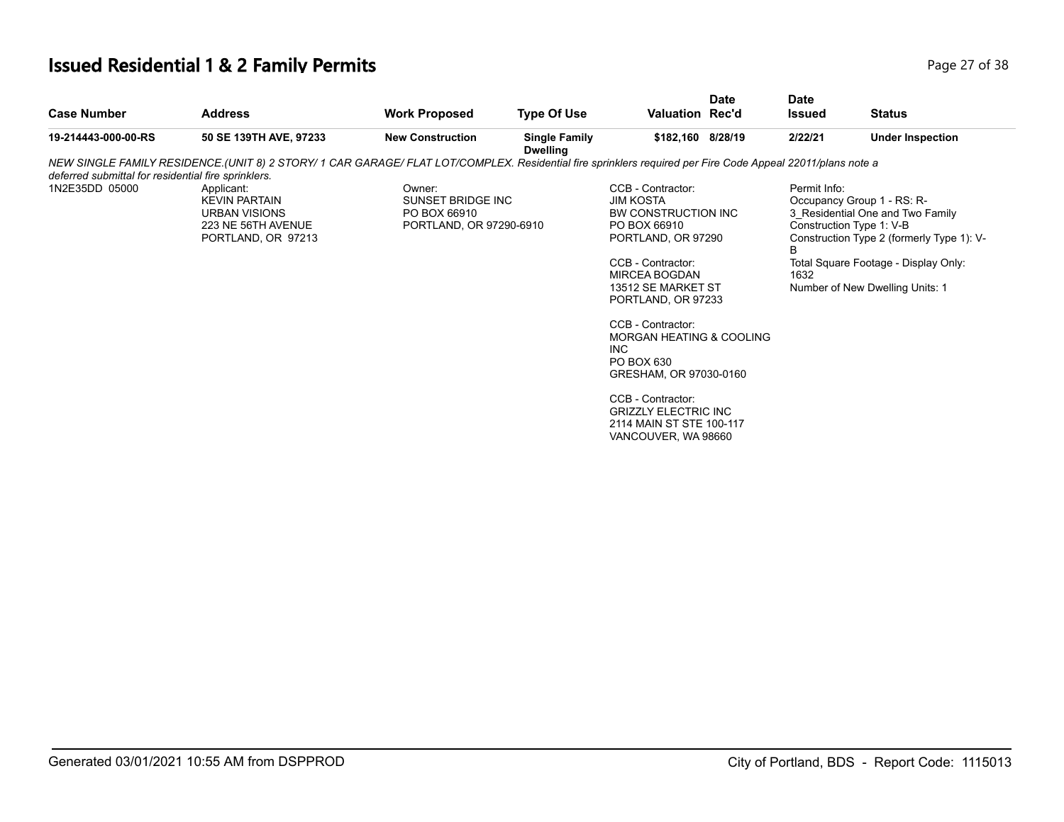# Issued Residential 1 & 2 Family Permits

| Case Number | Address | Work Proposed | Type Of Use | Valuation | Date Rec'd | Date Issued | Status |
|---|---|---|---|---|---|---|---|
| **19-214443-000-00-RS** | **50 SE 139TH AVE, 97233** | **New Construction** | **Single Family Dwelling** | **$182,160** | **8/28/19** | **2/22/21** | **Under Inspection** |

*NEW SINGLE FAMILY RESIDENCE.(UNIT 8) 2 STORY/ 1 CAR GARAGE/ FLAT LOT/COMPLEX. Residential fire sprinklers required per Fire Code Appeal 22011/plans note a deferred submittal for residential fire sprinklers.*

1N2E35DD 05000

Applicant:
KEVIN PARTAIN
URBAN VISIONS
223 NE 56TH AVENUE
PORTLAND, OR 97213

Owner:
SUNSET BRIDGE INC
PO BOX 66910
PORTLAND, OR 97290-6910

CCB - Contractor:
JIM KOSTA
BW CONSTRUCTION INC
PO BOX 66910
PORTLAND, OR 97290

CCB - Contractor:
MIRCEA BOGDAN
13512 SE MARKET ST
PORTLAND, OR 97233

CCB - Contractor:
MORGAN HEATING & COOLING INC
PO BOX 630
GRESHAM, OR 97030-0160

CCB - Contractor:
GRIZZLY ELECTRIC INC
2114 MAIN ST STE 100-117
VANCOUVER, WA 98660

Permit Info:
Occupancy Group 1 - RS: R-3_Residential One and Two Family
Construction Type 1: V-B
Construction Type 2 (formerly Type 1): V-B
Total Square Footage - Display Only: 1632
Number of New Dwelling Units: 1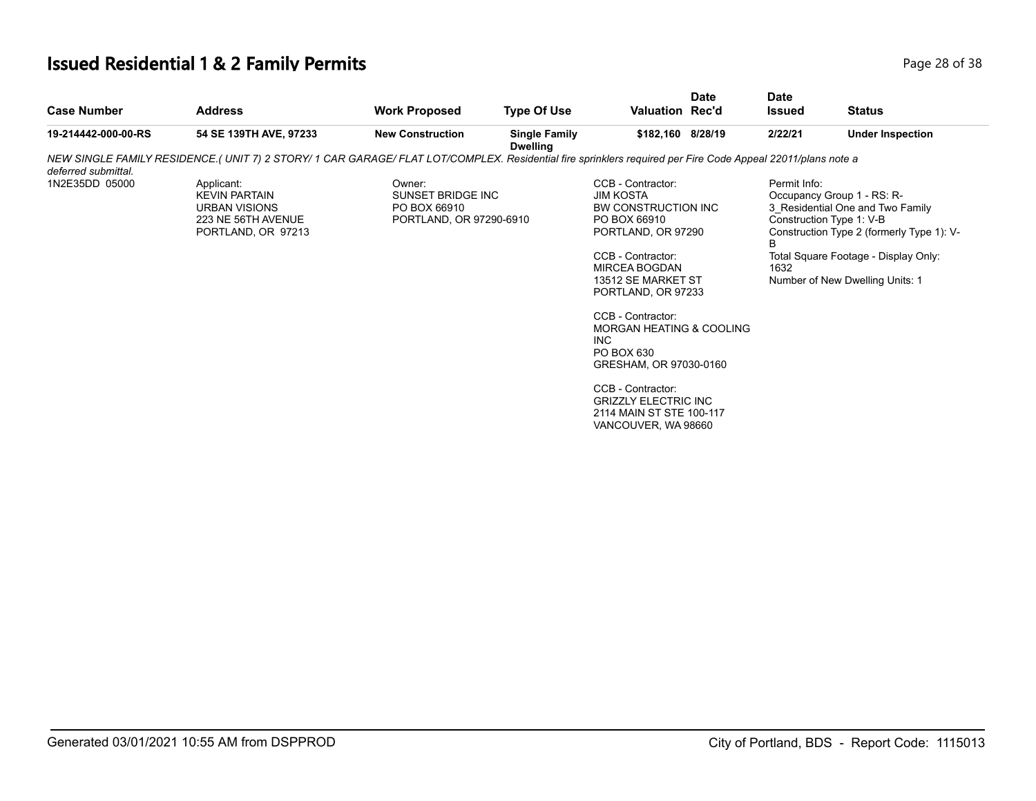# Issued Residential 1 & 2 Family Permits

| Case Number | Address | Work Proposed | Type Of Use | Valuation | Date Rec'd | Date Issued | Status |
|---|---|---|---|---|---|---|---|
| 19-214442-000-00-RS | 54 SE 139TH AVE, 97233 | New Construction | Single Family Dwelling | $182,160 | 8/28/19 | 2/22/21 | Under Inspection |

*NEW SINGLE FAMILY RESIDENCE.( UNIT 7) 2 STORY/ 1 CAR GARAGE/ FLAT LOT/COMPLEX. Residential fire sprinklers required per Fire Code Appeal 22011/plans note a deferred submittal.*

1N2E35DD 05000

Applicant:
KEVIN PARTAIN
URBAN VISIONS
223 NE 56TH AVENUE
PORTLAND, OR 97213

Owner:
SUNSET BRIDGE INC
PO BOX 66910
PORTLAND, OR 97290-6910

CCB - Contractor:
JIM KOSTA
BW CONSTRUCTION INC
PO BOX 66910
PORTLAND, OR 97290

CCB - Contractor:
MIRCEA BOGDAN
13512 SE MARKET ST
PORTLAND, OR 97233

CCB - Contractor:
MORGAN HEATING & COOLING INC
PO BOX 630
GRESHAM, OR 97030-0160

CCB - Contractor:
GRIZZLY ELECTRIC INC
2114 MAIN ST STE 100-117
VANCOUVER, WA 98660

Permit Info:
Occupancy Group 1 - RS: R-3_Residential One and Two Family
Construction Type 1: V-B
Construction Type 2 (formerly Type 1): V-B
Total Square Footage - Display Only: 1632
Number of New Dwelling Units: 1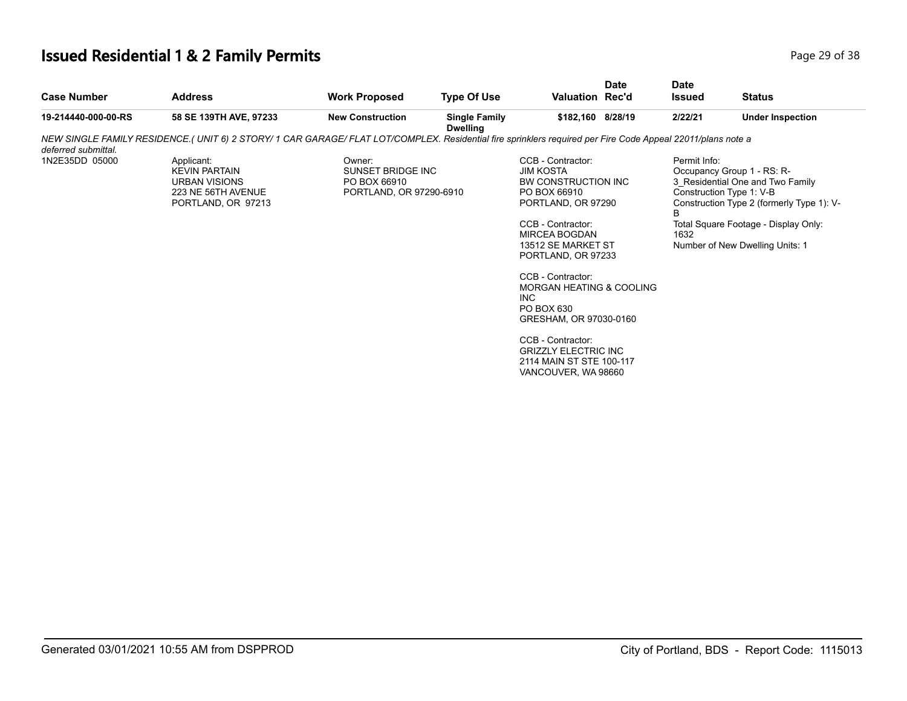# Issued Residential 1 & 2 Family Permits

| Case Number | Address | Work Proposed | Type Of Use | Valuation | Date Rec'd | Date Issued | Status |
|---|---|---|---|---|---|---|---|
| 19-214440-000-00-RS | 58 SE 139TH AVE, 97233 | New Construction | Single Family Dwelling | $182,160 | 8/28/19 | 2/22/21 | Under Inspection |

*NEW SINGLE FAMILY RESIDENCE.( UNIT 6) 2 STORY/ 1 CAR GARAGE/ FLAT LOT/COMPLEX. Residential fire sprinklers required per Fire Code Appeal 22011/plans note a deferred submittal.*

1N2E35DD 05000

Applicant:
KEVIN PARTAIN
URBAN VISIONS
223 NE 56TH AVENUE
PORTLAND, OR 97213

Owner:
SUNSET BRIDGE INC
PO BOX 66910
PORTLAND, OR 97290-6910

CCB - Contractor:
JIM KOSTA
BW CONSTRUCTION INC
PO BOX 66910
PORTLAND, OR 97290

CCB - Contractor:
MIRCEA BOGDAN
13512 SE MARKET ST
PORTLAND, OR 97233

CCB - Contractor:
MORGAN HEATING & COOLING INC
PO BOX 630
GRESHAM, OR 97030-0160

CCB - Contractor:
GRIZZLY ELECTRIC INC
2114 MAIN ST STE 100-117
VANCOUVER, WA 98660

Permit Info:
Occupancy Group 1 - RS: R-3_Residential One and Two Family
Construction Type 1: V-B
Construction Type 2 (formerly Type 1): V-B
Total Square Footage - Display Only: 1632
Number of New Dwelling Units: 1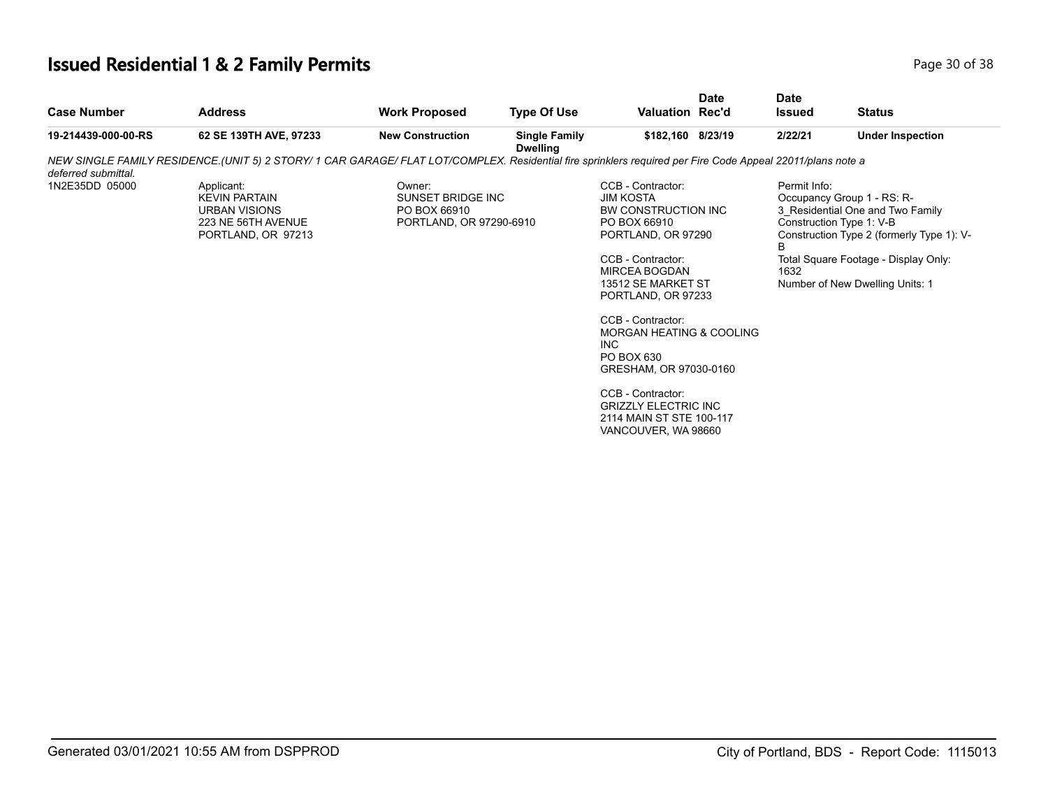## Issued Residential 1 & 2 Family Permits

| Case Number | Address | Work Proposed | Type Of Use | Valuation | Date Rec'd | Date Issued | Status |
|---|---|---|---|---|---|---|---|
| 19-214439-000-00-RS | 62 SE 139TH AVE, 97233 | New Construction | Single Family Dwelling | $182,160 | 8/23/19 | 2/22/21 | Under Inspection |

*NEW SINGLE FAMILY RESIDENCE.(UNIT 5) 2 STORY/ 1 CAR GARAGE/ FLAT LOT/COMPLEX. Residential fire sprinklers required per Fire Code Appeal 22011/plans note a deferred submittal.*

1N2E35DD 05000

Applicant:
KEVIN PARTAIN
URBAN VISIONS
223 NE 56TH AVENUE
PORTLAND, OR 97213

Owner:
SUNSET BRIDGE INC
PO BOX 66910
PORTLAND, OR 97290-6910

CCB - Contractor:
JIM KOSTA
BW CONSTRUCTION INC
PO BOX 66910
PORTLAND, OR 97290

CCB - Contractor:
MIRCEA BOGDAN
13512 SE MARKET ST
PORTLAND, OR 97233

CCB - Contractor:
MORGAN HEATING & COOLING INC
PO BOX 630
GRESHAM, OR 97030-0160

CCB - Contractor:
GRIZZLY ELECTRIC INC
2114 MAIN ST STE 100-117
VANCOUVER, WA 98660

Permit Info:
Occupancy Group 1 - RS: R-3_Residential One and Two Family
Construction Type 1: V-B
Construction Type 2 (formerly Type 1): V-B
Total Square Footage - Display Only: 1632
Number of New Dwelling Units: 1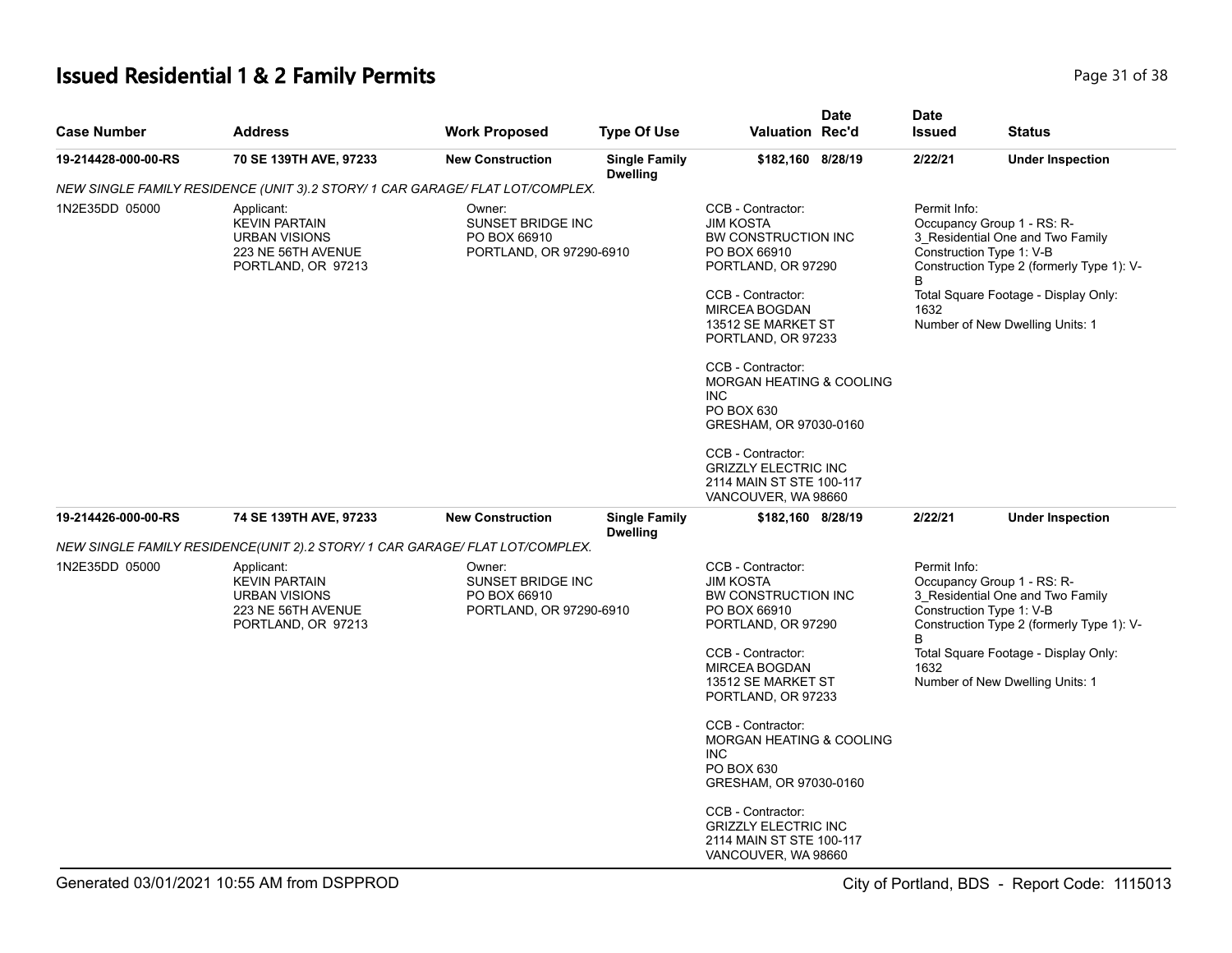# Issued Residential 1 & 2 Family Permits

| Case Number | Address | Work Proposed | Type Of Use | Valuation | Date Rec'd | Date Issued | Status |
|---|---|---|---|---|---|---|---|
| 19-214428-000-00-RS | 70 SE 139TH AVE, 97233 | New Construction | Single Family Dwelling | $182,160 | 8/28/19 | 2/22/21 | Under Inspection |

*NEW SINGLE FAMILY RESIDENCE (UNIT 3).2 STORY/ 1 CAR GARAGE/ FLAT LOT/COMPLEX.*

1N2E35DD 05000

Applicant:
KEVIN PARTAIN
URBAN VISIONS
223 NE 56TH AVENUE
PORTLAND, OR 97213

Owner:
SUNSET BRIDGE INC
PO BOX 66910
PORTLAND, OR 97290-6910

CCB - Contractor:
JIM KOSTA
BW CONSTRUCTION INC
PO BOX 66910
PORTLAND, OR 97290

CCB - Contractor:
MIRCEA BOGDAN
13512 SE MARKET ST
PORTLAND, OR 97233

CCB - Contractor:
MORGAN HEATING & COOLING INC
PO BOX 630
GRESHAM, OR 97030-0160

CCB - Contractor:
GRIZZLY ELECTRIC INC
2114 MAIN ST STE 100-117
VANCOUVER, WA 98660

Permit Info:
Occupancy Group 1 - RS: R-3_Residential One and Two Family
Construction Type 1: V-B
Construction Type 2 (formerly Type 1): V-B
Total Square Footage - Display Only: 1632
Number of New Dwelling Units: 1

| Case Number | Address | Work Proposed | Type Of Use | Valuation | Date Rec'd | Date Issued | Status |
|---|---|---|---|---|---|---|---|
| 19-214426-000-00-RS | 74 SE 139TH AVE, 97233 | New Construction | Single Family Dwelling | $182,160 | 8/28/19 | 2/22/21 | Under Inspection |

*NEW SINGLE FAMILY RESIDENCE(UNIT 2).2 STORY/ 1 CAR GARAGE/ FLAT LOT/COMPLEX.*

1N2E35DD 05000

Applicant:
KEVIN PARTAIN
URBAN VISIONS
223 NE 56TH AVENUE
PORTLAND, OR 97213

Owner:
SUNSET BRIDGE INC
PO BOX 66910
PORTLAND, OR 97290-6910

CCB - Contractor:
JIM KOSTA
BW CONSTRUCTION INC
PO BOX 66910
PORTLAND, OR 97290

CCB - Contractor:
MIRCEA BOGDAN
13512 SE MARKET ST
PORTLAND, OR 97233

CCB - Contractor:
MORGAN HEATING & COOLING INC
PO BOX 630
GRESHAM, OR 97030-0160

CCB - Contractor:
GRIZZLY ELECTRIC INC
2114 MAIN ST STE 100-117
VANCOUVER, WA 98660

Permit Info:
Occupancy Group 1 - RS: R-3_Residential One and Two Family
Construction Type 1: V-B
Construction Type 2 (formerly Type 1): V-B
Total Square Footage - Display Only: 1632
Number of New Dwelling Units: 1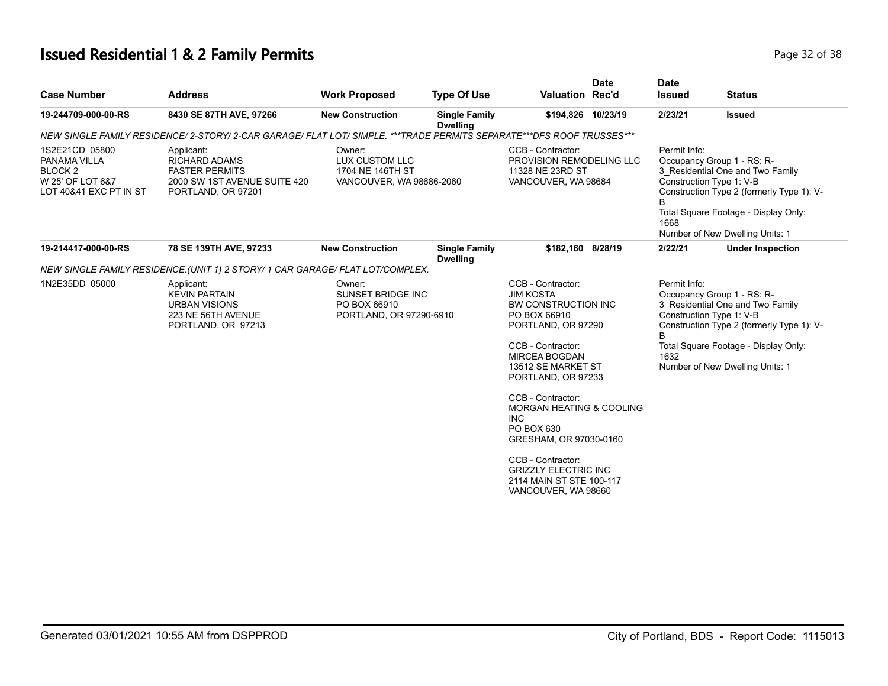# Issued Residential 1 & 2 Family Permits

| Case Number | Address | Work Proposed | Type Of Use | Valuation | Date Rec'd | Date Issued | Status |
|---|---|---|---|---|---|---|---|
| **19-244709-000-00-RS** | **8430 SE 87TH AVE, 97266** | **New Construction** | **Single Family Dwelling** | **$194,826** | **10/23/19** | **2/23/21** | **Issued** |

*NEW SINGLE FAMILY RESIDENCE/ 2-STORY/ 2-CAR GARAGE/ FLAT LOT/ SIMPLE. \*\*\*TRADE PERMITS SEPARATE\*\*\*DFS ROOF TRUSSES\*\*\**

1S2E21CD 05800
PANAMA VILLA
BLOCK 2
W 25' OF LOT 6&7
LOT 40&41 EXC PT IN ST

Applicant:
RICHARD ADAMS
FASTER PERMITS
2000 SW 1ST AVENUE SUITE 420
PORTLAND, OR 97201

Owner:
LUX CUSTOM LLC
1704 NE 146TH ST
VANCOUVER, WA 98686-2060

CCB - Contractor:
PROVISION REMODELING LLC
11328 NE 23RD ST
VANCOUVER, WA 98684

Permit Info:
Occupancy Group 1 - RS: R-3_Residential One and Two Family
Construction Type 1: V-B
Construction Type 2 (formerly Type 1): V-B
Total Square Footage - Display Only: 1668
Number of New Dwelling Units: 1

| Case Number | Address | Work Proposed | Type Of Use | Valuation | Date Rec'd | Date Issued | Status |
|---|---|---|---|---|---|---|---|
| **19-214417-000-00-RS** | **78 SE 139TH AVE, 97233** | **New Construction** | **Single Family Dwelling** | **$182,160** | **8/28/19** | **2/22/21** | **Under Inspection** |

*NEW SINGLE FAMILY RESIDENCE.(UNIT 1) 2 STORY/ 1 CAR GARAGE/ FLAT LOT/COMPLEX.*

1N2E35DD 05000

Applicant:
KEVIN PARTAIN
URBAN VISIONS
223 NE 56TH AVENUE
PORTLAND, OR 97213

Owner:
SUNSET BRIDGE INC
PO BOX 66910
PORTLAND, OR 97290-6910

CCB - Contractor:
JIM KOSTA
BW CONSTRUCTION INC
PO BOX 66910
PORTLAND, OR 97290

CCB - Contractor:
MIRCEA BOGDAN
13512 SE MARKET ST
PORTLAND, OR 97233

CCB - Contractor:
MORGAN HEATING & COOLING INC
PO BOX 630
GRESHAM, OR 97030-0160

CCB - Contractor:
GRIZZLY ELECTRIC INC
2114 MAIN ST STE 100-117
VANCOUVER, WA 98660

Permit Info:
Occupancy Group 1 - RS: R-3_Residential One and Two Family
Construction Type 1: V-B
Construction Type 2 (formerly Type 1): V-B
Total Square Footage - Display Only: 1632
Number of New Dwelling Units: 1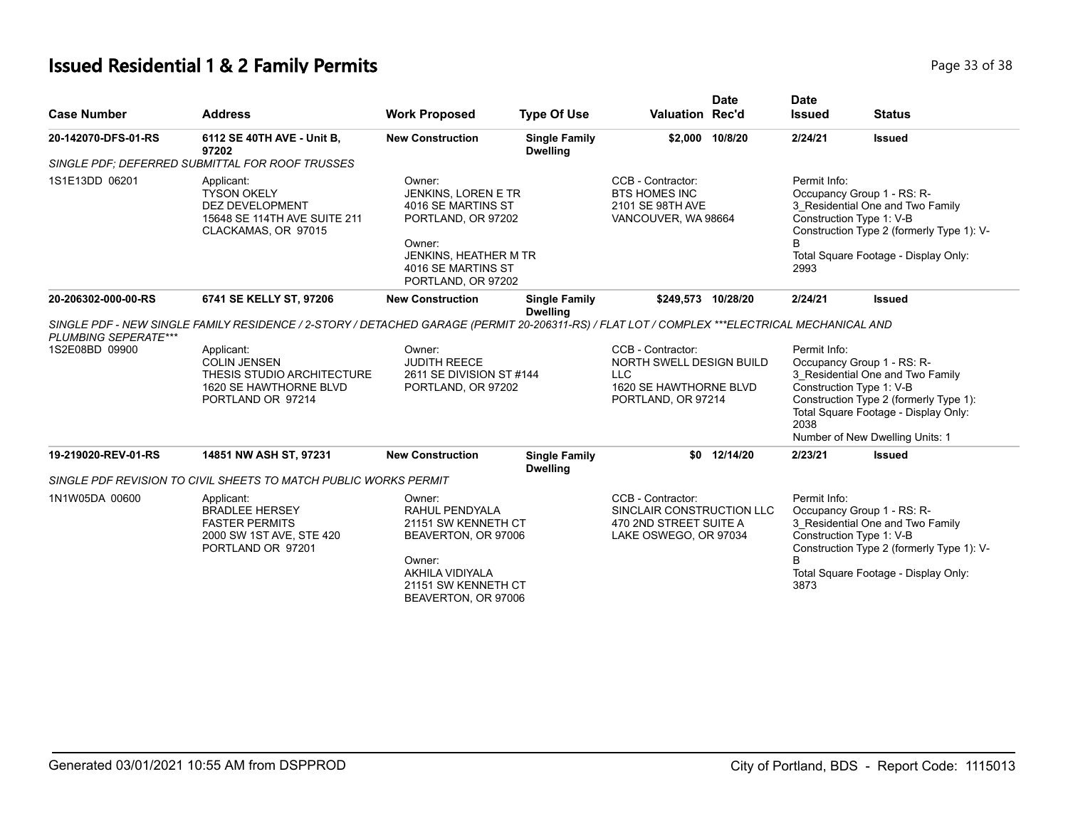# Issued Residential 1 & 2 Family Permits

| Case Number | Address | Work Proposed | Type Of Use | Valuation | Date Rec'd | Date Issued | Status |
|---|---|---|---|---|---|---|---|
| 20-142070-DFS-01-RS | 6112 SE 40TH AVE - Unit B, 97202 | New Construction | Single Family Dwelling | $2,000 | 10/8/20 | 2/24/21 | Issued |
| *SINGLE PDF; DEFERRED SUBMITTAL FOR ROOF TRUSSES* | | | | | | | |
| 1S1E13DD 06201 | Applicant: TYSON OKELY DEZ DEVELOPMENT 15648 SE 114TH AVE SUITE 211 CLACKAMAS, OR 97015 | Owner: JENKINS, LOREN E TR 4016 SE MARTINS ST PORTLAND, OR 97202 Owner: JENKINS, HEATHER M TR 4016 SE MARTINS ST PORTLAND, OR 97202 | | CCB - Contractor: BTS HOMES INC 2101 SE 98TH AVE VANCOUVER, WA 98664 | | Permit Info: Occupancy Group 1 - RS: R-3_Residential One and Two Family Construction Type 1: V-B Construction Type 2 (formerly Type 1): V-B Total Square Footage - Display Only: 2993 | |
| 20-206302-000-00-RS | 6741 SE KELLY ST, 97206 | New Construction | Single Family Dwelling | $249,573 | 10/28/20 | 2/24/21 | Issued |
| *SINGLE PDF - NEW SINGLE FAMILY RESIDENCE / 2-STORY / DETACHED GARAGE (PERMIT 20-206311-RS) / FLAT LOT / COMPLEX \*\*\*ELECTRICAL MECHANICAL AND PLUMBING SEPERATE\*\*\** | | | | | | | |
| 1S2E08BD 09900 | Applicant: COLIN JENSEN THESIS STUDIO ARCHITECTURE 1620 SE HAWTHORNE BLVD PORTLAND OR 97214 | Owner: JUDITH REECE 2611 SE DIVISION ST #144 PORTLAND, OR 97202 | | CCB - Contractor: NORTH SWELL DESIGN BUILD LLC 1620 SE HAWTHORNE BLVD PORTLAND, OR 97214 | | Permit Info: Occupancy Group 1 - RS: R-3_Residential One and Two Family Construction Type 1: V-B Construction Type 2 (formerly Type 1): Total Square Footage - Display Only: 2038 Number of New Dwelling Units: 1 | |
| 19-219020-REV-01-RS | 14851 NW ASH ST, 97231 | New Construction | Single Family Dwelling | $0 | 12/14/20 | 2/23/21 | Issued |
| *SINGLE PDF REVISION TO CIVIL SHEETS TO MATCH PUBLIC WORKS PERMIT* | | | | | | | |
| 1N1W05DA 00600 | Applicant: BRADLEE HERSEY FASTER PERMITS 2000 SW 1ST AVE, STE 420 PORTLAND OR 97201 | Owner: RAHUL PENDYALA 21151 SW KENNETH CT BEAVERTON, OR 97006 Owner: AKHILA VIDIYALA 21151 SW KENNETH CT BEAVERTON, OR 97006 | | CCB - Contractor: SINCLAIR CONSTRUCTION LLC 470 2ND STREET SUITE A LAKE OSWEGO, OR 97034 | | Permit Info: Occupancy Group 1 - RS: R-3_Residential One and Two Family Construction Type 1: V-B Construction Type 2 (formerly Type 1): V-B Total Square Footage - Display Only: 3873 | |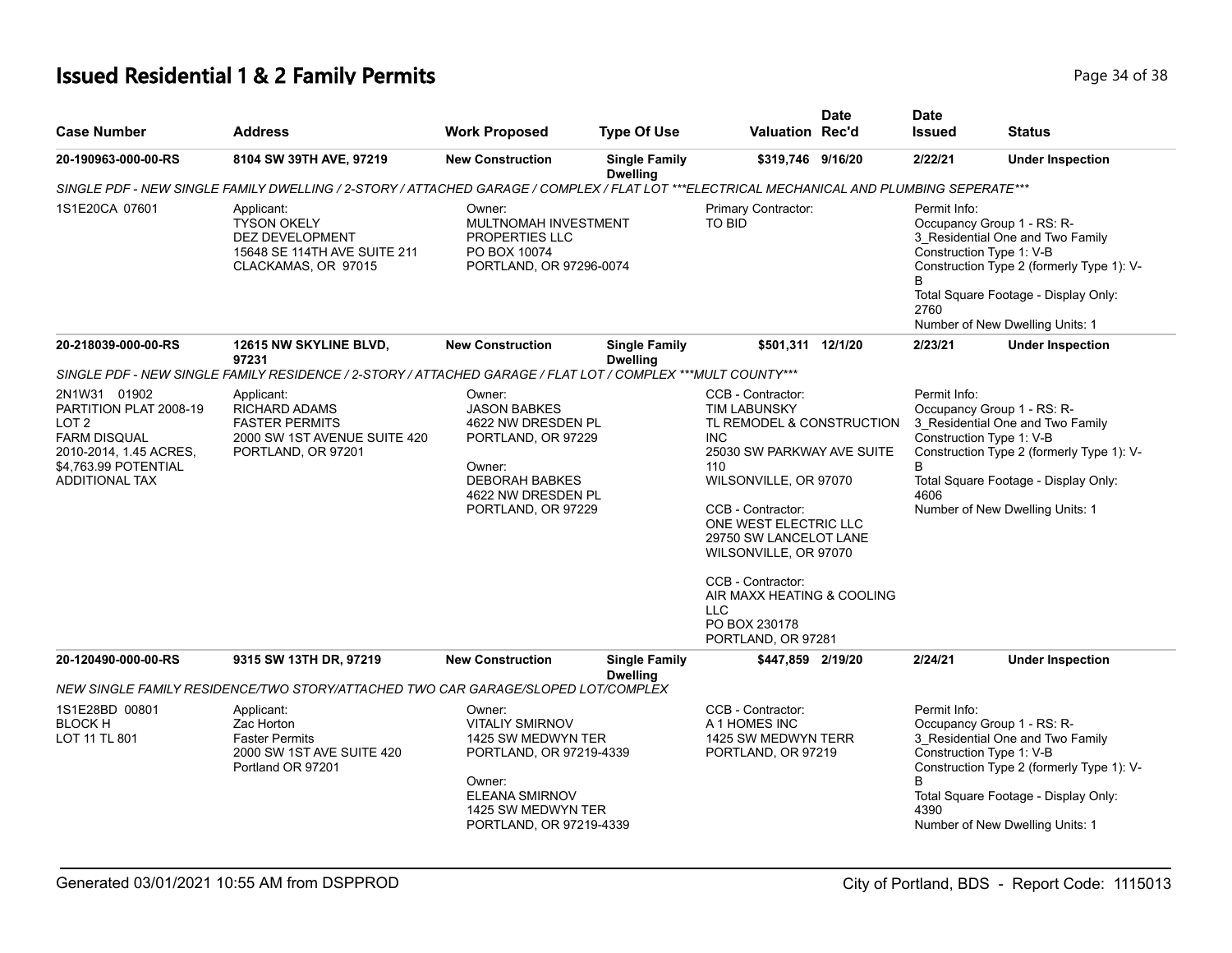# Issued Residential 1 & 2 Family Permits

| Case Number | Address | Work Proposed | Type Of Use | Valuation | Date Rec'd | Date Issued | Status |
|---|---|---|---|---|---|---|---|
| **20-190963-000-00-RS** | **8104 SW 39TH AVE, 97219** | **New Construction** | **Single Family Dwelling** | **$319,746** | **9/16/20** | **2/22/21** | **Under Inspection** |

*SINGLE PDF - NEW SINGLE FAMILY DWELLING / 2-STORY / ATTACHED GARAGE / COMPLEX / FLAT LOT ***ELECTRICAL MECHANICAL AND PLUMBING SEPERATE****

| | | | | |
|---|---|---|---|---|
| 1S1E20CA 07601 | Applicant:<br>TYSON OKELY<br>DEZ DEVELOPMENT<br>15648 SE 114TH AVE SUITE 211<br>CLACKAMAS, OR 97015 | Owner:<br>MULTNOMAH INVESTMENT PROPERTIES LLC<br>PO BOX 10074<br>PORTLAND, OR 97296-0074 | Primary Contractor:<br>TO BID | Permit Info:<br>Occupancy Group 1 - RS: R-3_Residential One and Two Family<br>Construction Type 1: V-B<br>Construction Type 2 (formerly Type 1): V-B<br>Total Square Footage - Display Only: 2760<br>Number of New Dwelling Units: 1 |

| Case Number | Address | Work Proposed | Type Of Use | Valuation | Date Rec'd | Date Issued | Status |
|---|---|---|---|---|---|---|---|
| **20-218039-000-00-RS** | **12615 NW SKYLINE BLVD, 97231** | **New Construction** | **Single Family Dwelling** | **$501,311** | **12/1/20** | **2/23/21** | **Under Inspection** |

*SINGLE PDF - NEW SINGLE FAMILY RESIDENCE / 2-STORY / ATTACHED GARAGE / FLAT LOT / COMPLEX ***MULT COUNTY****

| | | | | |
|---|---|---|---|---|
| 2N1W31 01902<br>PARTITION PLAT 2008-19<br>LOT 2<br>FARM DISQUAL 2010-2014, 1.45 ACRES, $4,763.99 POTENTIAL ADDITIONAL TAX | Applicant:<br>RICHARD ADAMS<br>FASTER PERMITS<br>2000 SW 1ST AVENUE SUITE 420<br>PORTLAND, OR 97201 | Owner:<br>JASON BABKES<br>4622 NW DRESDEN PL<br>PORTLAND, OR 97229<br><br>Owner:<br>DEBORAH BABKES<br>4622 NW DRESDEN PL<br>PORTLAND, OR 97229 | CCB - Contractor:<br>TIM LABUNSKY<br>TL REMODEL & CONSTRUCTION INC<br>25030 SW PARKWAY AVE SUITE 110<br>WILSONVILLE, OR 97070<br><br>CCB - Contractor:<br>ONE WEST ELECTRIC LLC<br>29750 SW LANCELOT LANE<br>WILSONVILLE, OR 97070<br><br>CCB - Contractor:<br>AIR MAXX HEATING & COOLING LLC<br>PO BOX 230178<br>PORTLAND, OR 97281 | Permit Info:<br>Occupancy Group 1 - RS: R-3_Residential One and Two Family<br>Construction Type 1: V-B<br>Construction Type 2 (formerly Type 1): V-B<br>Total Square Footage - Display Only: 4606<br>Number of New Dwelling Units: 1 |

| Case Number | Address | Work Proposed | Type Of Use | Valuation | Date Rec'd | Date Issued | Status |
|---|---|---|---|---|---|---|---|
| **20-120490-000-00-RS** | **9315 SW 13TH DR, 97219** | **New Construction** | **Single Family Dwelling** | **$447,859** | **2/19/20** | **2/24/21** | **Under Inspection** |

*NEW SINGLE FAMILY RESIDENCE/TWO STORY/ATTACHED TWO CAR GARAGE/SLOPED LOT/COMPLEX*

| | | | | |
|---|---|---|---|---|
| 1S1E28BD 00801<br>BLOCK H<br>LOT 11 TL 801 | Applicant:<br>Zac Horton<br>Faster Permits<br>2000 SW 1ST AVE SUITE 420<br>Portland OR 97201 | Owner:<br>VITALIY SMIRNOV<br>1425 SW MEDWYN TER<br>PORTLAND, OR 97219-4339<br><br>Owner:<br>ELEANA SMIRNOV<br>1425 SW MEDWYN TER<br>PORTLAND, OR 97219-4339 | CCB - Contractor:<br>A 1 HOMES INC<br>1425 SW MEDWYN TERR<br>PORTLAND, OR 97219 | Permit Info:<br>Occupancy Group 1 - RS: R-3_Residential One and Two Family<br>Construction Type 1: V-B<br>Construction Type 2 (formerly Type 1): V-B<br>Total Square Footage - Display Only: 4390<br>Number of New Dwelling Units: 1 |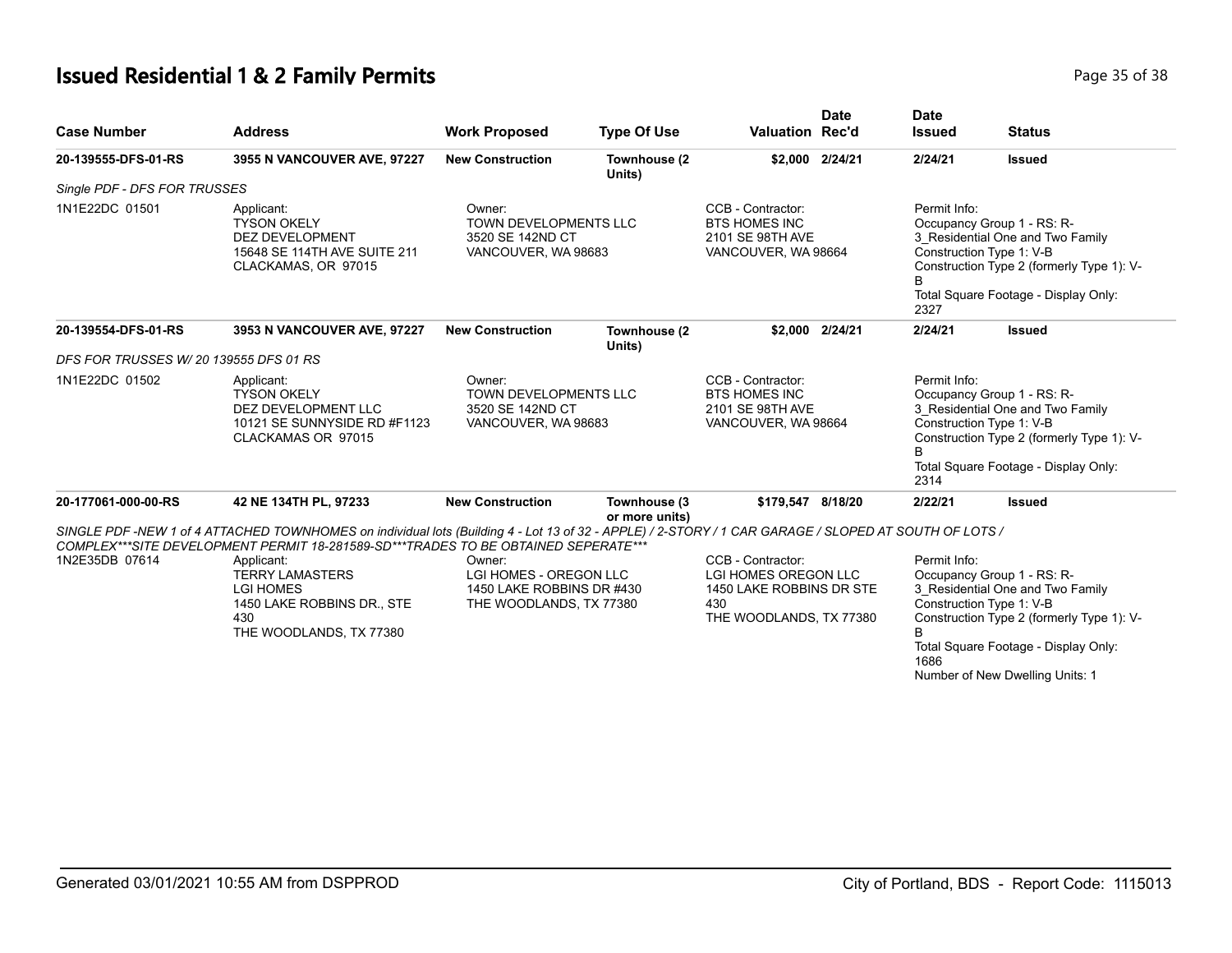# Issued Residential 1 & 2 Family Permits

| Case Number | Address | Work Proposed | Type Of Use | Valuation | Date Rec'd | Date Issued | Status |
|---|---|---|---|---|---|---|---|
| 20-139555-DFS-01-RS | 3955 N VANCOUVER AVE, 97227 | New Construction | Townhouse (2 Units) | $2,000 | 2/24/21 | 2/24/21 | Issued |

*Single PDF - DFS FOR TRUSSES*

1N1E22DC 01501

Applicant:
TYSON OKELY
DEZ DEVELOPMENT
15648 SE 114TH AVE SUITE 211
CLACKAMAS, OR 97015

Owner:
TOWN DEVELOPMENTS LLC
3520 SE 142ND CT
VANCOUVER, WA 98683

CCB - Contractor:
BTS HOMES INC
2101 SE 98TH AVE
VANCOUVER, WA 98664

Permit Info:
Occupancy Group 1 - RS: R-3_Residential One and Two Family
Construction Type 1: V-B
Construction Type 2 (formerly Type 1): V-B
Total Square Footage - Display Only: 2327

| Case Number | Address | Work Proposed | Type Of Use | Valuation | Date Rec'd | Date Issued | Status |
|---|---|---|---|---|---|---|---|
| 20-139554-DFS-01-RS | 3953 N VANCOUVER AVE, 97227 | New Construction | Townhouse (2 Units) | $2,000 | 2/24/21 | 2/24/21 | Issued |

*DFS FOR TRUSSES W/ 20 139555 DFS 01 RS*

1N1E22DC 01502

Applicant:
TYSON OKELY
DEZ DEVELOPMENT LLC
10121 SE SUNNYSIDE RD #F1123
CLACKAMAS OR 97015

Owner:
TOWN DEVELOPMENTS LLC
3520 SE 142ND CT
VANCOUVER, WA 98683

CCB - Contractor:
BTS HOMES INC
2101 SE 98TH AVE
VANCOUVER, WA 98664

Permit Info:
Occupancy Group 1 - RS: R-3_Residential One and Two Family
Construction Type 1: V-B
Construction Type 2 (formerly Type 1): V-B
Total Square Footage - Display Only: 2314

| Case Number | Address | Work Proposed | Type Of Use | Valuation | Date Rec'd | Date Issued | Status |
|---|---|---|---|---|---|---|---|
| 20-177061-000-00-RS | 42 NE 134TH PL, 97233 | New Construction | Townhouse (3 or more units) | $179,547 | 8/18/20 | 2/22/21 | Issued |

*SINGLE PDF -NEW 1 of 4 ATTACHED TOWNHOMES on individual lots (Building 4 - Lot 13 of 32 - APPLE) / 2-STORY / 1 CAR GARAGE / SLOPED AT SOUTH OF LOTS / COMPLEX***SITE DEVELOPMENT PERMIT 18-281589-SD***TRADES TO BE OBTAINED SEPERATE****

1N2E35DB 07614

Applicant:
TERRY LAMASTERS
LGI HOMES
1450 LAKE ROBBINS DR., STE 430
THE WOODLANDS, TX 77380

Owner:
LGI HOMES - OREGON LLC
1450 LAKE ROBBINS DR #430
THE WOODLANDS, TX 77380

CCB - Contractor:
LGI HOMES OREGON LLC
1450 LAKE ROBBINS DR STE 430
THE WOODLANDS, TX 77380

Permit Info:
Occupancy Group 1 - RS: R-3_Residential One and Two Family
Construction Type 1: V-B
Construction Type 2 (formerly Type 1): V-B
Total Square Footage - Display Only: 1686
Number of New Dwelling Units: 1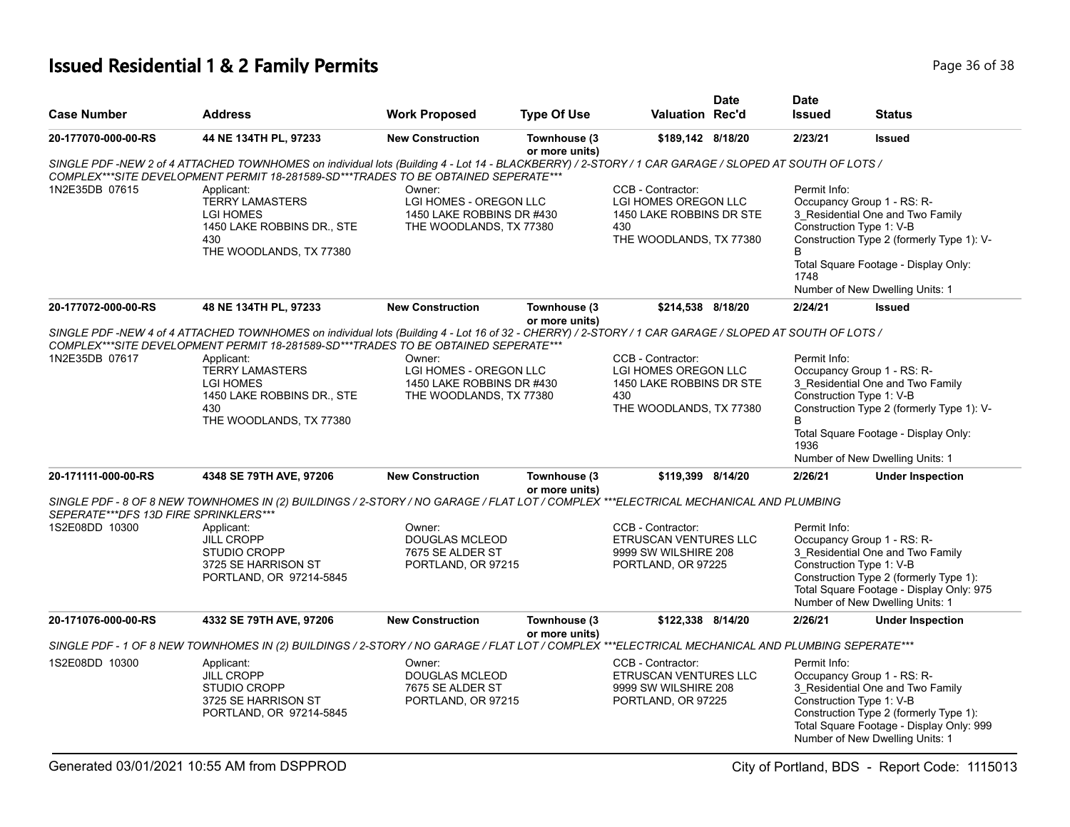# Issued Residential 1 & 2 Family Permits

| Case Number | Address | Work Proposed | Type Of Use | Valuation | Date Rec'd | Date Issued | Status |
|---|---|---|---|---|---|---|---|
| 20-177070-000-00-RS | 44 NE 134TH PL, 97233 | New Construction | Townhouse (3 or more units) | $189,142 | 8/18/20 | 2/23/21 | Issued |

*SINGLE PDF -NEW 2 of 4 ATTACHED TOWNHOMES on individual lots (Building 4 - Lot 14 - BLACKBERRY) / 2-STORY / 1 CAR GARAGE / SLOPED AT SOUTH OF LOTS / COMPLEX\*\*\*SITE DEVELOPMENT PERMIT 18-281589-SD\*\*\*TRADES TO BE OBTAINED SEPERATE\*\*\**

1N2E35DB 07615

- Applicant: TERRY LAMASTERS, LGI HOMES, 1450 LAKE ROBBINS DR., STE 430, THE WOODLANDS, TX 77380
- Owner: LGI HOMES - OREGON LLC, 1450 LAKE ROBBINS DR #430, THE WOODLANDS, TX 77380
- CCB - Contractor: LGI HOMES OREGON LLC, 1450 LAKE ROBBINS DR STE 430, THE WOODLANDS, TX 77380
- Permit Info: Occupancy Group 1 - RS: R-3_Residential One and Two Family; Construction Type 1: V-B; Construction Type 2 (formerly Type 1): V-B; Total Square Footage - Display Only: 1748; Number of New Dwelling Units: 1

| Case Number | Address | Work Proposed | Type Of Use | Valuation | Date Rec'd | Date Issued | Status |
|---|---|---|---|---|---|---|---|
| 20-177072-000-00-RS | 48 NE 134TH PL, 97233 | New Construction | Townhouse (3 or more units) | $214,538 | 8/18/20 | 2/24/21 | Issued |

*SINGLE PDF -NEW 4 of 4 ATTACHED TOWNHOMES on individual lots (Building 4 - Lot 16 of 32 - CHERRY) / 2-STORY / 1 CAR GARAGE / SLOPED AT SOUTH OF LOTS / COMPLEX\*\*\*SITE DEVELOPMENT PERMIT 18-281589-SD\*\*\*TRADES TO BE OBTAINED SEPERATE\*\*\**

1N2E35DB 07617

- Applicant: TERRY LAMASTERS, LGI HOMES, 1450 LAKE ROBBINS DR., STE 430, THE WOODLANDS, TX 77380
- Owner: LGI HOMES - OREGON LLC, 1450 LAKE ROBBINS DR #430, THE WOODLANDS, TX 77380
- CCB - Contractor: LGI HOMES OREGON LLC, 1450 LAKE ROBBINS DR STE 430, THE WOODLANDS, TX 77380
- Permit Info: Occupancy Group 1 - RS: R-3_Residential One and Two Family; Construction Type 1: V-B; Construction Type 2 (formerly Type 1): V-B; Total Square Footage - Display Only: 1936; Number of New Dwelling Units: 1

| Case Number | Address | Work Proposed | Type Of Use | Valuation | Date Rec'd | Date Issued | Status |
|---|---|---|---|---|---|---|---|
| 20-171111-000-00-RS | 4348 SE 79TH AVE, 97206 | New Construction | Townhouse (3 or more units) | $119,399 | 8/14/20 | 2/26/21 | Under Inspection |

*SINGLE PDF - 8 OF 8 NEW TOWNHOMES IN (2) BUILDINGS / 2-STORY / NO GARAGE / FLAT LOT / COMPLEX \*\*\*ELECTRICAL MECHANICAL AND PLUMBING SEPERATE\*\*\*DFS 13D FIRE SPRINKLERS\*\*\**

1S2E08DD 10300

- Applicant: JILL CROPP, STUDIO CROPP, 3725 SE HARRISON ST, PORTLAND, OR 97214-5845
- Owner: DOUGLAS MCLEOD, 7675 SE ALDER ST, PORTLAND, OR 97215
- CCB - Contractor: ETRUSCAN VENTURES LLC, 9999 SW WILSHIRE 208, PORTLAND, OR 97225
- Permit Info: Occupancy Group 1 - RS: R-3_Residential One and Two Family; Construction Type 1: V-B; Construction Type 2 (formerly Type 1):; Total Square Footage - Display Only: 975; Number of New Dwelling Units: 1

| Case Number | Address | Work Proposed | Type Of Use | Valuation | Date Rec'd | Date Issued | Status |
|---|---|---|---|---|---|---|---|
| 20-171076-000-00-RS | 4332 SE 79TH AVE, 97206 | New Construction | Townhouse (3 or more units) | $122,338 | 8/14/20 | 2/26/21 | Under Inspection |

*SINGLE PDF - 1 OF 8 NEW TOWNHOMES IN (2) BUILDINGS / 2-STORY / NO GARAGE / FLAT LOT / COMPLEX \*\*\*ELECTRICAL MECHANICAL AND PLUMBING SEPERATE\*\*\**

1S2E08DD 10300

- Applicant: JILL CROPP, STUDIO CROPP, 3725 SE HARRISON ST, PORTLAND, OR 97214-5845
- Owner: DOUGLAS MCLEOD, 7675 SE ALDER ST, PORTLAND, OR 97215
- CCB - Contractor: ETRUSCAN VENTURES LLC, 9999 SW WILSHIRE 208, PORTLAND, OR 97225
- Permit Info: Occupancy Group 1 - RS: R-3_Residential One and Two Family; Construction Type 1: V-B; Construction Type 2 (formerly Type 1):; Total Square Footage - Display Only: 999; Number of New Dwelling Units: 1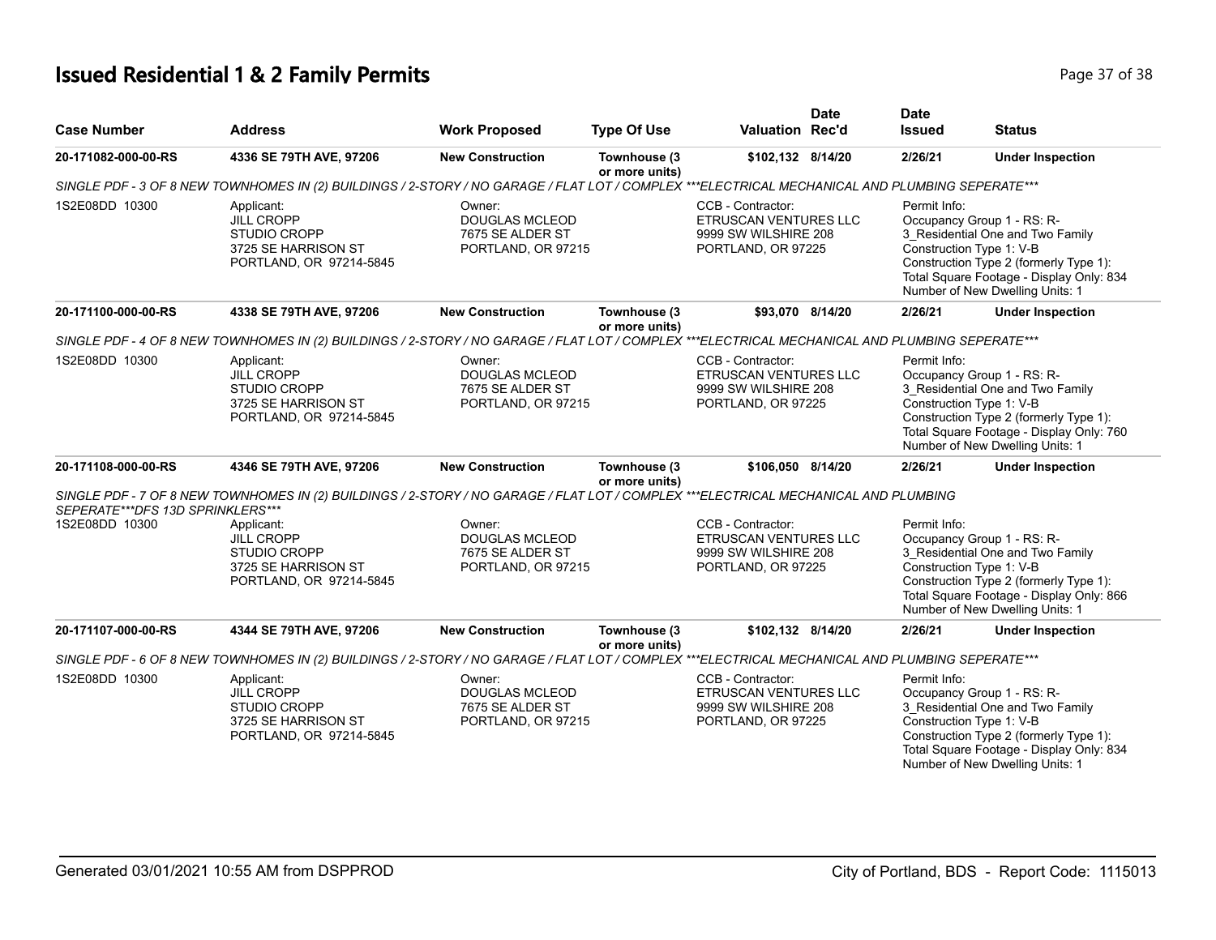## Issued Residential 1 & 2 Family Permits

| Case Number | Address | Work Proposed | Type Of Use | Valuation | Date Rec'd | Date Issued | Status |
|---|---|---|---|---|---|---|---|
| 20-171082-000-00-RS | 4336 SE 79TH AVE, 97206 | New Construction | Townhouse (3 or more units) | $102,132 | 8/14/20 | 2/26/21 | Under Inspection |

SINGLE PDF - 3 OF 8 NEW TOWNHOMES IN (2) BUILDINGS / 2-STORY / NO GARAGE / FLAT LOT / COMPLEX ***ELECTRICAL MECHANICAL AND PLUMBING SEPERATE***

1S2E08DD 10300

Applicant:
JILL CROPP
STUDIO CROPP
3725 SE HARRISON ST
PORTLAND, OR 97214-5845

Owner:
DOUGLAS MCLEOD
7675 SE ALDER ST
PORTLAND, OR 97215

CCB - Contractor:
ETRUSCAN VENTURES LLC
9999 SW WILSHIRE 208
PORTLAND, OR 97225

Permit Info:
Occupancy Group 1 - RS: R-3_Residential One and Two Family
Construction Type 1: V-B
Construction Type 2 (formerly Type 1):
Total Square Footage - Display Only: 834
Number of New Dwelling Units: 1

| Case Number | Address | Work Proposed | Type Of Use | Valuation | Date Rec'd | Date Issued | Status |
|---|---|---|---|---|---|---|---|
| 20-171100-000-00-RS | 4338 SE 79TH AVE, 97206 | New Construction | Townhouse (3 or more units) | $93,070 | 8/14/20 | 2/26/21 | Under Inspection |

SINGLE PDF - 4 OF 8 NEW TOWNHOMES IN (2) BUILDINGS / 2-STORY / NO GARAGE / FLAT LOT / COMPLEX ***ELECTRICAL MECHANICAL AND PLUMBING SEPERATE***

1S2E08DD 10300

Applicant:
JILL CROPP
STUDIO CROPP
3725 SE HARRISON ST
PORTLAND, OR 97214-5845

Owner:
DOUGLAS MCLEOD
7675 SE ALDER ST
PORTLAND, OR 97215

CCB - Contractor:
ETRUSCAN VENTURES LLC
9999 SW WILSHIRE 208
PORTLAND, OR 97225

Permit Info:
Occupancy Group 1 - RS: R-3_Residential One and Two Family
Construction Type 1: V-B
Construction Type 2 (formerly Type 1):
Total Square Footage - Display Only: 760
Number of New Dwelling Units: 1

| Case Number | Address | Work Proposed | Type Of Use | Valuation | Date Rec'd | Date Issued | Status |
|---|---|---|---|---|---|---|---|
| 20-171108-000-00-RS | 4346 SE 79TH AVE, 97206 | New Construction | Townhouse (3 or more units) | $106,050 | 8/14/20 | 2/26/21 | Under Inspection |

SINGLE PDF - 7 OF 8 NEW TOWNHOMES IN (2) BUILDINGS / 2-STORY / NO GARAGE / FLAT LOT / COMPLEX ***ELECTRICAL MECHANICAL AND PLUMBING SEPERATE***DFS 13D SPRINKLERS***

1S2E08DD 10300

Applicant:
JILL CROPP
STUDIO CROPP
3725 SE HARRISON ST
PORTLAND, OR 97214-5845

Owner:
DOUGLAS MCLEOD
7675 SE ALDER ST
PORTLAND, OR 97215

CCB - Contractor:
ETRUSCAN VENTURES LLC
9999 SW WILSHIRE 208
PORTLAND, OR 97225

Permit Info:
Occupancy Group 1 - RS: R-3_Residential One and Two Family
Construction Type 1: V-B
Construction Type 2 (formerly Type 1):
Total Square Footage - Display Only: 866
Number of New Dwelling Units: 1

| Case Number | Address | Work Proposed | Type Of Use | Valuation | Date Rec'd | Date Issued | Status |
|---|---|---|---|---|---|---|---|
| 20-171107-000-00-RS | 4344 SE 79TH AVE, 97206 | New Construction | Townhouse (3 or more units) | $102,132 | 8/14/20 | 2/26/21 | Under Inspection |

SINGLE PDF - 6 OF 8 NEW TOWNHOMES IN (2) BUILDINGS / 2-STORY / NO GARAGE / FLAT LOT / COMPLEX ***ELECTRICAL MECHANICAL AND PLUMBING SEPERATE***

1S2E08DD 10300

Applicant:
JILL CROPP
STUDIO CROPP
3725 SE HARRISON ST
PORTLAND, OR 97214-5845

Owner:
DOUGLAS MCLEOD
7675 SE ALDER ST
PORTLAND, OR 97215

CCB - Contractor:
ETRUSCAN VENTURES LLC
9999 SW WILSHIRE 208
PORTLAND, OR 97225

Permit Info:
Occupancy Group 1 - RS: R-3_Residential One and Two Family
Construction Type 1: V-B
Construction Type 2 (formerly Type 1):
Total Square Footage - Display Only: 834
Number of New Dwelling Units: 1

Generated 03/01/2021 10:55 AM from DSPPROD

City of Portland, BDS - Report Code: 1115013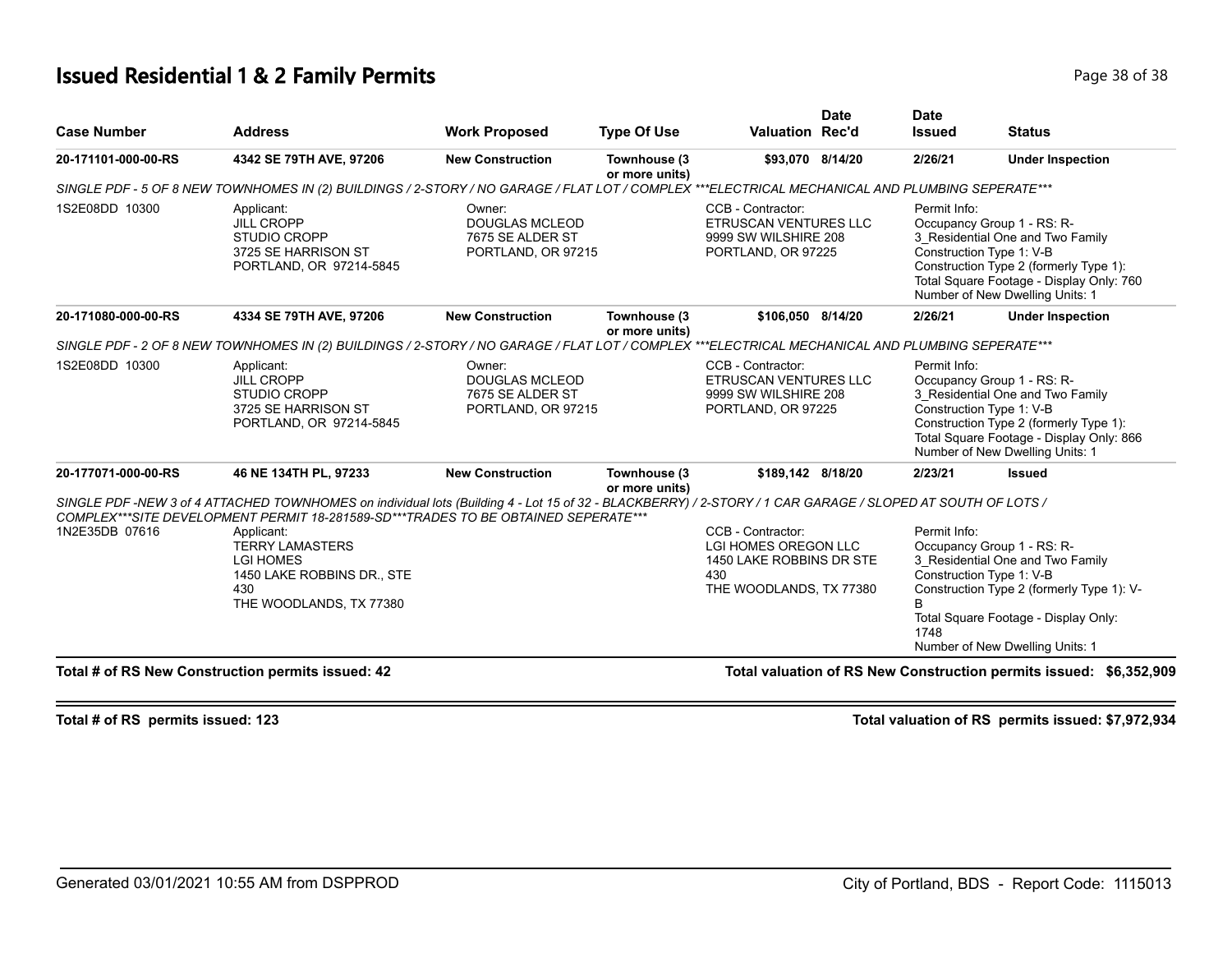# Issued Residential 1 & 2 Family Permits

| Case Number | Address | Work Proposed | Type Of Use | Valuation | Date Rec'd | Date Issued | Status |
|---|---|---|---|---|---|---|---|
| 20-171101-000-00-RS | 4342 SE 79TH AVE, 97206 | New Construction | Townhouse (3 or more units) | $93,070 | 8/14/20 | 2/26/21 | Under Inspection |
| SINGLE PDF - 5 OF 8 NEW TOWNHOMES IN (2) BUILDINGS / 2-STORY / NO GARAGE / FLAT LOT / COMPLEX ***ELECTRICAL MECHANICAL AND PLUMBING SEPERATE*** | | | | | | | |
| 1S2E08DD 10300 | Applicant: JILL CROPP STUDIO CROPP 3725 SE HARRISON ST PORTLAND, OR 97214-5845 | Owner: DOUGLAS MCLEOD 7675 SE ALDER ST PORTLAND, OR 97215 | | CCB - Contractor: ETRUSCAN VENTURES LLC 9999 SW WILSHIRE 208 PORTLAND, OR 97225 | | Permit Info: Occupancy Group 1 - RS: R-3_Residential One and Two Family Construction Type 1: V-B Construction Type 2 (formerly Type 1): Total Square Footage - Display Only: 760 Number of New Dwelling Units: 1 | |
| 20-171080-000-00-RS | 4334 SE 79TH AVE, 97206 | New Construction | Townhouse (3 or more units) | $106,050 | 8/14/20 | 2/26/21 | Under Inspection |
| SINGLE PDF - 2 OF 8 NEW TOWNHOMES IN (2) BUILDINGS / 2-STORY / NO GARAGE / FLAT LOT / COMPLEX ***ELECTRICAL MECHANICAL AND PLUMBING SEPERATE*** | | | | | | | |
| 1S2E08DD 10300 | Applicant: JILL CROPP STUDIO CROPP 3725 SE HARRISON ST PORTLAND, OR 97214-5845 | Owner: DOUGLAS MCLEOD 7675 SE ALDER ST PORTLAND, OR 97215 | | CCB - Contractor: ETRUSCAN VENTURES LLC 9999 SW WILSHIRE 208 PORTLAND, OR 97225 | | Permit Info: Occupancy Group 1 - RS: R-3_Residential One and Two Family Construction Type 1: V-B Construction Type 2 (formerly Type 1): Total Square Footage - Display Only: 866 Number of New Dwelling Units: 1 | |
| 20-177071-000-00-RS | 46 NE 134TH PL, 97233 | New Construction | Townhouse (3 or more units) | $189,142 | 8/18/20 | 2/23/21 | Issued |
| SINGLE PDF -NEW 3 of 4 ATTACHED TOWNHOMES on individual lots (Building 4 - Lot 15 of 32 - BLACKBERRY) / 2-STORY / 1 CAR GARAGE / SLOPED AT SOUTH OF LOTS / COMPLEX***SITE DEVELOPMENT PERMIT 18-281589-SD***TRADES TO BE OBTAINED SEPERATE*** | | | | | | | |
| 1N2E35DB 07616 | Applicant: TERRY LAMASTERS LGI HOMES 1450 LAKE ROBBINS DR., STE 430 THE WOODLANDS, TX 77380 | | | CCB - Contractor: LGI HOMES OREGON LLC 1450 LAKE ROBBINS DR STE 430 THE WOODLANDS, TX 77380 | | Permit Info: Occupancy Group 1 - RS: R-3_Residential One and Two Family Construction Type 1: V-B Construction Type 2 (formerly Type 1): V-B Total Square Footage - Display Only: 1748 Number of New Dwelling Units: 1 | |

**Total # of RS New Construction permits issued: 42**

**Total valuation of RS New Construction permits issued: $6,352,909**

**Total # of RS permits issued: 123**

**Total valuation of RS permits issued: $7,972,934**

Generated 03/01/2021 10:55 AM from DSPPROD

City of Portland, BDS - Report Code: 1115013